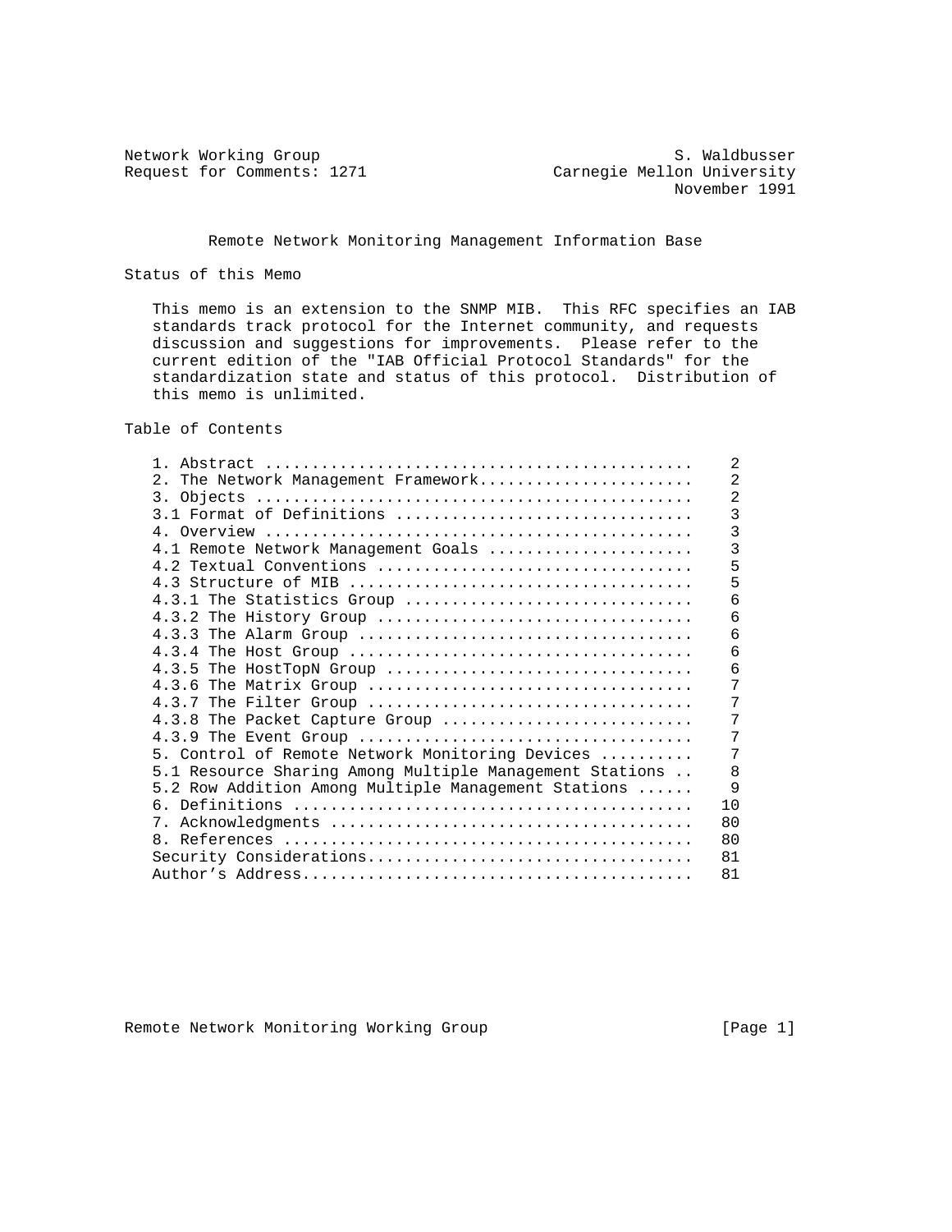Network Working Group                                     S. Waldbusser
Request for Comments: 1271                   Carnegie Mellon University
                                                          November 1991

# Remote Network Monitoring Management Information Base

## Status of this Memo

This memo is an extension to the SNMP MIB. This RFC specifies an IAB standards track protocol for the Internet community, and requests discussion and suggestions for improvements. Please refer to the current edition of the "IAB Official Protocol Standards" for the standardization state and status of this protocol. Distribution of this memo is unlimited.

## Table of Contents

```
1. Abstract ..............................................    2
2. The Network Management Framework.......................    2
3. Objects ...............................................    2
3.1 Format of Definitions ................................    3
4. Overview ..............................................    3
4.1 Remote Network Management Goals ......................    3
4.2 Textual Conventions ..................................    5
4.3 Structure of MIB .....................................    5
4.3.1 The Statistics Group ...............................    6
4.3.2 The History Group ..................................    6
4.3.3 The Alarm Group ....................................    6
4.3.4 The Host Group .....................................    6
4.3.5 The HostTopN Group .................................    6
4.3.6 The Matrix Group ...................................    7
4.3.7 The Filter Group ...................................    7
4.3.8 The Packet Capture Group ...........................    7
4.3.9 The Event Group ....................................    7
5. Control of Remote Network Monitoring Devices ..........    7
5.1 Resource Sharing Among Multiple Management Stations ..    8
5.2 Row Addition Among Multiple Management Stations ......    9
6. Definitions ...........................................   10
7. Acknowledgments .......................................   80
8. References ............................................   80
Security Considerations...................................   81
Author's Address..........................................   81
```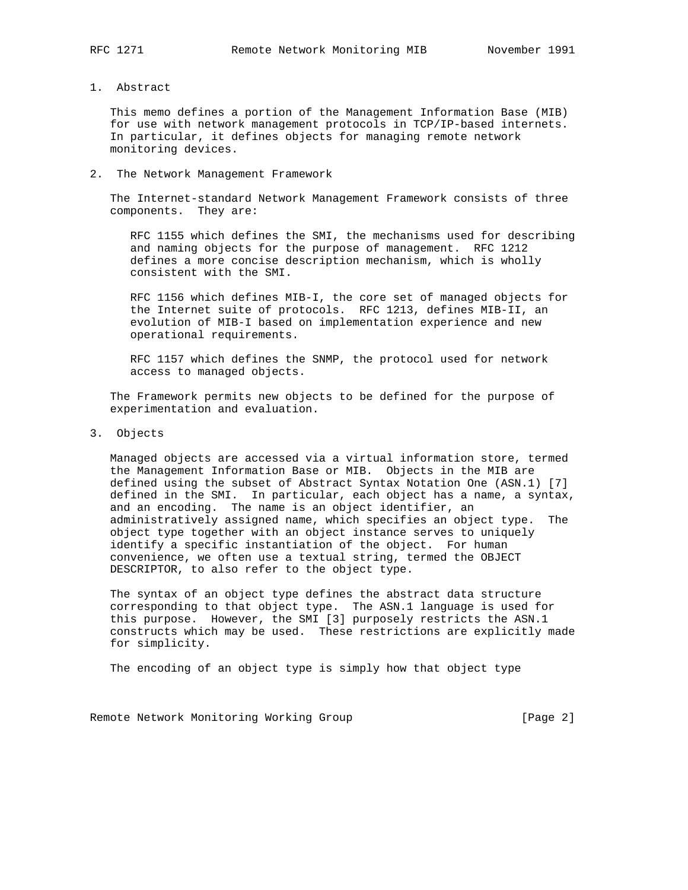# 1. Abstract

This memo defines a portion of the Management Information Base (MIB) for use with network management protocols in TCP/IP-based internets. In particular, it defines objects for managing remote network monitoring devices.

# 2. The Network Management Framework

The Internet-standard Network Management Framework consists of three components. They are:

RFC 1155 which defines the SMI, the mechanisms used for describing and naming objects for the purpose of management. RFC 1212 defines a more concise description mechanism, which is wholly consistent with the SMI.

RFC 1156 which defines MIB-I, the core set of managed objects for the Internet suite of protocols. RFC 1213, defines MIB-II, an evolution of MIB-I based on implementation experience and new operational requirements.

RFC 1157 which defines the SNMP, the protocol used for network access to managed objects.

The Framework permits new objects to be defined for the purpose of experimentation and evaluation.

# 3. Objects

Managed objects are accessed via a virtual information store, termed the Management Information Base or MIB. Objects in the MIB are defined using the subset of Abstract Syntax Notation One (ASN.1) [7] defined in the SMI. In particular, each object has a name, a syntax, and an encoding. The name is an object identifier, an administratively assigned name, which specifies an object type. The object type together with an object instance serves to uniquely identify a specific instantiation of the object. For human convenience, we often use a textual string, termed the OBJECT DESCRIPTOR, to also refer to the object type.

The syntax of an object type defines the abstract data structure corresponding to that object type. The ASN.1 language is used for this purpose. However, the SMI [3] purposely restricts the ASN.1 constructs which may be used. These restrictions are explicitly made for simplicity.

The encoding of an object type is simply how that object type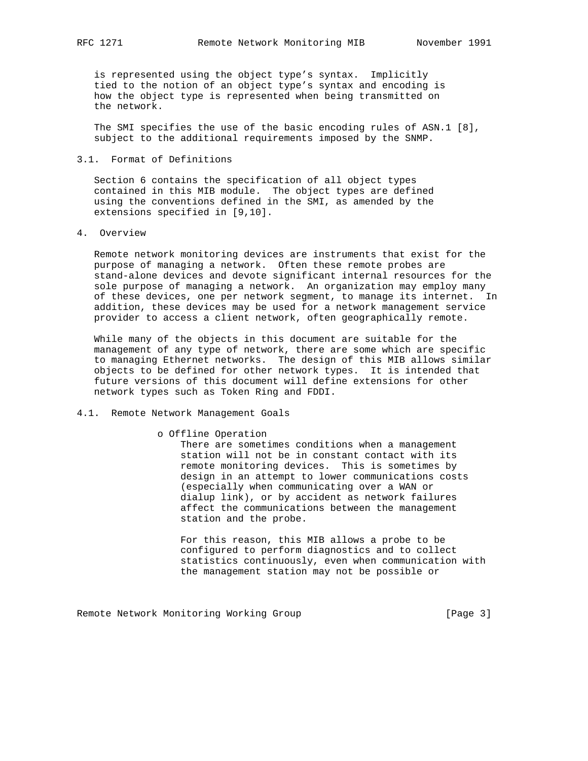is represented using the object type's syntax. Implicitly tied to the notion of an object type's syntax and encoding is how the object type is represented when being transmitted on the network.

The SMI specifies the use of the basic encoding rules of ASN.1 [8], subject to the additional requirements imposed by the SNMP.

## 3.1. Format of Definitions

Section 6 contains the specification of all object types contained in this MIB module. The object types are defined using the conventions defined in the SMI, as amended by the extensions specified in [9,10].

# 4. Overview

Remote network monitoring devices are instruments that exist for the purpose of managing a network. Often these remote probes are stand-alone devices and devote significant internal resources for the sole purpose of managing a network. An organization may employ many of these devices, one per network segment, to manage its internet. In addition, these devices may be used for a network management service provider to access a client network, often geographically remote.

While many of the objects in this document are suitable for the management of any type of network, there are some which are specific to managing Ethernet networks. The design of this MIB allows similar objects to be defined for other network types. It is intended that future versions of this document will define extensions for other network types such as Token Ring and FDDI.

## 4.1. Remote Network Management Goals

- Offline Operation

  There are sometimes conditions when a management station will not be in constant contact with its remote monitoring devices. This is sometimes by design in an attempt to lower communications costs (especially when communicating over a WAN or dialup link), or by accident as network failures affect the communications between the management station and the probe.

  For this reason, this MIB allows a probe to be configured to perform diagnostics and to collect statistics continuously, even when communication with the management station may not be possible or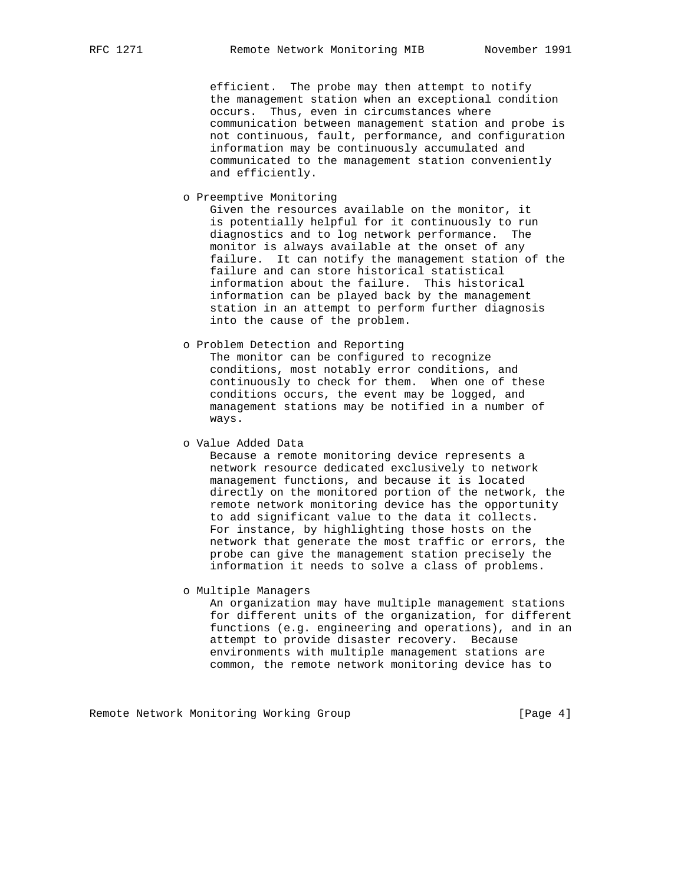efficient. The probe may then attempt to notify the management station when an exceptional condition occurs. Thus, even in circumstances where communication between management station and probe is not continuous, fault, performance, and configuration information may be continuously accumulated and communicated to the management station conveniently and efficiently.

- Preemptive Monitoring
  Given the resources available on the monitor, it is potentially helpful for it continuously to run diagnostics and to log network performance. The monitor is always available at the onset of any failure. It can notify the management station of the failure and can store historical statistical information about the failure. This historical information can be played back by the management station in an attempt to perform further diagnosis into the cause of the problem.

- Problem Detection and Reporting
  The monitor can be configured to recognize conditions, most notably error conditions, and continuously to check for them. When one of these conditions occurs, the event may be logged, and management stations may be notified in a number of ways.

- Value Added Data
  Because a remote monitoring device represents a network resource dedicated exclusively to network management functions, and because it is located directly on the monitored portion of the network, the remote network monitoring device has the opportunity to add significant value to the data it collects. For instance, by highlighting those hosts on the network that generate the most traffic or errors, the probe can give the management station precisely the information it needs to solve a class of problems.

- Multiple Managers
  An organization may have multiple management stations for different units of the organization, for different functions (e.g. engineering and operations), and in an attempt to provide disaster recovery. Because environments with multiple management stations are common, the remote network monitoring device has to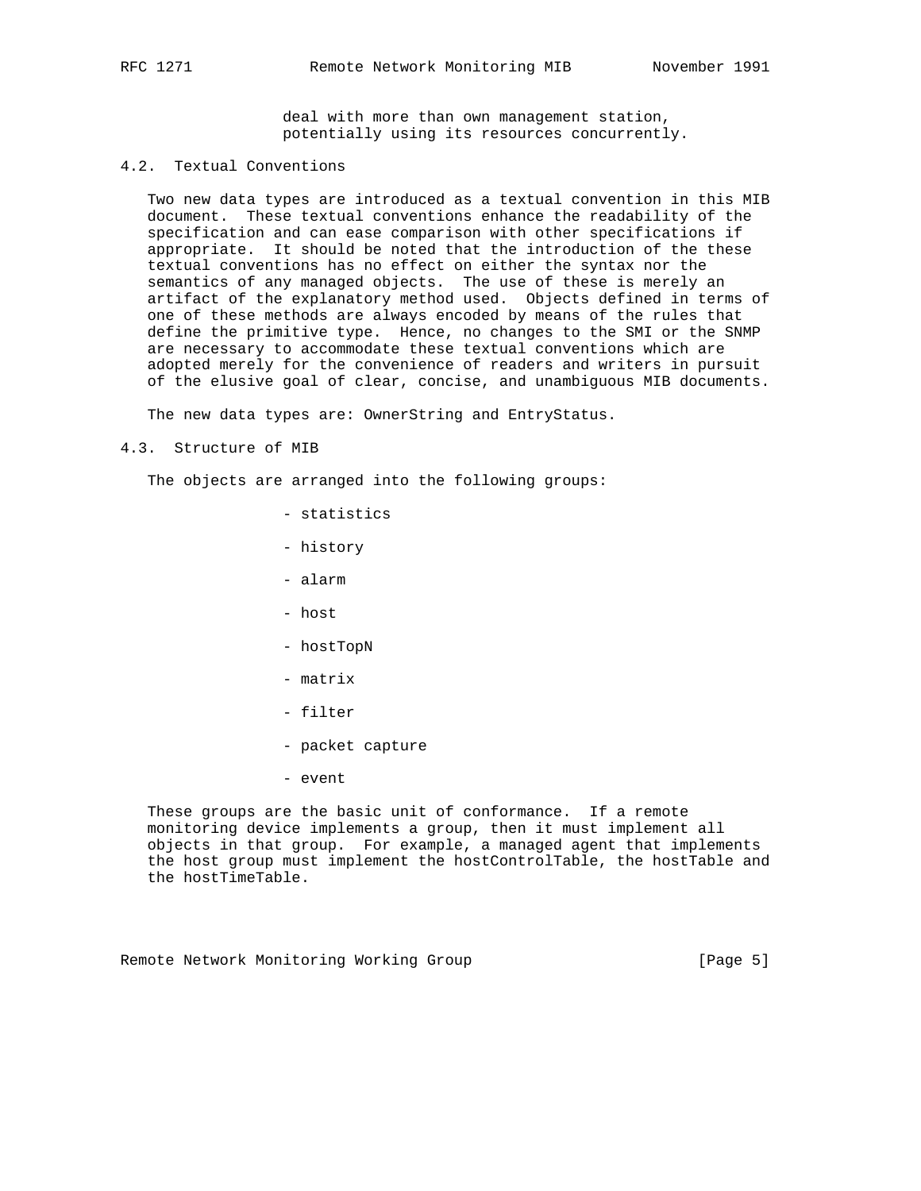deal with more than own management station, potentially using its resources concurrently.

## 4.2. Textual Conventions

Two new data types are introduced as a textual convention in this MIB document. These textual conventions enhance the readability of the specification and can ease comparison with other specifications if appropriate. It should be noted that the introduction of the these textual conventions has no effect on either the syntax nor the semantics of any managed objects. The use of these is merely an artifact of the explanatory method used. Objects defined in terms of one of these methods are always encoded by means of the rules that define the primitive type. Hence, no changes to the SMI or the SNMP are necessary to accommodate these textual conventions which are adopted merely for the convenience of readers and writers in pursuit of the elusive goal of clear, concise, and unambiguous MIB documents.

The new data types are: OwnerString and EntryStatus.

## 4.3. Structure of MIB

The objects are arranged into the following groups:

- statistics
- history
- alarm
- host
- hostTopN
- matrix
- filter
- packet capture
- event

These groups are the basic unit of conformance. If a remote monitoring device implements a group, then it must implement all objects in that group. For example, a managed agent that implements the host group must implement the hostControlTable, the hostTable and the hostTimeTable.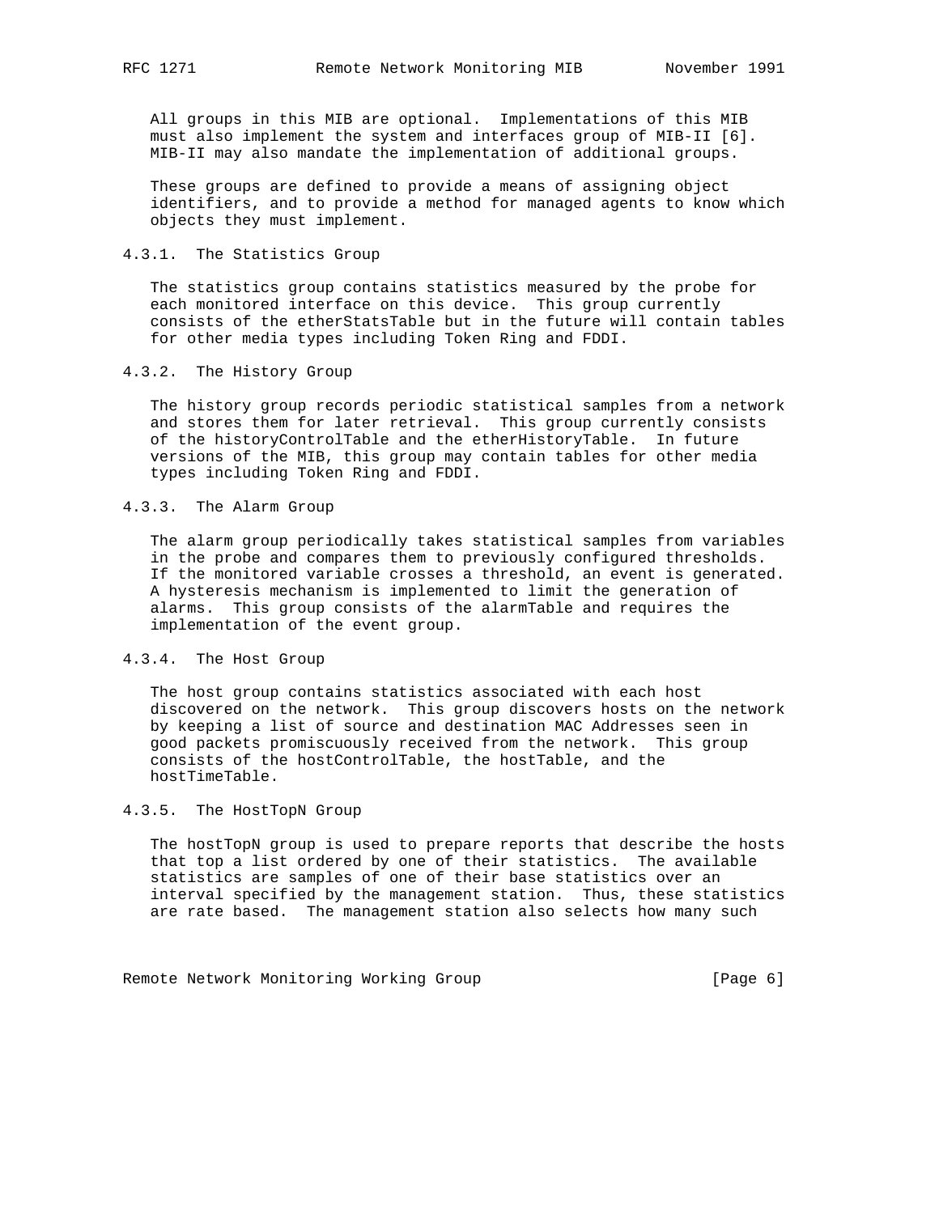All groups in this MIB are optional. Implementations of this MIB must also implement the system and interfaces group of MIB-II [6]. MIB-II may also mandate the implementation of additional groups.

These groups are defined to provide a means of assigning object identifiers, and to provide a method for managed agents to know which objects they must implement.

### 4.3.1. The Statistics Group

The statistics group contains statistics measured by the probe for each monitored interface on this device. This group currently consists of the etherStatsTable but in the future will contain tables for other media types including Token Ring and FDDI.

### 4.3.2. The History Group

The history group records periodic statistical samples from a network and stores them for later retrieval. This group currently consists of the historyControlTable and the etherHistoryTable. In future versions of the MIB, this group may contain tables for other media types including Token Ring and FDDI.

### 4.3.3. The Alarm Group

The alarm group periodically takes statistical samples from variables in the probe and compares them to previously configured thresholds. If the monitored variable crosses a threshold, an event is generated. A hysteresis mechanism is implemented to limit the generation of alarms. This group consists of the alarmTable and requires the implementation of the event group.

### 4.3.4. The Host Group

The host group contains statistics associated with each host discovered on the network. This group discovers hosts on the network by keeping a list of source and destination MAC Addresses seen in good packets promiscuously received from the network. This group consists of the hostControlTable, the hostTable, and the hostTimeTable.

### 4.3.5. The HostTopN Group

The hostTopN group is used to prepare reports that describe the hosts that top a list ordered by one of their statistics. The available statistics are samples of one of their base statistics over an interval specified by the management station. Thus, these statistics are rate based. The management station also selects how many such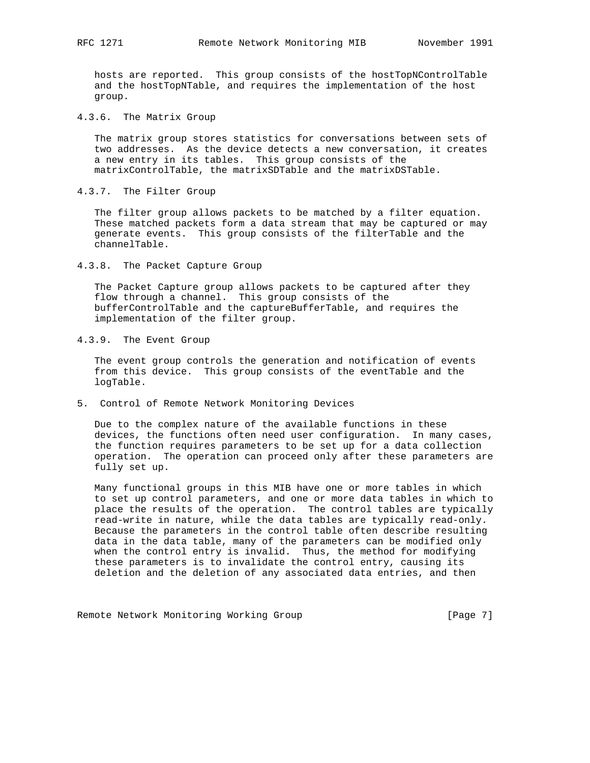hosts are reported. This group consists of the hostTopNControlTable and the hostTopNTable, and requires the implementation of the host group.

#### 4.3.6. The Matrix Group

The matrix group stores statistics for conversations between sets of two addresses. As the device detects a new conversation, it creates a new entry in its tables. This group consists of the matrixControlTable, the matrixSDTable and the matrixDSTable.

#### 4.3.7. The Filter Group

The filter group allows packets to be matched by a filter equation. These matched packets form a data stream that may be captured or may generate events. This group consists of the filterTable and the channelTable.

#### 4.3.8. The Packet Capture Group

The Packet Capture group allows packets to be captured after they flow through a channel. This group consists of the bufferControlTable and the captureBufferTable, and requires the implementation of the filter group.

#### 4.3.9. The Event Group

The event group controls the generation and notification of events from this device. This group consists of the eventTable and the logTable.

## 5. Control of Remote Network Monitoring Devices

Due to the complex nature of the available functions in these devices, the functions often need user configuration. In many cases, the function requires parameters to be set up for a data collection operation. The operation can proceed only after these parameters are fully set up.

Many functional groups in this MIB have one or more tables in which to set up control parameters, and one or more data tables in which to place the results of the operation. The control tables are typically read-write in nature, while the data tables are typically read-only. Because the parameters in the control table often describe resulting data in the data table, many of the parameters can be modified only when the control entry is invalid. Thus, the method for modifying these parameters is to invalidate the control entry, causing its deletion and the deletion of any associated data entries, and then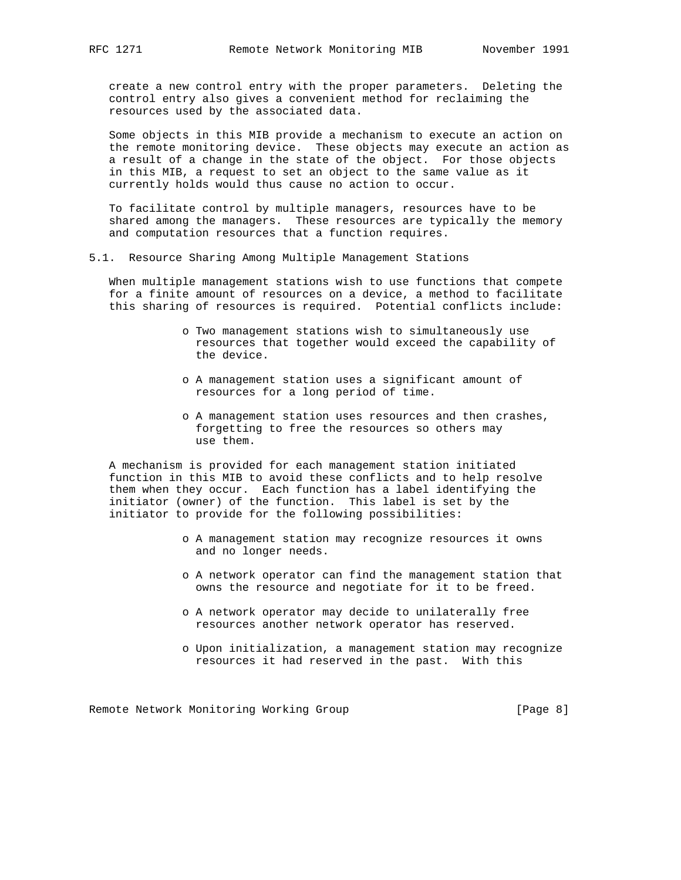create a new control entry with the proper parameters. Deleting the control entry also gives a convenient method for reclaiming the resources used by the associated data.

Some objects in this MIB provide a mechanism to execute an action on the remote monitoring device. These objects may execute an action as a result of a change in the state of the object. For those objects in this MIB, a request to set an object to the same value as it currently holds would thus cause no action to occur.

To facilitate control by multiple managers, resources have to be shared among the managers. These resources are typically the memory and computation resources that a function requires.

## 5.1. Resource Sharing Among Multiple Management Stations

When multiple management stations wish to use functions that compete for a finite amount of resources on a device, a method to facilitate this sharing of resources is required. Potential conflicts include:

- Two management stations wish to simultaneously use resources that together would exceed the capability of the device.
- A management station uses a significant amount of resources for a long period of time.
- A management station uses resources and then crashes, forgetting to free the resources so others may use them.

A mechanism is provided for each management station initiated function in this MIB to avoid these conflicts and to help resolve them when they occur. Each function has a label identifying the initiator (owner) of the function. This label is set by the initiator to provide for the following possibilities:

- A management station may recognize resources it owns and no longer needs.
- A network operator can find the management station that owns the resource and negotiate for it to be freed.
- A network operator may decide to unilaterally free resources another network operator has reserved.
- Upon initialization, a management station may recognize resources it had reserved in the past. With this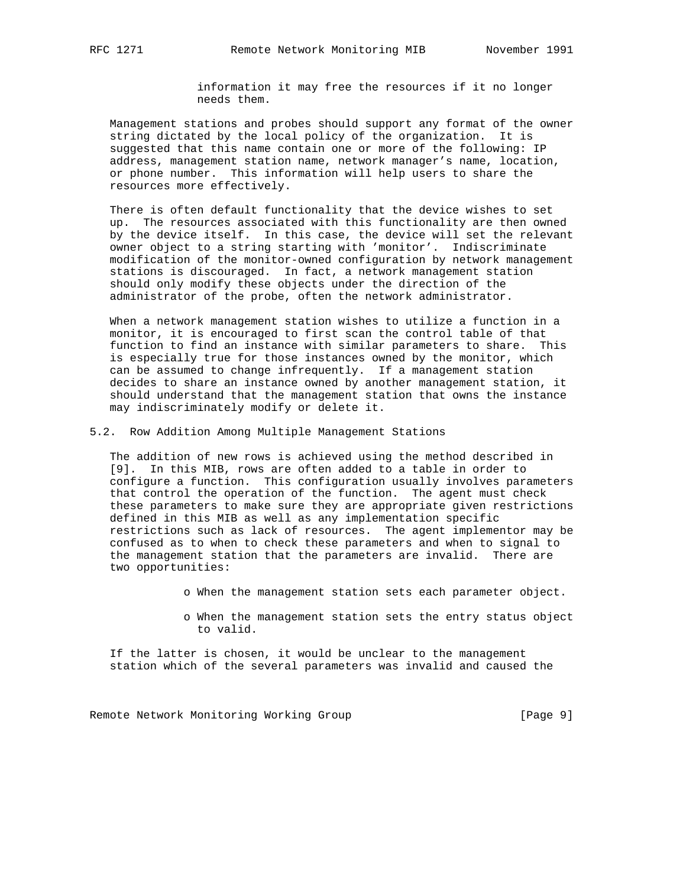information it may free the resources if it no longer needs them.

Management stations and probes should support any format of the owner string dictated by the local policy of the organization. It is suggested that this name contain one or more of the following: IP address, management station name, network manager's name, location, or phone number. This information will help users to share the resources more effectively.

There is often default functionality that the device wishes to set up. The resources associated with this functionality are then owned by the device itself. In this case, the device will set the relevant owner object to a string starting with 'monitor'. Indiscriminate modification of the monitor-owned configuration by network management stations is discouraged. In fact, a network management station should only modify these objects under the direction of the administrator of the probe, often the network administrator.

When a network management station wishes to utilize a function in a monitor, it is encouraged to first scan the control table of that function to find an instance with similar parameters to share. This is especially true for those instances owned by the monitor, which can be assumed to change infrequently. If a management station decides to share an instance owned by another management station, it should understand that the management station that owns the instance may indiscriminately modify or delete it.

## 5.2. Row Addition Among Multiple Management Stations

The addition of new rows is achieved using the method described in [9]. In this MIB, rows are often added to a table in order to configure a function. This configuration usually involves parameters that control the operation of the function. The agent must check these parameters to make sure they are appropriate given restrictions defined in this MIB as well as any implementation specific restrictions such as lack of resources. The agent implementor may be confused as to when to check these parameters and when to signal to the management station that the parameters are invalid. There are two opportunities:

- When the management station sets each parameter object.
- When the management station sets the entry status object to valid.

If the latter is chosen, it would be unclear to the management station which of the several parameters was invalid and caused the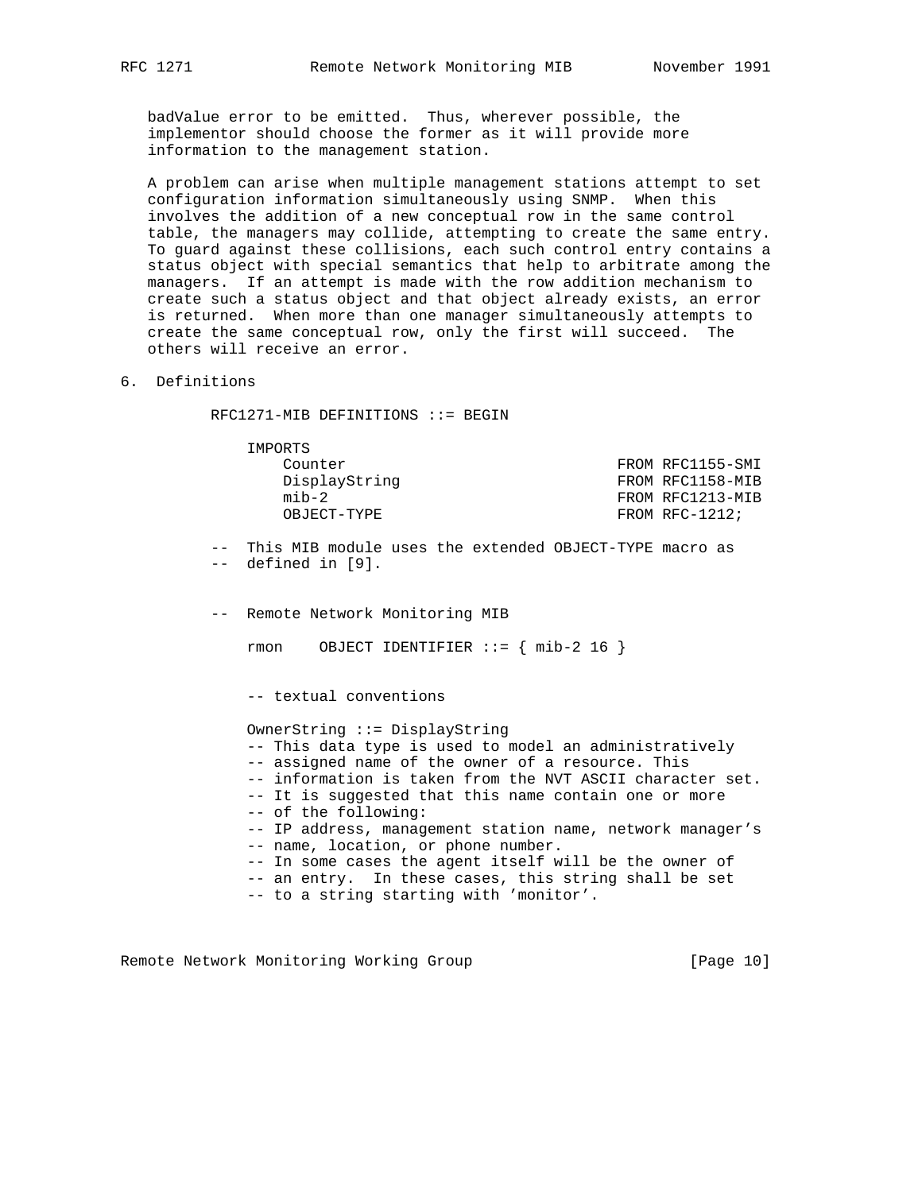badValue error to be emitted. Thus, wherever possible, the implementor should choose the former as it will provide more information to the management station.

A problem can arise when multiple management stations attempt to set configuration information simultaneously using SNMP. When this involves the addition of a new conceptual row in the same control table, the managers may collide, attempting to create the same entry. To guard against these collisions, each such control entry contains a status object with special semantics that help to arbitrate among the managers. If an attempt is made with the row addition mechanism to create such a status object and that object already exists, an error is returned. When more than one manager simultaneously attempts to create the same conceptual row, only the first will succeed. The others will receive an error.

## 6. Definitions

```
RFC1271-MIB DEFINITIONS ::= BEGIN

    IMPORTS
        Counter                                 FROM RFC1155-SMI
        DisplayString                           FROM RFC1158-MIB
        mib-2                                   FROM RFC1213-MIB
        OBJECT-TYPE                             FROM RFC-1212;

--  This MIB module uses the extended OBJECT-TYPE macro as
--  defined in [9].


--  Remote Network Monitoring MIB

    rmon    OBJECT IDENTIFIER ::= { mib-2 16 }


    -- textual conventions

    OwnerString ::= DisplayString
    -- This data type is used to model an administratively
    -- assigned name of the owner of a resource. This
    -- information is taken from the NVT ASCII character set.
    -- It is suggested that this name contain one or more
    -- of the following:
    -- IP address, management station name, network manager's
    -- name, location, or phone number.
    -- In some cases the agent itself will be the owner of
    -- an entry.  In these cases, this string shall be set
    -- to a string starting with 'monitor'.
```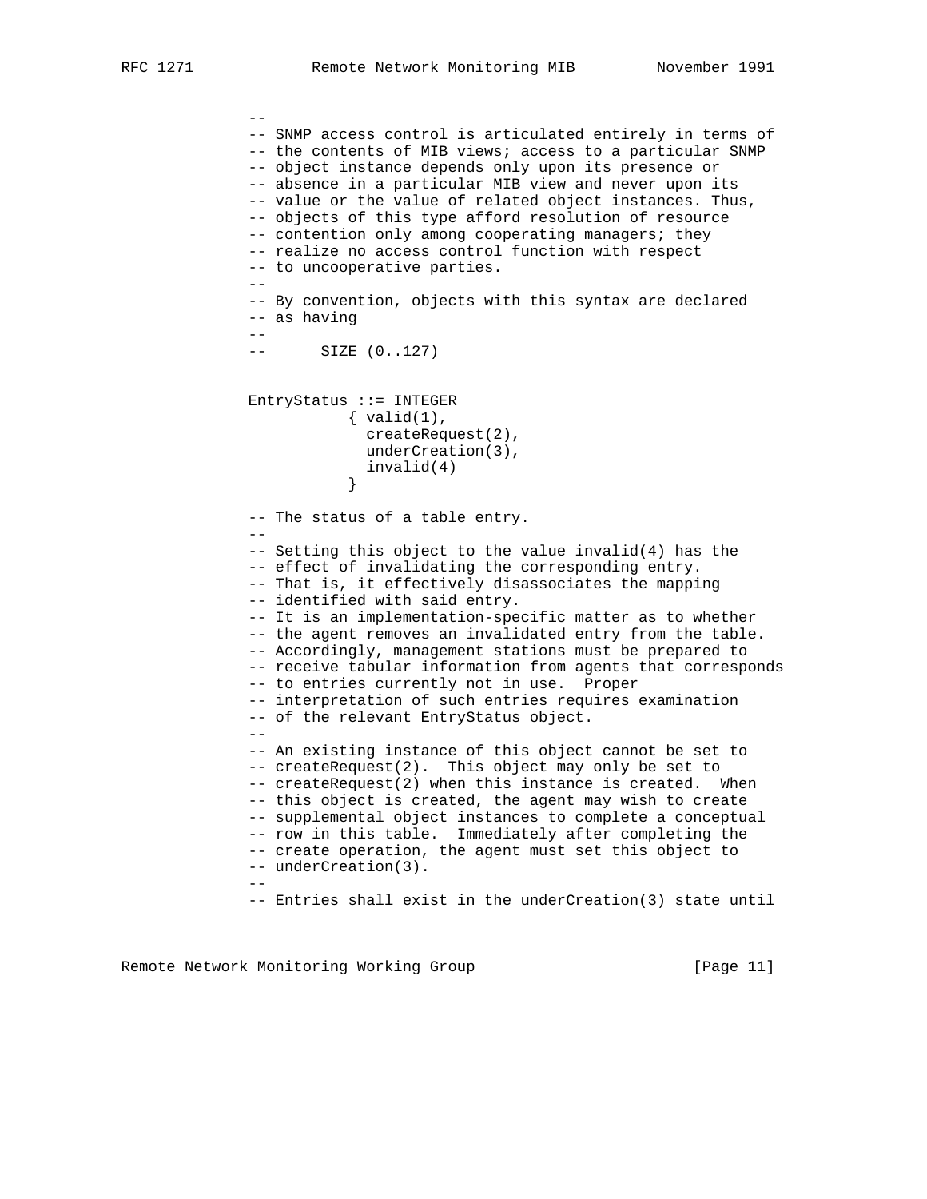```
          --
          -- SNMP access control is articulated entirely in terms of
          -- the contents of MIB views; access to a particular SNMP
          -- object instance depends only upon its presence or
          -- absence in a particular MIB view and never upon its
          -- value or the value of related object instances. Thus,
          -- objects of this type afford resolution of resource
          -- contention only among cooperating managers; they
          -- realize no access control function with respect
          -- to uncooperative parties.
          --
          -- By convention, objects with this syntax are declared
          -- as having
          --
          --      SIZE (0..127)


          EntryStatus ::= INTEGER
                     { valid(1),
                       createRequest(2),
                       underCreation(3),
                       invalid(4)
                     }

          -- The status of a table entry.
          --
          -- Setting this object to the value invalid(4) has the
          -- effect of invalidating the corresponding entry.
          -- That is, it effectively disassociates the mapping
          -- identified with said entry.
          -- It is an implementation-specific matter as to whether
          -- the agent removes an invalidated entry from the table.
          -- Accordingly, management stations must be prepared to
          -- receive tabular information from agents that corresponds
          -- to entries currently not in use.  Proper
          -- interpretation of such entries requires examination
          -- of the relevant EntryStatus object.
          --
          -- An existing instance of this object cannot be set to
          -- createRequest(2).  This object may only be set to
          -- createRequest(2) when this instance is created.  When
          -- this object is created, the agent may wish to create
          -- supplemental object instances to complete a conceptual
          -- row in this table.  Immediately after completing the
          -- create operation, the agent must set this object to
          -- underCreation(3).
          --
          -- Entries shall exist in the underCreation(3) state until
```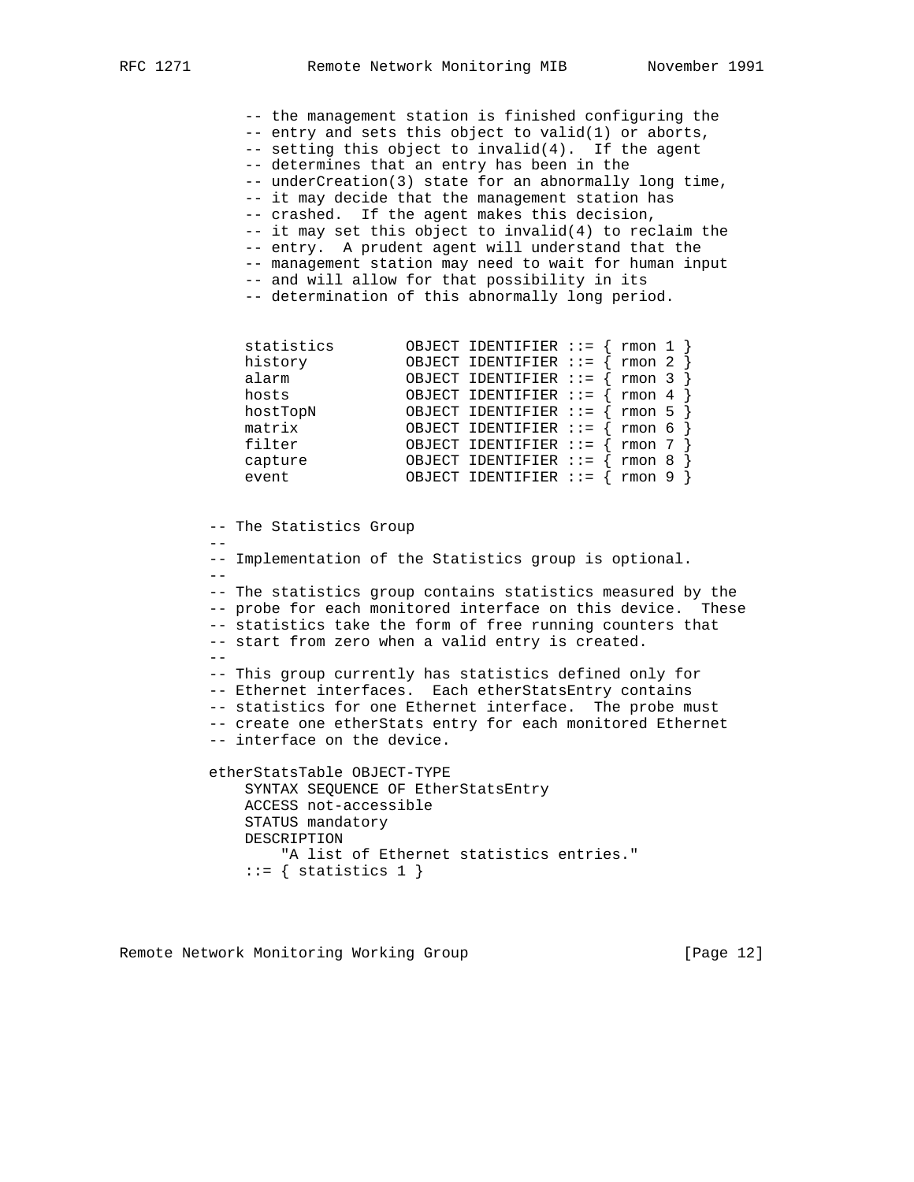```
    -- the management station is finished configuring the
    -- entry and sets this object to valid(1) or aborts,
    -- setting this object to invalid(4).  If the agent
    -- determines that an entry has been in the
    -- underCreation(3) state for an abnormally long time,
    -- it may decide that the management station has
    -- crashed.  If the agent makes this decision,
    -- it may set this object to invalid(4) to reclaim the
    -- entry.  A prudent agent will understand that the
    -- management station may need to wait for human input
    -- and will allow for that possibility in its
    -- determination of this abnormally long period.


    statistics        OBJECT IDENTIFIER ::= { rmon 1 }
    history           OBJECT IDENTIFIER ::= { rmon 2 }
    alarm             OBJECT IDENTIFIER ::= { rmon 3 }
    hosts             OBJECT IDENTIFIER ::= { rmon 4 }
    hostTopN          OBJECT IDENTIFIER ::= { rmon 5 }
    matrix            OBJECT IDENTIFIER ::= { rmon 6 }
    filter            OBJECT IDENTIFIER ::= { rmon 7 }
    capture           OBJECT IDENTIFIER ::= { rmon 8 }
    event             OBJECT IDENTIFIER ::= { rmon 9 }


-- The Statistics Group
--
-- Implementation of the Statistics group is optional.
--
-- The statistics group contains statistics measured by the
-- probe for each monitored interface on this device.  These
-- statistics take the form of free running counters that
-- start from zero when a valid entry is created.
--
-- This group currently has statistics defined only for
-- Ethernet interfaces.  Each etherStatsEntry contains
-- statistics for one Ethernet interface.  The probe must
-- create one etherStats entry for each monitored Ethernet
-- interface on the device.

etherStatsTable OBJECT-TYPE
    SYNTAX SEQUENCE OF EtherStatsEntry
    ACCESS not-accessible
    STATUS mandatory
    DESCRIPTION
        "A list of Ethernet statistics entries."
    ::= { statistics 1 }
```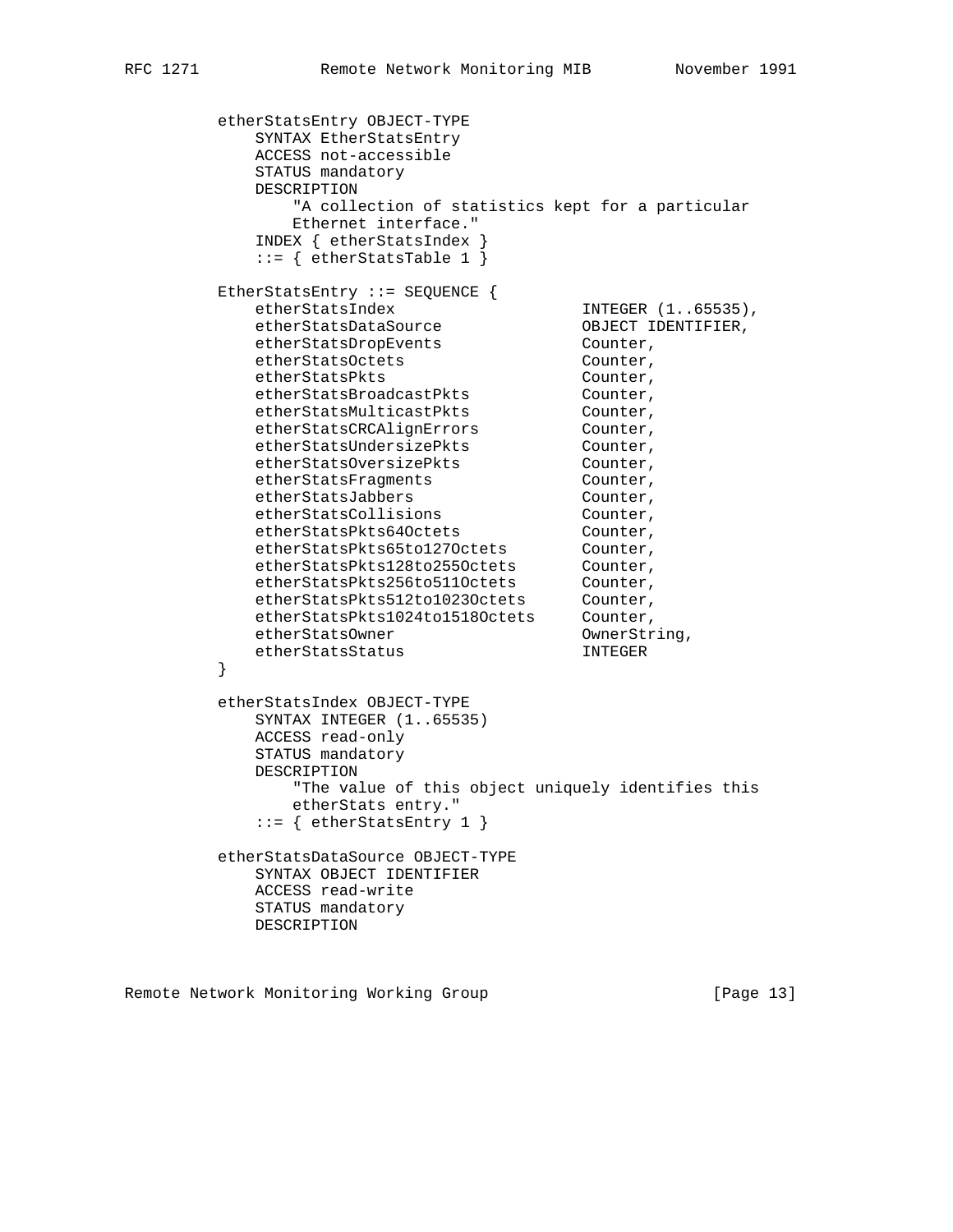```
etherStatsEntry OBJECT-TYPE
    SYNTAX EtherStatsEntry
    ACCESS not-accessible
    STATUS mandatory
    DESCRIPTION
        "A collection of statistics kept for a particular
        Ethernet interface."
    INDEX { etherStatsIndex }
    ::= { etherStatsTable 1 }

EtherStatsEntry ::= SEQUENCE {
    etherStatsIndex                    INTEGER (1..65535),
    etherStatsDataSource               OBJECT IDENTIFIER,
    etherStatsDropEvents               Counter,
    etherStatsOctets                   Counter,
    etherStatsPkts                     Counter,
    etherStatsBroadcastPkts            Counter,
    etherStatsMulticastPkts            Counter,
    etherStatsCRCAlignErrors           Counter,
    etherStatsUndersizePkts            Counter,
    etherStatsOversizePkts             Counter,
    etherStatsFragments                Counter,
    etherStatsJabbers                  Counter,
    etherStatsCollisions               Counter,
    etherStatsPkts64Octets             Counter,
    etherStatsPkts65to127Octets        Counter,
    etherStatsPkts128to255Octets       Counter,
    etherStatsPkts256to511Octets       Counter,
    etherStatsPkts512to1023Octets      Counter,
    etherStatsPkts1024to1518Octets     Counter,
    etherStatsOwner                    OwnerString,
    etherStatsStatus                   INTEGER
}

etherStatsIndex OBJECT-TYPE
    SYNTAX INTEGER (1..65535)
    ACCESS read-only
    STATUS mandatory
    DESCRIPTION
        "The value of this object uniquely identifies this
        etherStats entry."
    ::= { etherStatsEntry 1 }

etherStatsDataSource OBJECT-TYPE
    SYNTAX OBJECT IDENTIFIER
    ACCESS read-write
    STATUS mandatory
    DESCRIPTION
```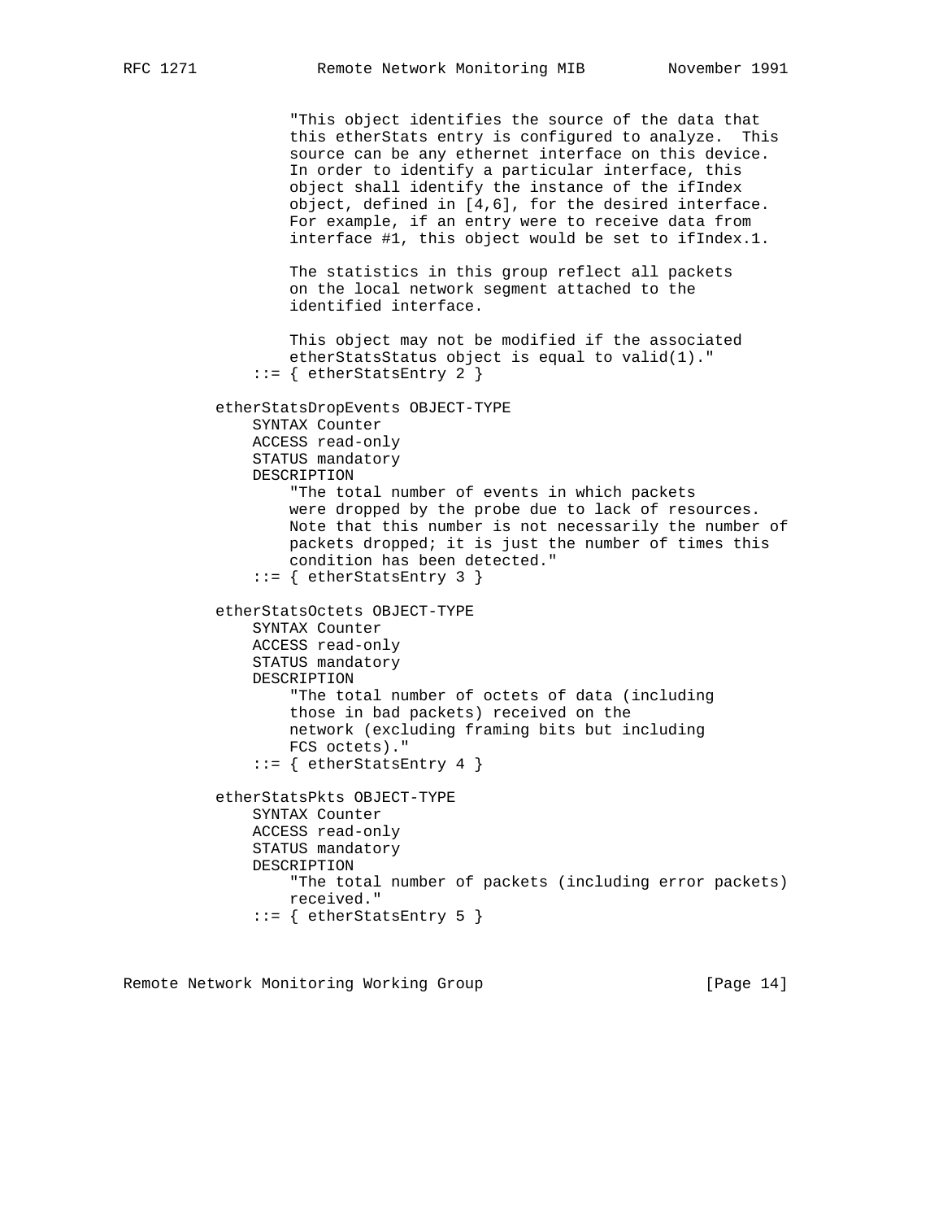```
              "This object identifies the source of the data that
              this etherStats entry is configured to analyze.  This
              source can be any ethernet interface on this device.
              In order to identify a particular interface, this
              object shall identify the instance of the ifIndex
              object, defined in [4,6], for the desired interface.
              For example, if an entry were to receive data from
              interface #1, this object would be set to ifIndex.1.

              The statistics in this group reflect all packets
              on the local network segment attached to the
              identified interface.

              This object may not be modified if the associated
              etherStatsStatus object is equal to valid(1)."
          ::= { etherStatsEntry 2 }

      etherStatsDropEvents OBJECT-TYPE
          SYNTAX Counter
          ACCESS read-only
          STATUS mandatory
          DESCRIPTION
              "The total number of events in which packets
              were dropped by the probe due to lack of resources.
              Note that this number is not necessarily the number of
              packets dropped; it is just the number of times this
              condition has been detected."
          ::= { etherStatsEntry 3 }

      etherStatsOctets OBJECT-TYPE
          SYNTAX Counter
          ACCESS read-only
          STATUS mandatory
          DESCRIPTION
              "The total number of octets of data (including
              those in bad packets) received on the
              network (excluding framing bits but including
              FCS octets)."
          ::= { etherStatsEntry 4 }

      etherStatsPkts OBJECT-TYPE
          SYNTAX Counter
          ACCESS read-only
          STATUS mandatory
          DESCRIPTION
              "The total number of packets (including error packets)
              received."
          ::= { etherStatsEntry 5 }
```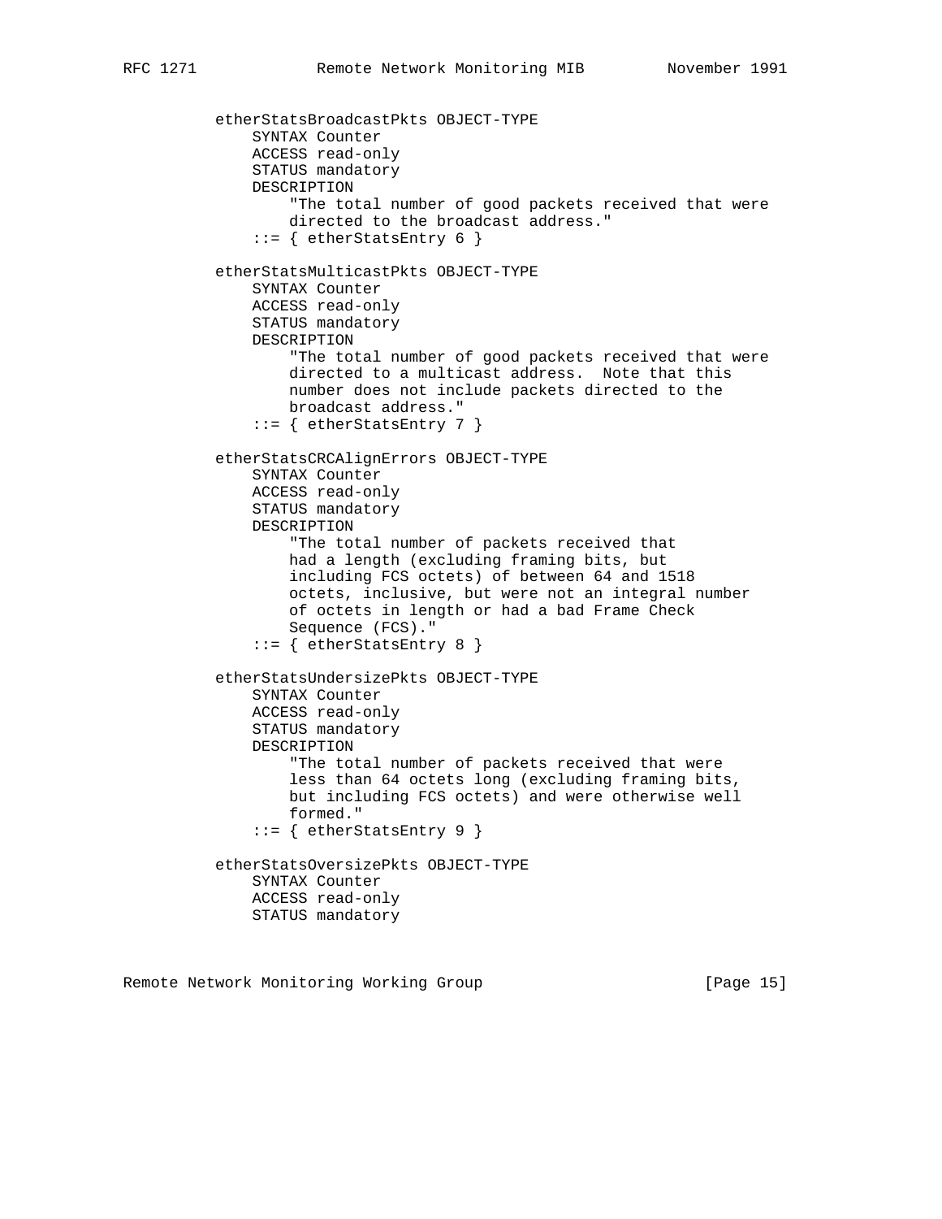```
          etherStatsBroadcastPkts OBJECT-TYPE
              SYNTAX Counter
              ACCESS read-only
              STATUS mandatory
              DESCRIPTION
                  "The total number of good packets received that were
                  directed to the broadcast address."
              ::= { etherStatsEntry 6 }

          etherStatsMulticastPkts OBJECT-TYPE
              SYNTAX Counter
              ACCESS read-only
              STATUS mandatory
              DESCRIPTION
                  "The total number of good packets received that were
                  directed to a multicast address.  Note that this
                  number does not include packets directed to the
                  broadcast address."
              ::= { etherStatsEntry 7 }

          etherStatsCRCAlignErrors OBJECT-TYPE
              SYNTAX Counter
              ACCESS read-only
              STATUS mandatory
              DESCRIPTION
                  "The total number of packets received that
                  had a length (excluding framing bits, but
                  including FCS octets) of between 64 and 1518
                  octets, inclusive, but were not an integral number
                  of octets in length or had a bad Frame Check
                  Sequence (FCS)."
              ::= { etherStatsEntry 8 }

          etherStatsUndersizePkts OBJECT-TYPE
              SYNTAX Counter
              ACCESS read-only
              STATUS mandatory
              DESCRIPTION
                  "The total number of packets received that were
                  less than 64 octets long (excluding framing bits,
                  but including FCS octets) and were otherwise well
                  formed."
              ::= { etherStatsEntry 9 }

          etherStatsOversizePkts OBJECT-TYPE
              SYNTAX Counter
              ACCESS read-only
              STATUS mandatory
```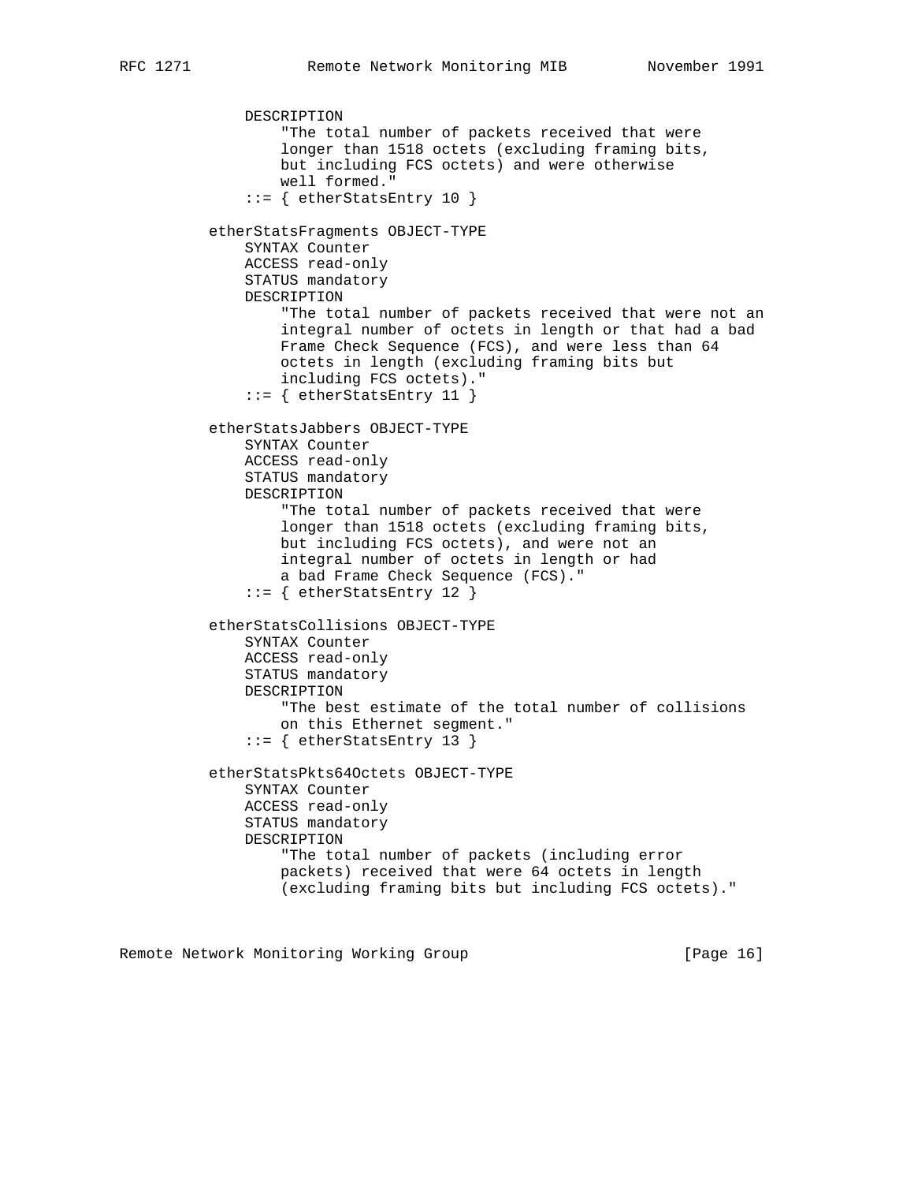```
          DESCRIPTION
              "The total number of packets received that were
              longer than 1518 octets (excluding framing bits,
              but including FCS octets) and were otherwise
              well formed."
          ::= { etherStatsEntry 10 }

      etherStatsFragments OBJECT-TYPE
          SYNTAX Counter
          ACCESS read-only
          STATUS mandatory
          DESCRIPTION
              "The total number of packets received that were not an
              integral number of octets in length or that had a bad
              Frame Check Sequence (FCS), and were less than 64
              octets in length (excluding framing bits but
              including FCS octets)."
          ::= { etherStatsEntry 11 }

      etherStatsJabbers OBJECT-TYPE
          SYNTAX Counter
          ACCESS read-only
          STATUS mandatory
          DESCRIPTION
              "The total number of packets received that were
              longer than 1518 octets (excluding framing bits,
              but including FCS octets), and were not an
              integral number of octets in length or had
              a bad Frame Check Sequence (FCS)."
          ::= { etherStatsEntry 12 }

      etherStatsCollisions OBJECT-TYPE
          SYNTAX Counter
          ACCESS read-only
          STATUS mandatory
          DESCRIPTION
              "The best estimate of the total number of collisions
              on this Ethernet segment."
          ::= { etherStatsEntry 13 }

      etherStatsPkts64Octets OBJECT-TYPE
          SYNTAX Counter
          ACCESS read-only
          STATUS mandatory
          DESCRIPTION
              "The total number of packets (including error
              packets) received that were 64 octets in length
              (excluding framing bits but including FCS octets)."
```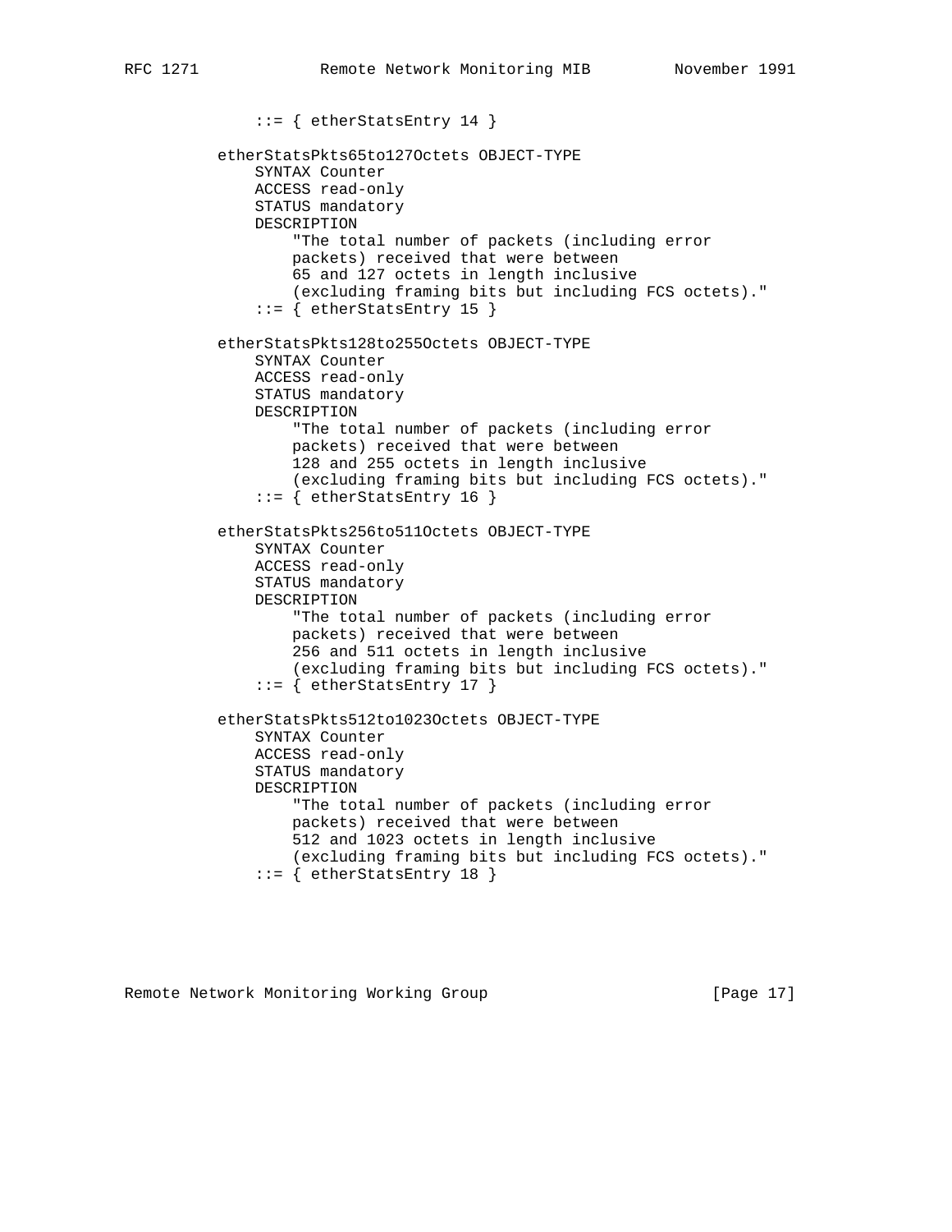```
              ::= { etherStatsEntry 14 }

          etherStatsPkts65to127Octets OBJECT-TYPE
              SYNTAX Counter
              ACCESS read-only
              STATUS mandatory
              DESCRIPTION
                  "The total number of packets (including error
                  packets) received that were between
                  65 and 127 octets in length inclusive
                  (excluding framing bits but including FCS octets)."
              ::= { etherStatsEntry 15 }

          etherStatsPkts128to255Octets OBJECT-TYPE
              SYNTAX Counter
              ACCESS read-only
              STATUS mandatory
              DESCRIPTION
                  "The total number of packets (including error
                  packets) received that were between
                  128 and 255 octets in length inclusive
                  (excluding framing bits but including FCS octets)."
              ::= { etherStatsEntry 16 }

          etherStatsPkts256to511Octets OBJECT-TYPE
              SYNTAX Counter
              ACCESS read-only
              STATUS mandatory
              DESCRIPTION
                  "The total number of packets (including error
                  packets) received that were between
                  256 and 511 octets in length inclusive
                  (excluding framing bits but including FCS octets)."
              ::= { etherStatsEntry 17 }

          etherStatsPkts512to1023Octets OBJECT-TYPE
              SYNTAX Counter
              ACCESS read-only
              STATUS mandatory
              DESCRIPTION
                  "The total number of packets (including error
                  packets) received that were between
                  512 and 1023 octets in length inclusive
                  (excluding framing bits but including FCS octets)."
              ::= { etherStatsEntry 18 }
```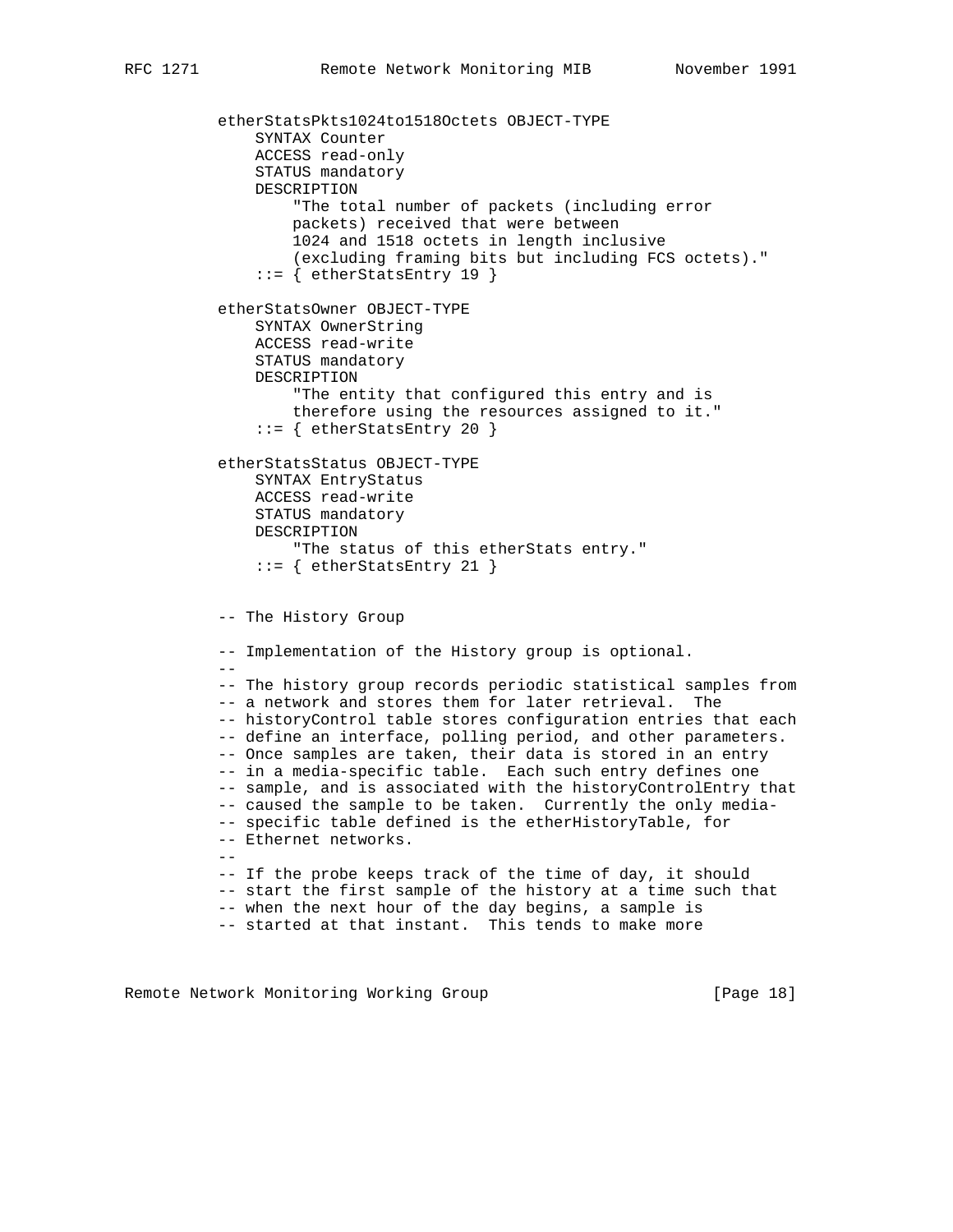```
etherStatsPkts1024to1518Octets OBJECT-TYPE
    SYNTAX Counter
    ACCESS read-only
    STATUS mandatory
    DESCRIPTION
        "The total number of packets (including error
        packets) received that were between
        1024 and 1518 octets in length inclusive
        (excluding framing bits but including FCS octets)."
    ::= { etherStatsEntry 19 }

etherStatsOwner OBJECT-TYPE
    SYNTAX OwnerString
    ACCESS read-write
    STATUS mandatory
    DESCRIPTION
        "The entity that configured this entry and is
        therefore using the resources assigned to it."
    ::= { etherStatsEntry 20 }

etherStatsStatus OBJECT-TYPE
    SYNTAX EntryStatus
    ACCESS read-write
    STATUS mandatory
    DESCRIPTION
        "The status of this etherStats entry."
    ::= { etherStatsEntry 21 }


-- The History Group

-- Implementation of the History group is optional.
--
-- The history group records periodic statistical samples from
-- a network and stores them for later retrieval.  The
-- historyControl table stores configuration entries that each
-- define an interface, polling period, and other parameters.
-- Once samples are taken, their data is stored in an entry
-- in a media-specific table.  Each such entry defines one
-- sample, and is associated with the historyControlEntry that
-- caused the sample to be taken.  Currently the only media-
-- specific table defined is the etherHistoryTable, for
-- Ethernet networks.
--
-- If the probe keeps track of the time of day, it should
-- start the first sample of the history at a time such that
-- when the next hour of the day begins, a sample is
-- started at that instant.  This tends to make more
```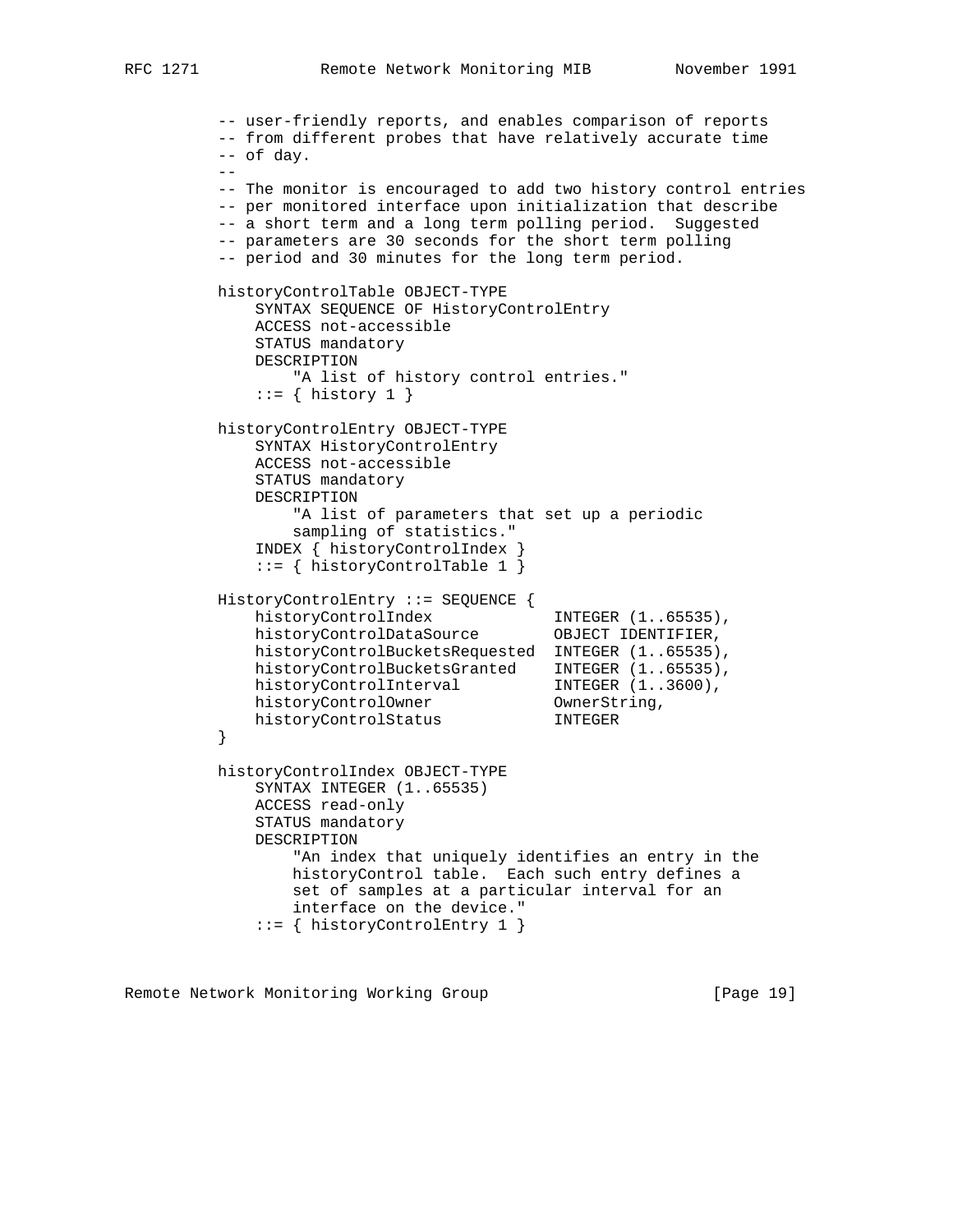```
-- user-friendly reports, and enables comparison of reports
-- from different probes that have relatively accurate time
-- of day.
--
-- The monitor is encouraged to add two history control entries
-- per monitored interface upon initialization that describe
-- a short term and a long term polling period.  Suggested
-- parameters are 30 seconds for the short term polling
-- period and 30 minutes for the long term period.

historyControlTable OBJECT-TYPE
    SYNTAX SEQUENCE OF HistoryControlEntry
    ACCESS not-accessible
    STATUS mandatory
    DESCRIPTION
        "A list of history control entries."
    ::= { history 1 }

historyControlEntry OBJECT-TYPE
    SYNTAX HistoryControlEntry
    ACCESS not-accessible
    STATUS mandatory
    DESCRIPTION
        "A list of parameters that set up a periodic
        sampling of statistics."
    INDEX { historyControlIndex }
    ::= { historyControlTable 1 }

HistoryControlEntry ::= SEQUENCE {
    historyControlIndex             INTEGER (1..65535),
    historyControlDataSource        OBJECT IDENTIFIER,
    historyControlBucketsRequested  INTEGER (1..65535),
    historyControlBucketsGranted    INTEGER (1..65535),
    historyControlInterval          INTEGER (1..3600),
    historyControlOwner             OwnerString,
    historyControlStatus            INTEGER
}

historyControlIndex OBJECT-TYPE
    SYNTAX INTEGER (1..65535)
    ACCESS read-only
    STATUS mandatory
    DESCRIPTION
        "An index that uniquely identifies an entry in the
        historyControl table.  Each such entry defines a
        set of samples at a particular interval for an
        interface on the device."
    ::= { historyControlEntry 1 }
```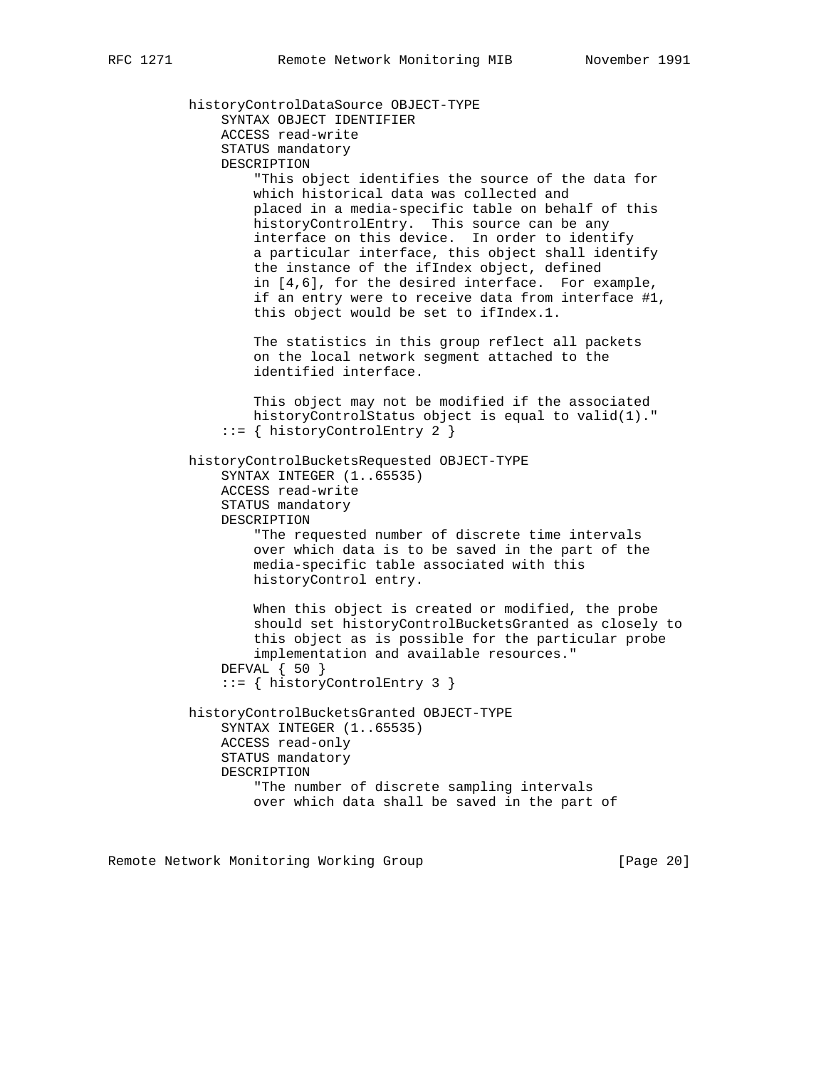```
          historyControlDataSource OBJECT-TYPE
              SYNTAX OBJECT IDENTIFIER
              ACCESS read-write
              STATUS mandatory
              DESCRIPTION
                  "This object identifies the source of the data for
                  which historical data was collected and
                  placed in a media-specific table on behalf of this
                  historyControlEntry.  This source can be any
                  interface on this device.  In order to identify
                  a particular interface, this object shall identify
                  the instance of the ifIndex object, defined
                  in [4,6], for the desired interface.  For example,
                  if an entry were to receive data from interface #1,
                  this object would be set to ifIndex.1.

                  The statistics in this group reflect all packets
                  on the local network segment attached to the
                  identified interface.

                  This object may not be modified if the associated
                  historyControlStatus object is equal to valid(1)."
              ::= { historyControlEntry 2 }

          historyControlBucketsRequested OBJECT-TYPE
              SYNTAX INTEGER (1..65535)
              ACCESS read-write
              STATUS mandatory
              DESCRIPTION
                  "The requested number of discrete time intervals
                  over which data is to be saved in the part of the
                  media-specific table associated with this
                  historyControl entry.

                  When this object is created or modified, the probe
                  should set historyControlBucketsGranted as closely to
                  this object as is possible for the particular probe
                  implementation and available resources."
              DEFVAL { 50 }
              ::= { historyControlEntry 3 }

          historyControlBucketsGranted OBJECT-TYPE
              SYNTAX INTEGER (1..65535)
              ACCESS read-only
              STATUS mandatory
              DESCRIPTION
                  "The number of discrete sampling intervals
                  over which data shall be saved in the part of
```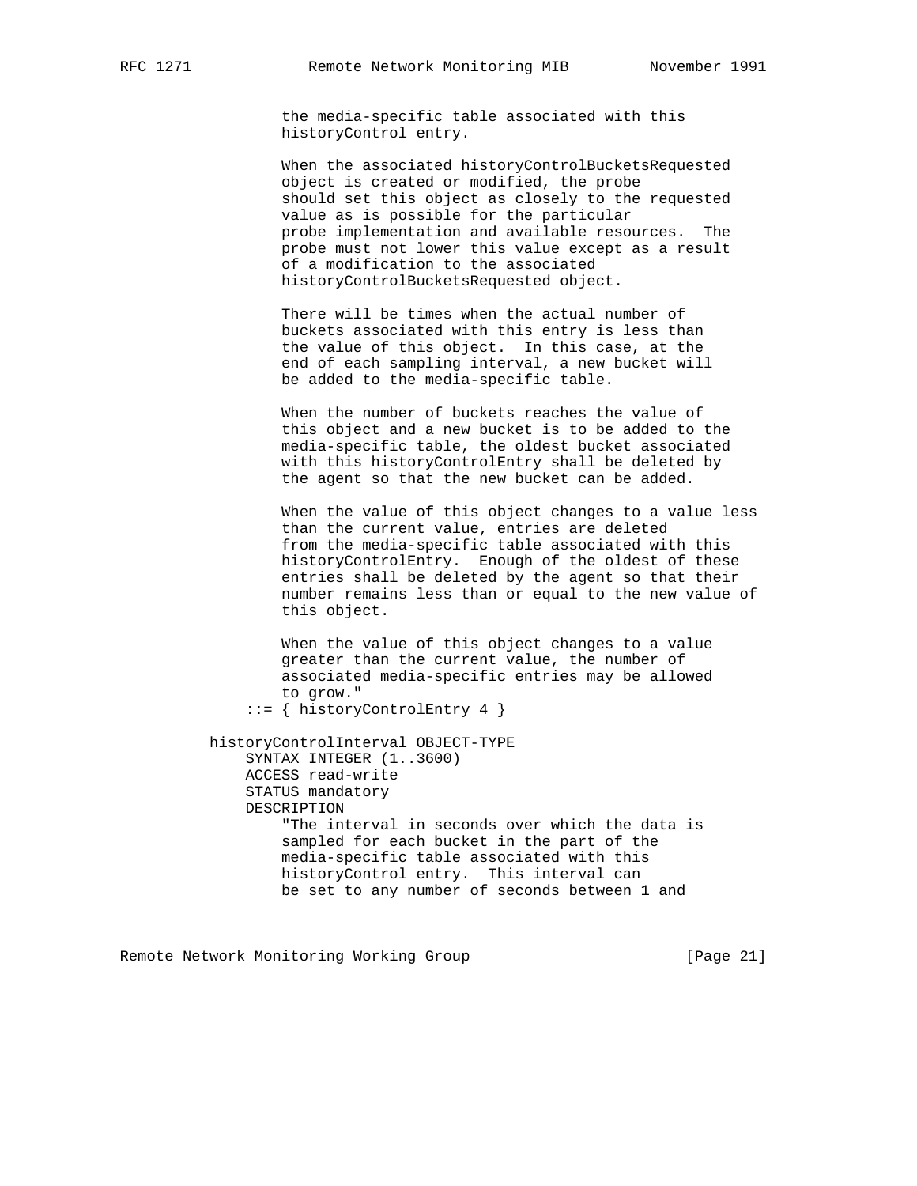```
                 the media-specific table associated with this
                 historyControl entry.

                 When the associated historyControlBucketsRequested
                 object is created or modified, the probe
                 should set this object as closely to the requested
                 value as is possible for the particular
                 probe implementation and available resources.  The
                 probe must not lower this value except as a result
                 of a modification to the associated
                 historyControlBucketsRequested object.

                 There will be times when the actual number of
                 buckets associated with this entry is less than
                 the value of this object.  In this case, at the
                 end of each sampling interval, a new bucket will
                 be added to the media-specific table.

                 When the number of buckets reaches the value of
                 this object and a new bucket is to be added to the
                 media-specific table, the oldest bucket associated
                 with this historyControlEntry shall be deleted by
                 the agent so that the new bucket can be added.

                 When the value of this object changes to a value less
                 than the current value, entries are deleted
                 from the media-specific table associated with this
                 historyControlEntry.  Enough of the oldest of these
                 entries shall be deleted by the agent so that their
                 number remains less than or equal to the new value of
                 this object.

                 When the value of this object changes to a value
                 greater than the current value, the number of
                 associated media-specific entries may be allowed
                 to grow."
             ::= { historyControlEntry 4 }

         historyControlInterval OBJECT-TYPE
             SYNTAX INTEGER (1..3600)
             ACCESS read-write
             STATUS mandatory
             DESCRIPTION
                 "The interval in seconds over which the data is
                 sampled for each bucket in the part of the
                 media-specific table associated with this
                 historyControl entry.  This interval can
                 be set to any number of seconds between 1 and
```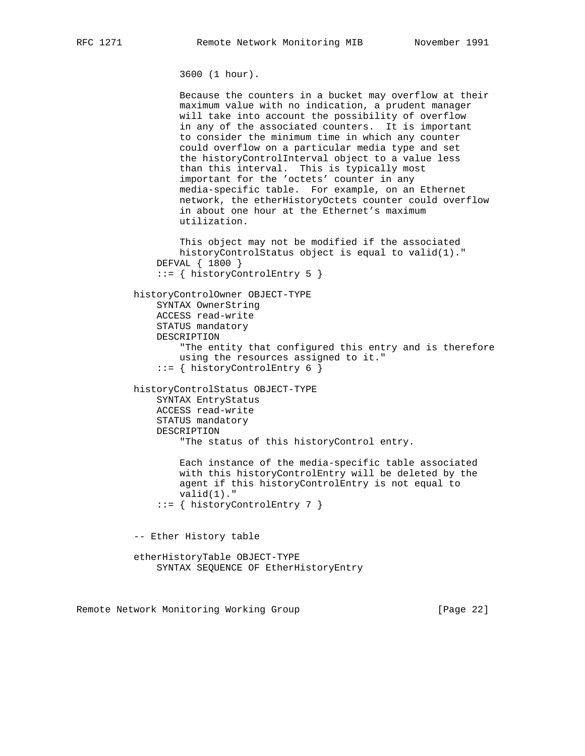```
                3600 (1 hour).

                Because the counters in a bucket may overflow at their
                maximum value with no indication, a prudent manager
                will take into account the possibility of overflow
                in any of the associated counters.  It is important
                to consider the minimum time in which any counter
                could overflow on a particular media type and set
                the historyControlInterval object to a value less
                than this interval.  This is typically most
                important for the 'octets' counter in any
                media-specific table.  For example, on an Ethernet
                network, the etherHistoryOctets counter could overflow
                in about one hour at the Ethernet's maximum
                utilization.

                This object may not be modified if the associated
                historyControlStatus object is equal to valid(1)."
            DEFVAL { 1800 }
            ::= { historyControlEntry 5 }

        historyControlOwner OBJECT-TYPE
            SYNTAX OwnerString
            ACCESS read-write
            STATUS mandatory
            DESCRIPTION
                "The entity that configured this entry and is therefore
                using the resources assigned to it."
            ::= { historyControlEntry 6 }

        historyControlStatus OBJECT-TYPE
            SYNTAX EntryStatus
            ACCESS read-write
            STATUS mandatory
            DESCRIPTION
                "The status of this historyControl entry.

                Each instance of the media-specific table associated
                with this historyControlEntry will be deleted by the
                agent if this historyControlEntry is not equal to
                valid(1)."
            ::= { historyControlEntry 7 }


        -- Ether History table

        etherHistoryTable OBJECT-TYPE
            SYNTAX SEQUENCE OF EtherHistoryEntry
```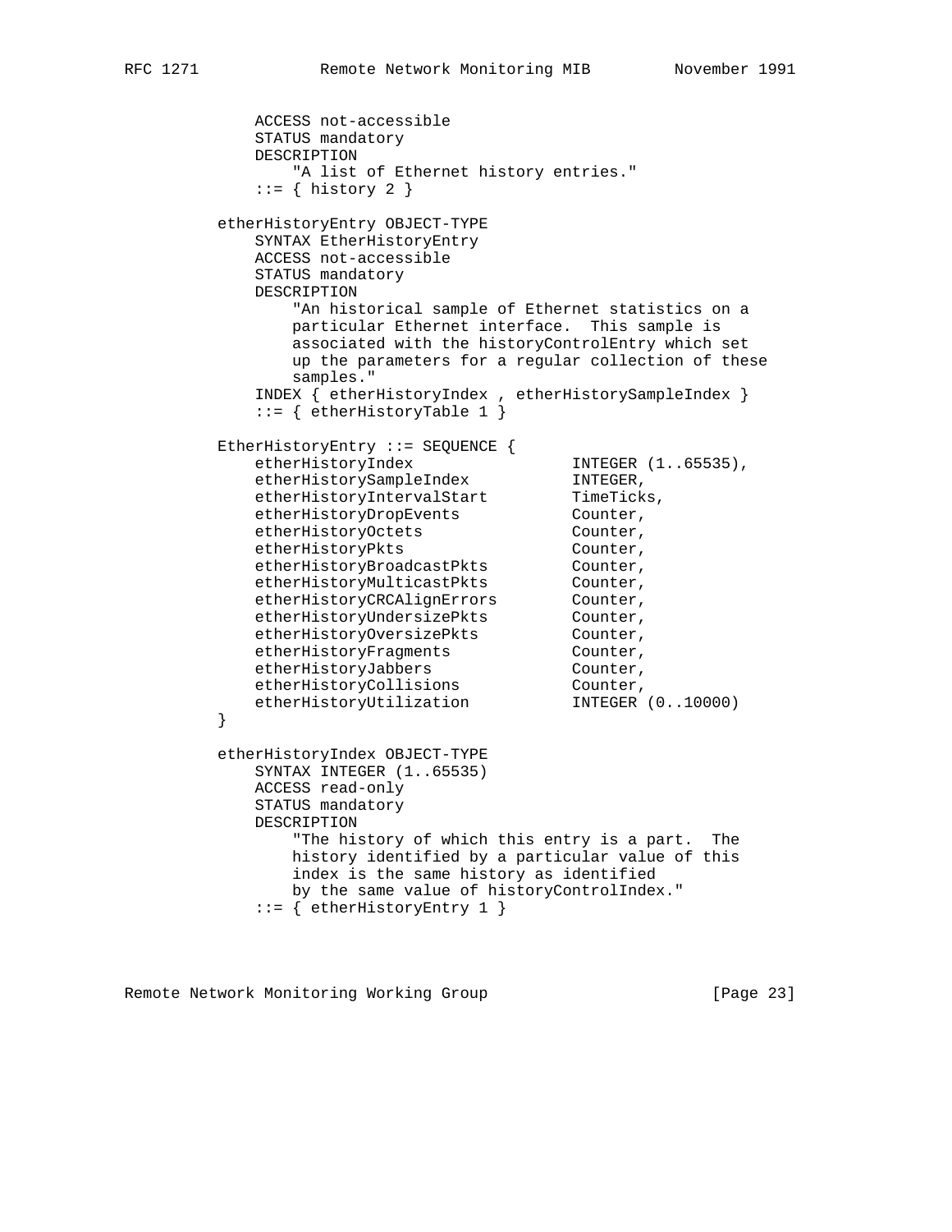```
    ACCESS not-accessible
    STATUS mandatory
    DESCRIPTION
        "A list of Ethernet history entries."
    ::= { history 2 }

etherHistoryEntry OBJECT-TYPE
    SYNTAX EtherHistoryEntry
    ACCESS not-accessible
    STATUS mandatory
    DESCRIPTION
        "An historical sample of Ethernet statistics on a
        particular Ethernet interface.  This sample is
        associated with the historyControlEntry which set
        up the parameters for a regular collection of these
        samples."
    INDEX { etherHistoryIndex , etherHistorySampleIndex }
    ::= { etherHistoryTable 1 }

EtherHistoryEntry ::= SEQUENCE {
    etherHistoryIndex                 INTEGER (1..65535),
    etherHistorySampleIndex           INTEGER,
    etherHistoryIntervalStart         TimeTicks,
    etherHistoryDropEvents            Counter,
    etherHistoryOctets                Counter,
    etherHistoryPkts                  Counter,
    etherHistoryBroadcastPkts         Counter,
    etherHistoryMulticastPkts         Counter,
    etherHistoryCRCAlignErrors        Counter,
    etherHistoryUndersizePkts         Counter,
    etherHistoryOversizePkts          Counter,
    etherHistoryFragments             Counter,
    etherHistoryJabbers               Counter,
    etherHistoryCollisions            Counter,
    etherHistoryUtilization           INTEGER (0..10000)
}

etherHistoryIndex OBJECT-TYPE
    SYNTAX INTEGER (1..65535)
    ACCESS read-only
    STATUS mandatory
    DESCRIPTION
        "The history of which this entry is a part.  The
        history identified by a particular value of this
        index is the same history as identified
        by the same value of historyControlIndex."
    ::= { etherHistoryEntry 1 }
```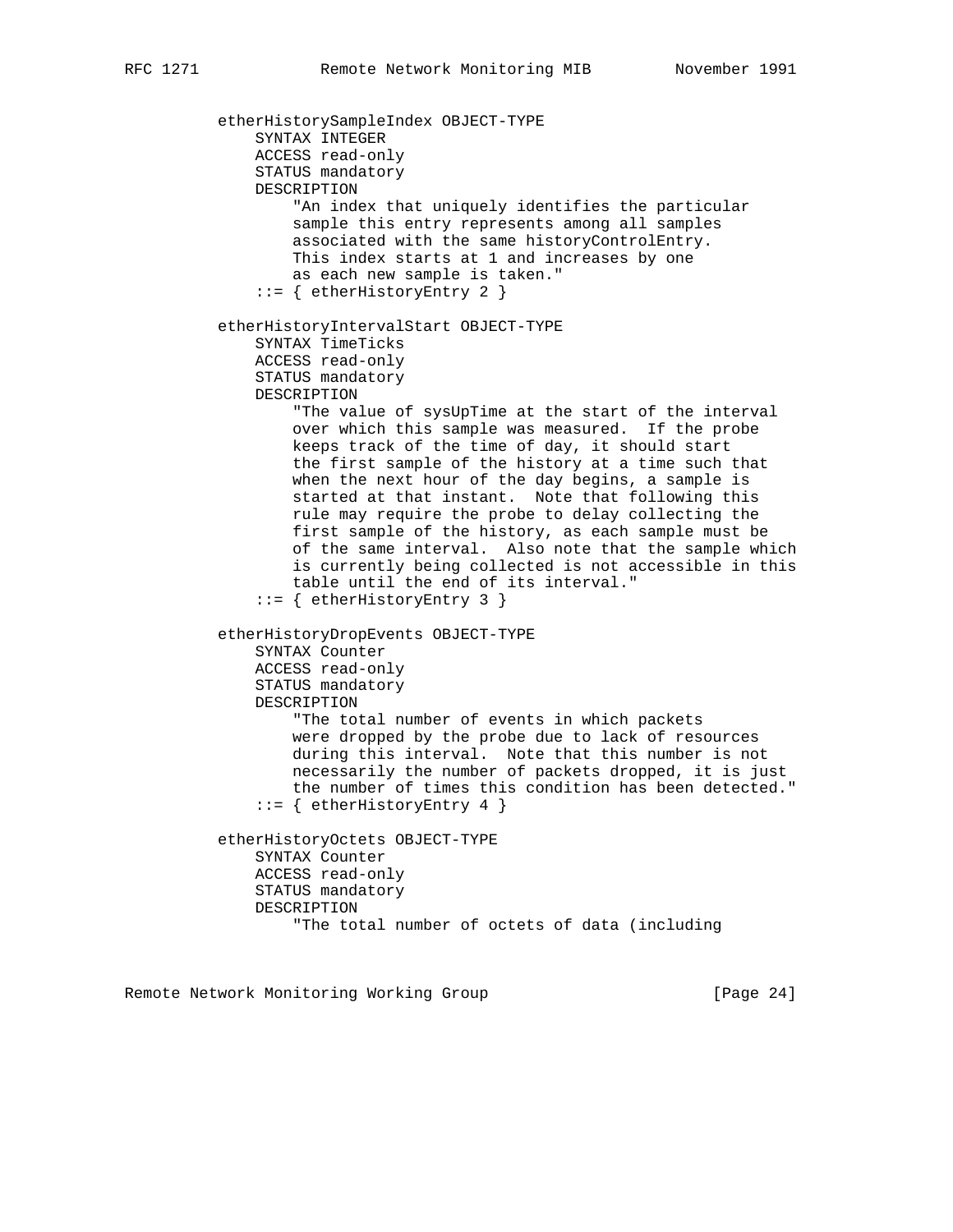```
          etherHistorySampleIndex OBJECT-TYPE
              SYNTAX INTEGER
              ACCESS read-only
              STATUS mandatory
              DESCRIPTION
                  "An index that uniquely identifies the particular
                  sample this entry represents among all samples
                  associated with the same historyControlEntry.
                  This index starts at 1 and increases by one
                  as each new sample is taken."
              ::= { etherHistoryEntry 2 }

          etherHistoryIntervalStart OBJECT-TYPE
              SYNTAX TimeTicks
              ACCESS read-only
              STATUS mandatory
              DESCRIPTION
                  "The value of sysUpTime at the start of the interval
                  over which this sample was measured.  If the probe
                  keeps track of the time of day, it should start
                  the first sample of the history at a time such that
                  when the next hour of the day begins, a sample is
                  started at that instant.  Note that following this
                  rule may require the probe to delay collecting the
                  first sample of the history, as each sample must be
                  of the same interval.  Also note that the sample which
                  is currently being collected is not accessible in this
                  table until the end of its interval."
              ::= { etherHistoryEntry 3 }

          etherHistoryDropEvents OBJECT-TYPE
              SYNTAX Counter
              ACCESS read-only
              STATUS mandatory
              DESCRIPTION
                  "The total number of events in which packets
                  were dropped by the probe due to lack of resources
                  during this interval.  Note that this number is not
                  necessarily the number of packets dropped, it is just
                  the number of times this condition has been detected."
              ::= { etherHistoryEntry 4 }

          etherHistoryOctets OBJECT-TYPE
              SYNTAX Counter
              ACCESS read-only
              STATUS mandatory
              DESCRIPTION
                  "The total number of octets of data (including
```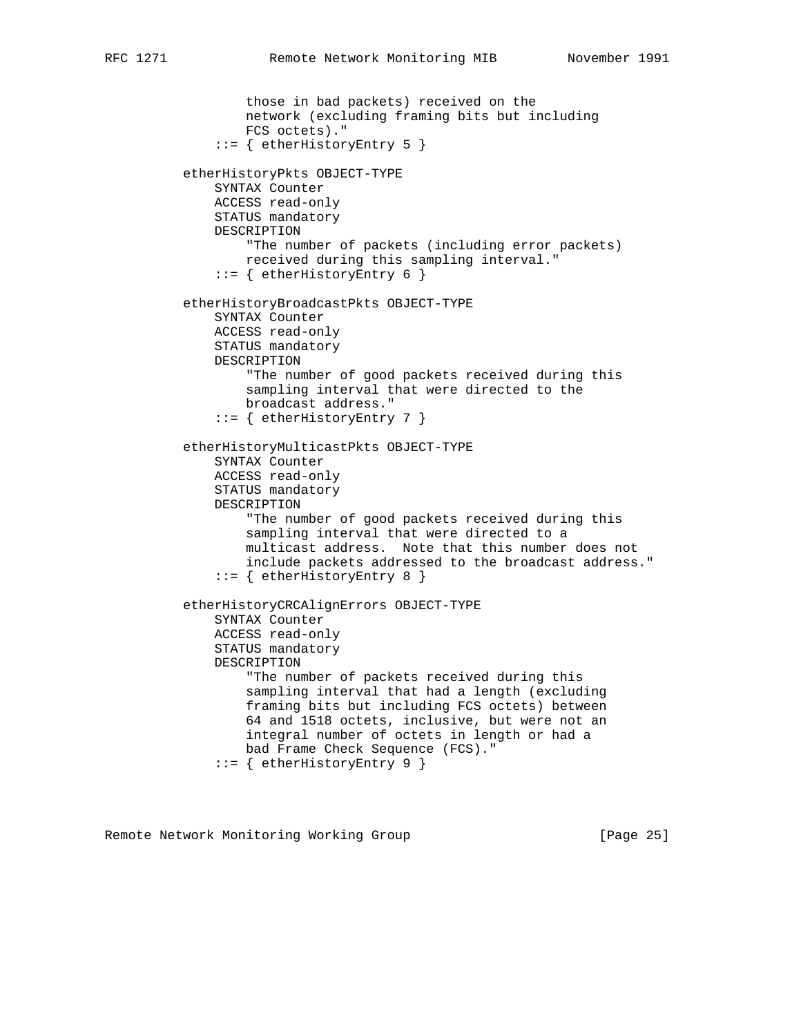```
                 those in bad packets) received on the
                 network (excluding framing bits but including
                 FCS octets)."
             ::= { etherHistoryEntry 5 }

         etherHistoryPkts OBJECT-TYPE
             SYNTAX Counter
             ACCESS read-only
             STATUS mandatory
             DESCRIPTION
                 "The number of packets (including error packets)
                 received during this sampling interval."
             ::= { etherHistoryEntry 6 }

         etherHistoryBroadcastPkts OBJECT-TYPE
             SYNTAX Counter
             ACCESS read-only
             STATUS mandatory
             DESCRIPTION
                 "The number of good packets received during this
                 sampling interval that were directed to the
                 broadcast address."
             ::= { etherHistoryEntry 7 }

         etherHistoryMulticastPkts OBJECT-TYPE
             SYNTAX Counter
             ACCESS read-only
             STATUS mandatory
             DESCRIPTION
                 "The number of good packets received during this
                 sampling interval that were directed to a
                 multicast address.  Note that this number does not
                 include packets addressed to the broadcast address."
             ::= { etherHistoryEntry 8 }

         etherHistoryCRCAlignErrors OBJECT-TYPE
             SYNTAX Counter
             ACCESS read-only
             STATUS mandatory
             DESCRIPTION
                 "The number of packets received during this
                 sampling interval that had a length (excluding
                 framing bits but including FCS octets) between
                 64 and 1518 octets, inclusive, but were not an
                 integral number of octets in length or had a
                 bad Frame Check Sequence (FCS)."
             ::= { etherHistoryEntry 9 }
```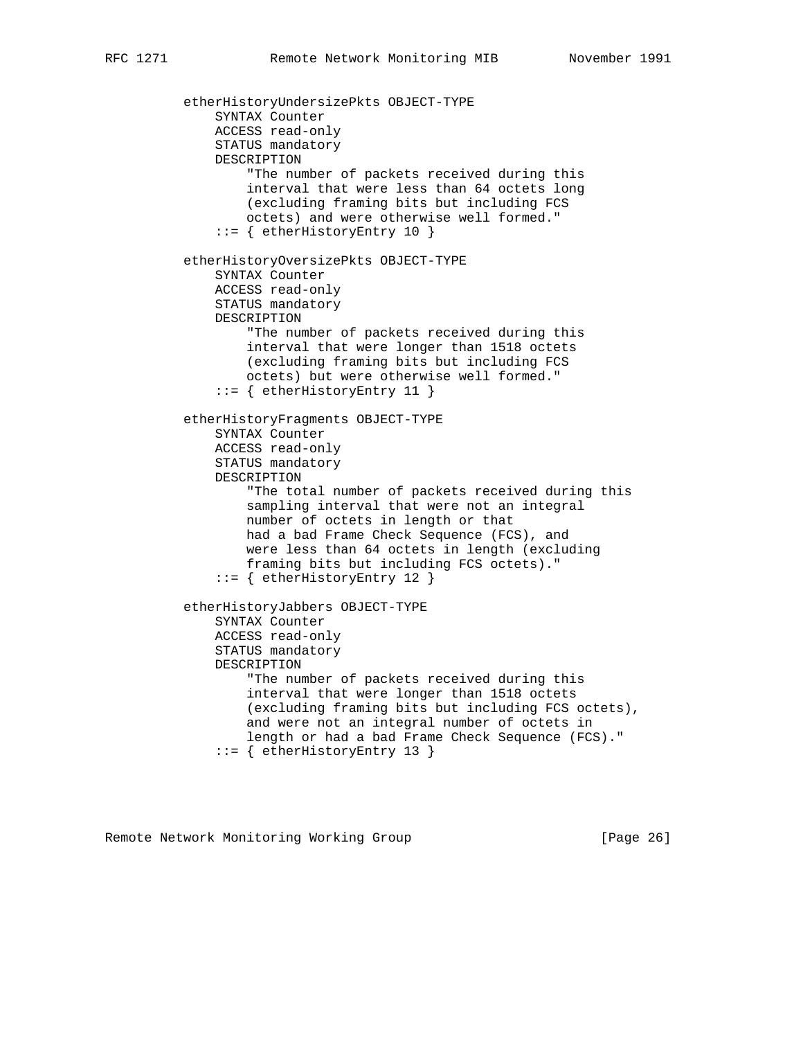```
etherHistoryUndersizePkts OBJECT-TYPE
    SYNTAX Counter
    ACCESS read-only
    STATUS mandatory
    DESCRIPTION
        "The number of packets received during this
        interval that were less than 64 octets long
        (excluding framing bits but including FCS
        octets) and were otherwise well formed."
    ::= { etherHistoryEntry 10 }

etherHistoryOversizePkts OBJECT-TYPE
    SYNTAX Counter
    ACCESS read-only
    STATUS mandatory
    DESCRIPTION
        "The number of packets received during this
        interval that were longer than 1518 octets
        (excluding framing bits but including FCS
        octets) but were otherwise well formed."
    ::= { etherHistoryEntry 11 }

etherHistoryFragments OBJECT-TYPE
    SYNTAX Counter
    ACCESS read-only
    STATUS mandatory
    DESCRIPTION
        "The total number of packets received during this
        sampling interval that were not an integral
        number of octets in length or that
        had a bad Frame Check Sequence (FCS), and
        were less than 64 octets in length (excluding
        framing bits but including FCS octets)."
    ::= { etherHistoryEntry 12 }

etherHistoryJabbers OBJECT-TYPE
    SYNTAX Counter
    ACCESS read-only
    STATUS mandatory
    DESCRIPTION
        "The number of packets received during this
        interval that were longer than 1518 octets
        (excluding framing bits but including FCS octets),
        and were not an integral number of octets in
        length or had a bad Frame Check Sequence (FCS)."
    ::= { etherHistoryEntry 13 }
```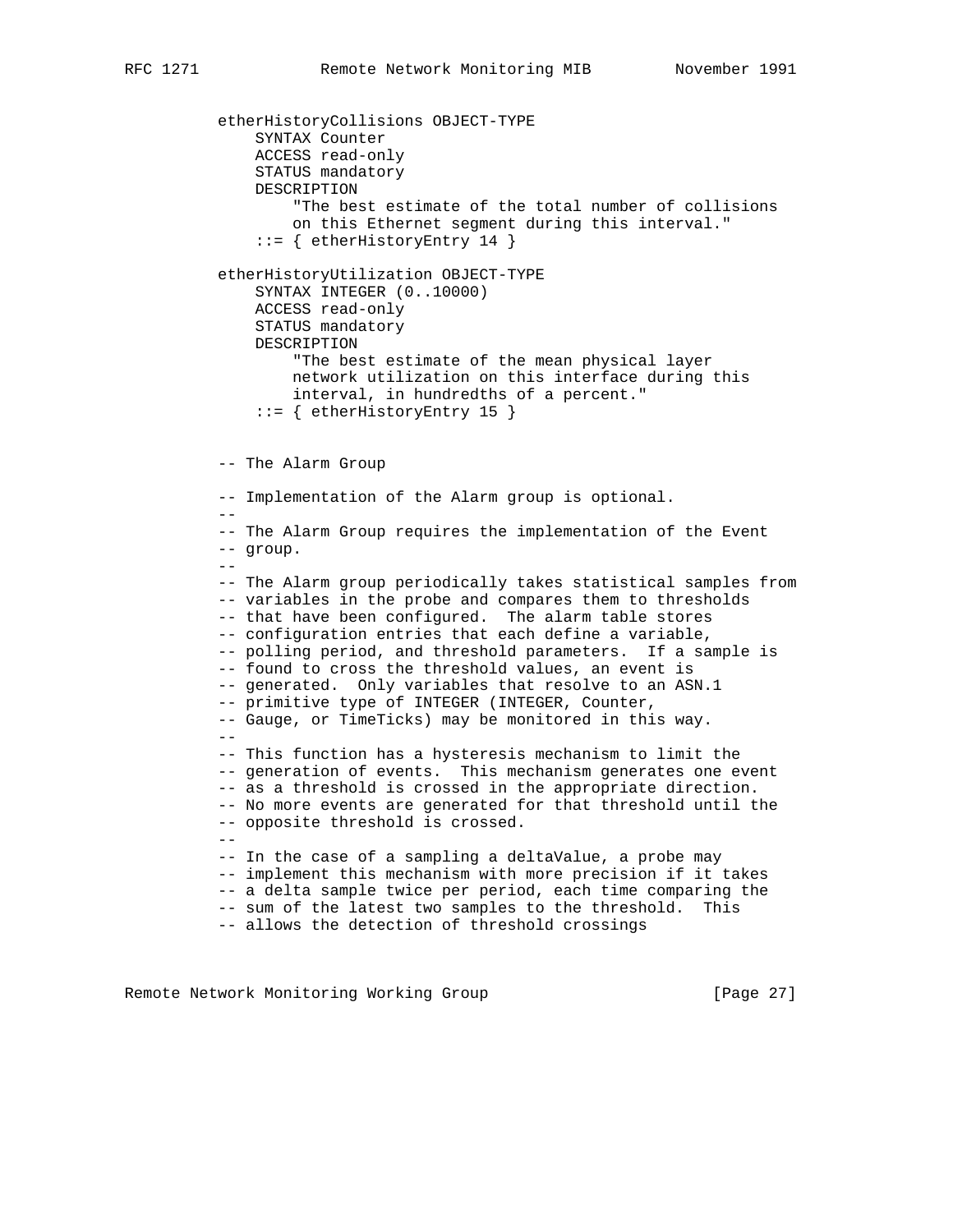```
etherHistoryCollisions OBJECT-TYPE
    SYNTAX Counter
    ACCESS read-only
    STATUS mandatory
    DESCRIPTION
        "The best estimate of the total number of collisions
        on this Ethernet segment during this interval."
    ::= { etherHistoryEntry 14 }

etherHistoryUtilization OBJECT-TYPE
    SYNTAX INTEGER (0..10000)
    ACCESS read-only
    STATUS mandatory
    DESCRIPTION
        "The best estimate of the mean physical layer
        network utilization on this interface during this
        interval, in hundredths of a percent."
    ::= { etherHistoryEntry 15 }


-- The Alarm Group

-- Implementation of the Alarm group is optional.
--
-- The Alarm Group requires the implementation of the Event
-- group.
--
-- The Alarm group periodically takes statistical samples from
-- variables in the probe and compares them to thresholds
-- that have been configured.  The alarm table stores
-- configuration entries that each define a variable,
-- polling period, and threshold parameters.  If a sample is
-- found to cross the threshold values, an event is
-- generated.  Only variables that resolve to an ASN.1
-- primitive type of INTEGER (INTEGER, Counter,
-- Gauge, or TimeTicks) may be monitored in this way.
--
-- This function has a hysteresis mechanism to limit the
-- generation of events.  This mechanism generates one event
-- as a threshold is crossed in the appropriate direction.
-- No more events are generated for that threshold until the
-- opposite threshold is crossed.
--
-- In the case of a sampling a deltaValue, a probe may
-- implement this mechanism with more precision if it takes
-- a delta sample twice per period, each time comparing the
-- sum of the latest two samples to the threshold.  This
-- allows the detection of threshold crossings
```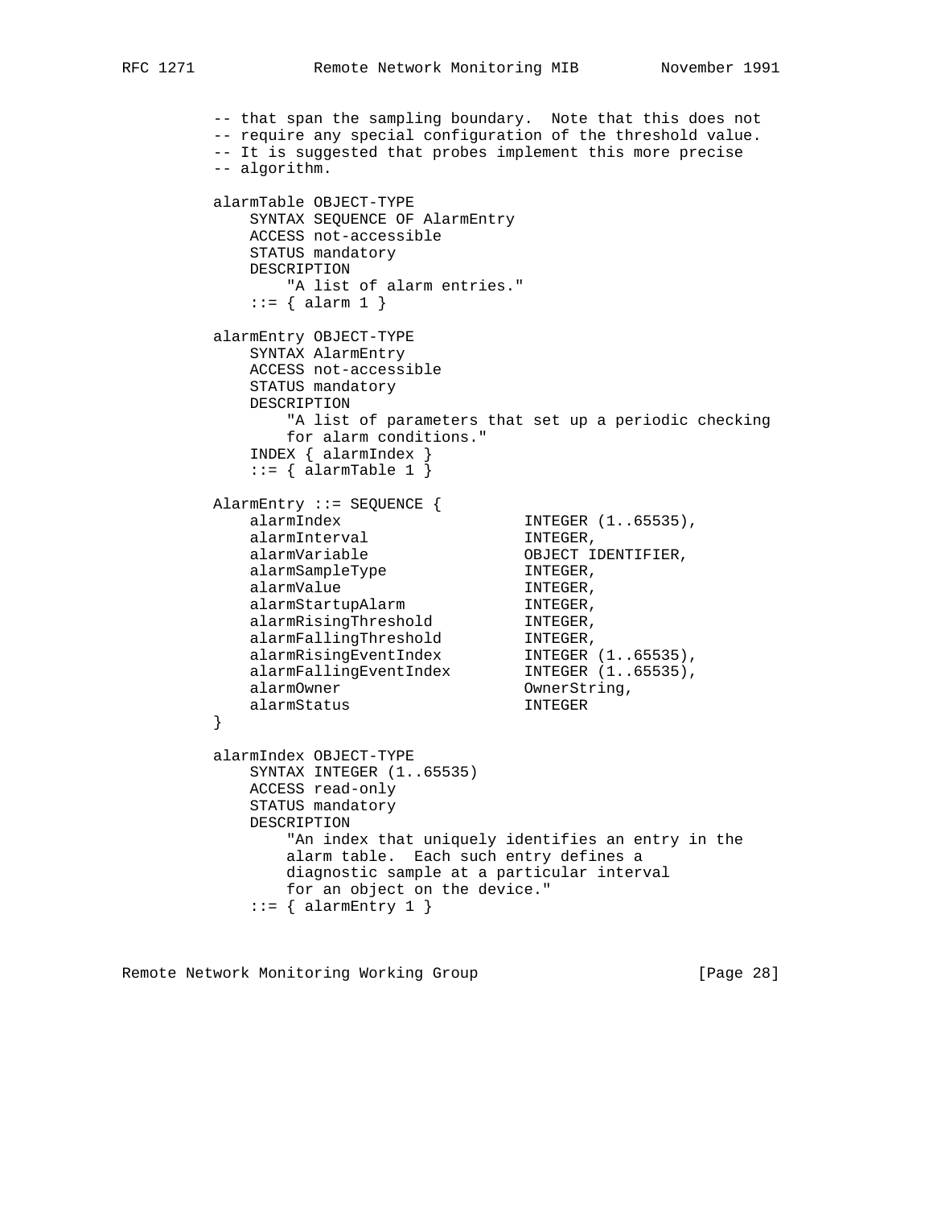```
          -- that span the sampling boundary.  Note that this does not
          -- require any special configuration of the threshold value.
          -- It is suggested that probes implement this more precise
          -- algorithm.

          alarmTable OBJECT-TYPE
              SYNTAX SEQUENCE OF AlarmEntry
              ACCESS not-accessible
              STATUS mandatory
              DESCRIPTION
                  "A list of alarm entries."
              ::= { alarm 1 }

          alarmEntry OBJECT-TYPE
              SYNTAX AlarmEntry
              ACCESS not-accessible
              STATUS mandatory
              DESCRIPTION
                  "A list of parameters that set up a periodic checking
                  for alarm conditions."
              INDEX { alarmIndex }
              ::= { alarmTable 1 }

          AlarmEntry ::= SEQUENCE {
              alarmIndex                    INTEGER (1..65535),
              alarmInterval                 INTEGER,
              alarmVariable                 OBJECT IDENTIFIER,
              alarmSampleType               INTEGER,
              alarmValue                    INTEGER,
              alarmStartupAlarm             INTEGER,
              alarmRisingThreshold          INTEGER,
              alarmFallingThreshold         INTEGER,
              alarmRisingEventIndex         INTEGER (1..65535),
              alarmFallingEventIndex        INTEGER (1..65535),
              alarmOwner                    OwnerString,
              alarmStatus                   INTEGER
          }

          alarmIndex OBJECT-TYPE
              SYNTAX INTEGER (1..65535)
              ACCESS read-only
              STATUS mandatory
              DESCRIPTION
                  "An index that uniquely identifies an entry in the
                  alarm table.  Each such entry defines a
                  diagnostic sample at a particular interval
                  for an object on the device."
              ::= { alarmEntry 1 }
```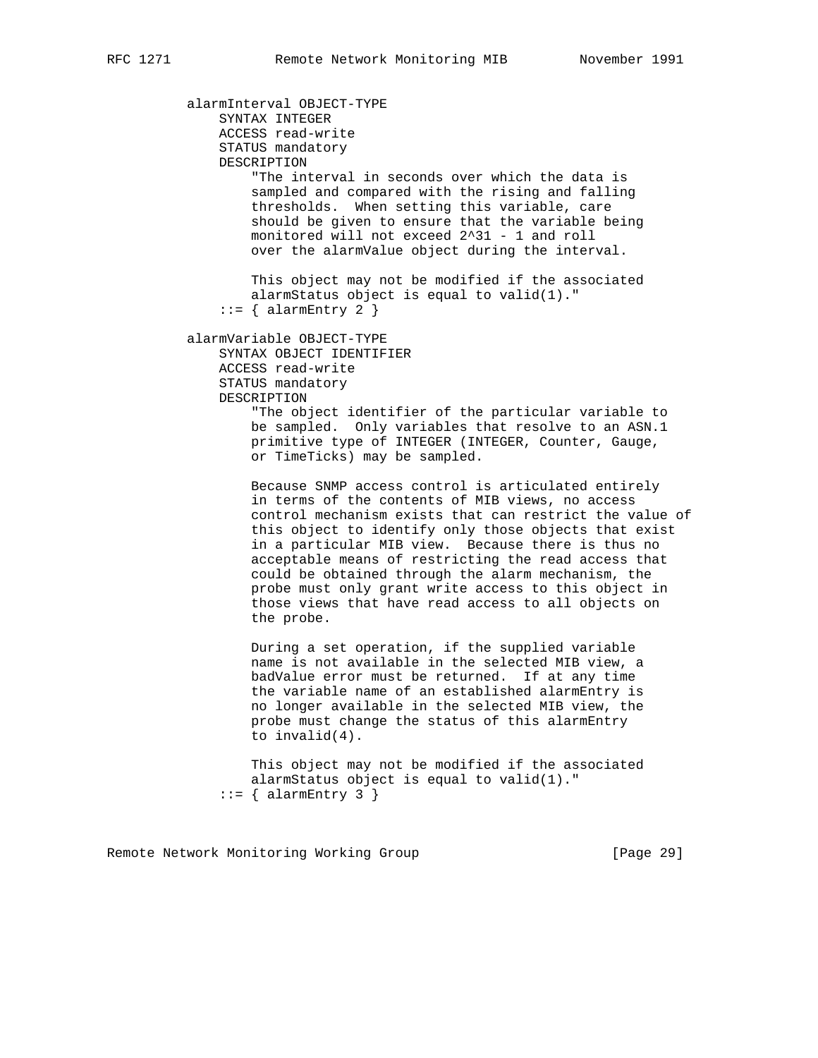```
          alarmInterval OBJECT-TYPE
              SYNTAX INTEGER
              ACCESS read-write
              STATUS mandatory
              DESCRIPTION
                  "The interval in seconds over which the data is
                  sampled and compared with the rising and falling
                  thresholds.  When setting this variable, care
                  should be given to ensure that the variable being
                  monitored will not exceed 2^31 - 1 and roll
                  over the alarmValue object during the interval.

                  This object may not be modified if the associated
                  alarmStatus object is equal to valid(1)."
              ::= { alarmEntry 2 }

          alarmVariable OBJECT-TYPE
              SYNTAX OBJECT IDENTIFIER
              ACCESS read-write
              STATUS mandatory
              DESCRIPTION
                  "The object identifier of the particular variable to
                  be sampled.  Only variables that resolve to an ASN.1
                  primitive type of INTEGER (INTEGER, Counter, Gauge,
                  or TimeTicks) may be sampled.

                  Because SNMP access control is articulated entirely
                  in terms of the contents of MIB views, no access
                  control mechanism exists that can restrict the value of
                  this object to identify only those objects that exist
                  in a particular MIB view.  Because there is thus no
                  acceptable means of restricting the read access that
                  could be obtained through the alarm mechanism, the
                  probe must only grant write access to this object in
                  those views that have read access to all objects on
                  the probe.

                  During a set operation, if the supplied variable
                  name is not available in the selected MIB view, a
                  badValue error must be returned.  If at any time
                  the variable name of an established alarmEntry is
                  no longer available in the selected MIB view, the
                  probe must change the status of this alarmEntry
                  to invalid(4).

                  This object may not be modified if the associated
                  alarmStatus object is equal to valid(1)."
              ::= { alarmEntry 3 }
```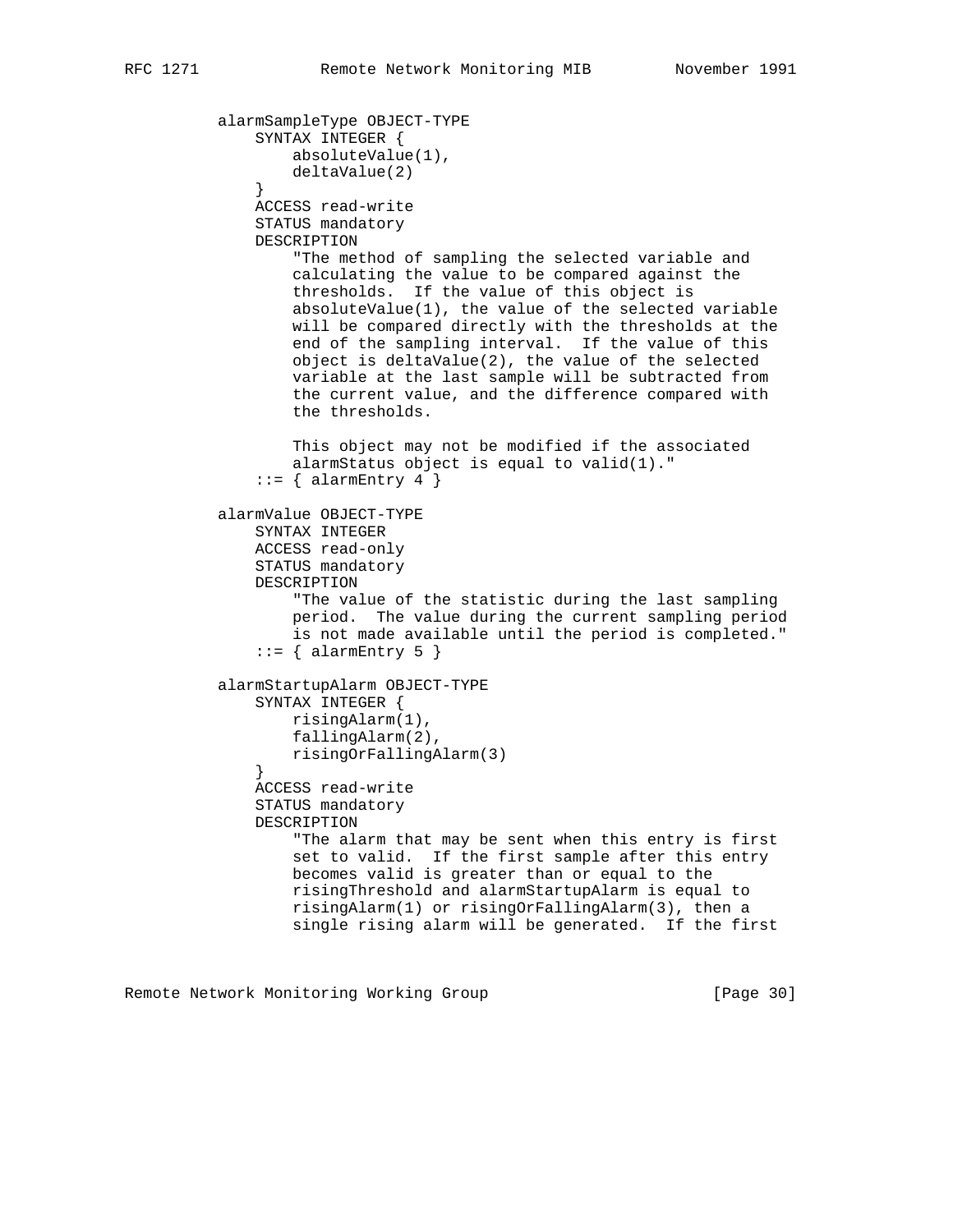```
          alarmSampleType OBJECT-TYPE
              SYNTAX INTEGER {
                  absoluteValue(1),
                  deltaValue(2)
              }
              ACCESS read-write
              STATUS mandatory
              DESCRIPTION
                  "The method of sampling the selected variable and
                  calculating the value to be compared against the
                  thresholds.  If the value of this object is
                  absoluteValue(1), the value of the selected variable
                  will be compared directly with the thresholds at the
                  end of the sampling interval.  If the value of this
                  object is deltaValue(2), the value of the selected
                  variable at the last sample will be subtracted from
                  the current value, and the difference compared with
                  the thresholds.

                  This object may not be modified if the associated
                  alarmStatus object is equal to valid(1)."
              ::= { alarmEntry 4 }

          alarmValue OBJECT-TYPE
              SYNTAX INTEGER
              ACCESS read-only
              STATUS mandatory
              DESCRIPTION
                  "The value of the statistic during the last sampling
                  period.  The value during the current sampling period
                  is not made available until the period is completed."
              ::= { alarmEntry 5 }

          alarmStartupAlarm OBJECT-TYPE
              SYNTAX INTEGER {
                  risingAlarm(1),
                  fallingAlarm(2),
                  risingOrFallingAlarm(3)
              }
              ACCESS read-write
              STATUS mandatory
              DESCRIPTION
                  "The alarm that may be sent when this entry is first
                  set to valid.  If the first sample after this entry
                  becomes valid is greater than or equal to the
                  risingThreshold and alarmStartupAlarm is equal to
                  risingAlarm(1) or risingOrFallingAlarm(3), then a
                  single rising alarm will be generated.  If the first
```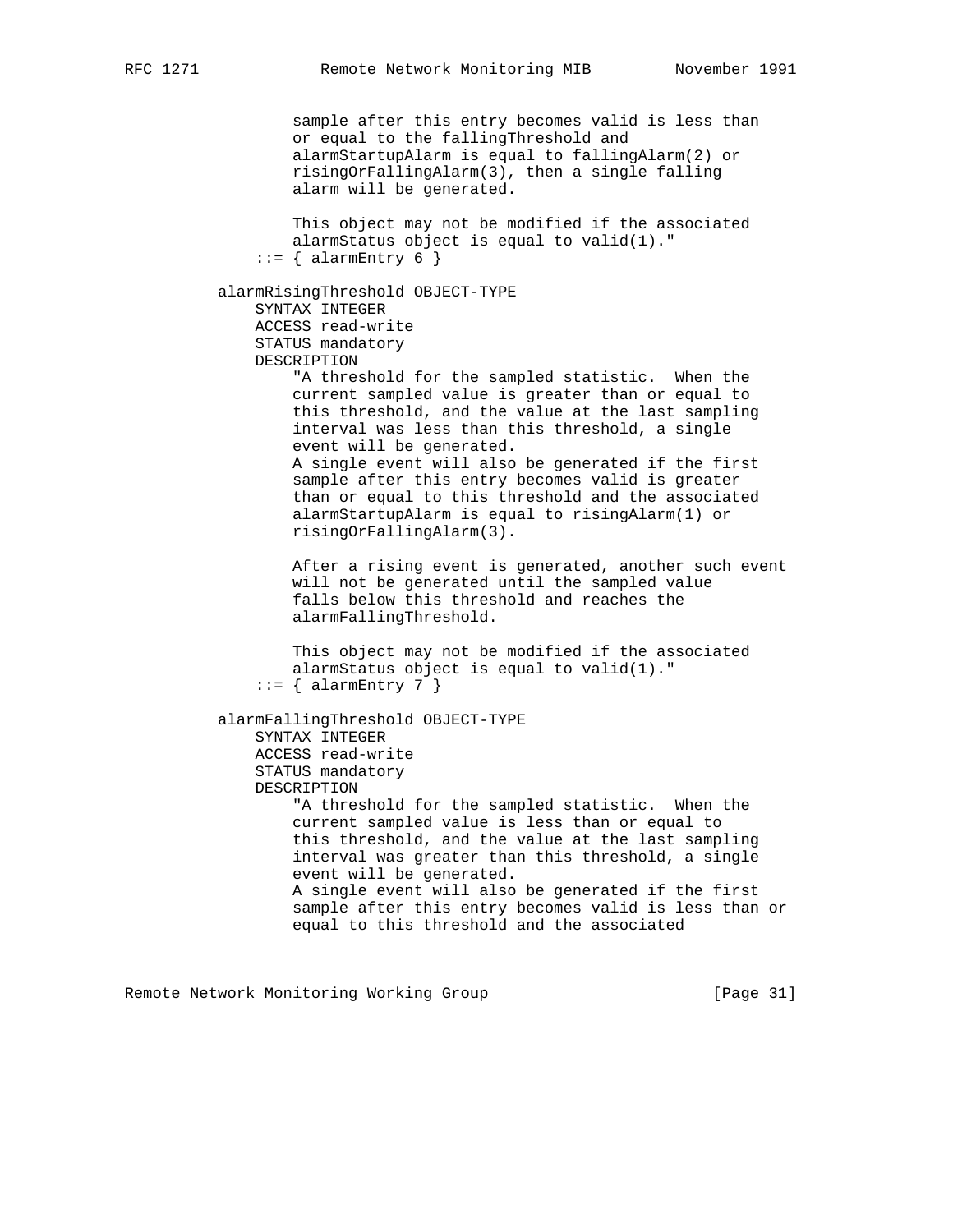```
                   sample after this entry becomes valid is less than
                   or equal to the fallingThreshold and
                   alarmStartupAlarm is equal to fallingAlarm(2) or
                   risingOrFallingAlarm(3), then a single falling
                   alarm will be generated.

                   This object may not be modified if the associated
                   alarmStatus object is equal to valid(1)."
               ::= { alarmEntry 6 }

           alarmRisingThreshold OBJECT-TYPE
               SYNTAX INTEGER
               ACCESS read-write
               STATUS mandatory
               DESCRIPTION
                   "A threshold for the sampled statistic.  When the
                   current sampled value is greater than or equal to
                   this threshold, and the value at the last sampling
                   interval was less than this threshold, a single
                   event will be generated.
                   A single event will also be generated if the first
                   sample after this entry becomes valid is greater
                   than or equal to this threshold and the associated
                   alarmStartupAlarm is equal to risingAlarm(1) or
                   risingOrFallingAlarm(3).

                   After a rising event is generated, another such event
                   will not be generated until the sampled value
                   falls below this threshold and reaches the
                   alarmFallingThreshold.

                   This object may not be modified if the associated
                   alarmStatus object is equal to valid(1)."
               ::= { alarmEntry 7 }

           alarmFallingThreshold OBJECT-TYPE
               SYNTAX INTEGER
               ACCESS read-write
               STATUS mandatory
               DESCRIPTION
                   "A threshold for the sampled statistic.  When the
                   current sampled value is less than or equal to
                   this threshold, and the value at the last sampling
                   interval was greater than this threshold, a single
                   event will be generated.
                   A single event will also be generated if the first
                   sample after this entry becomes valid is less than or
                   equal to this threshold and the associated
```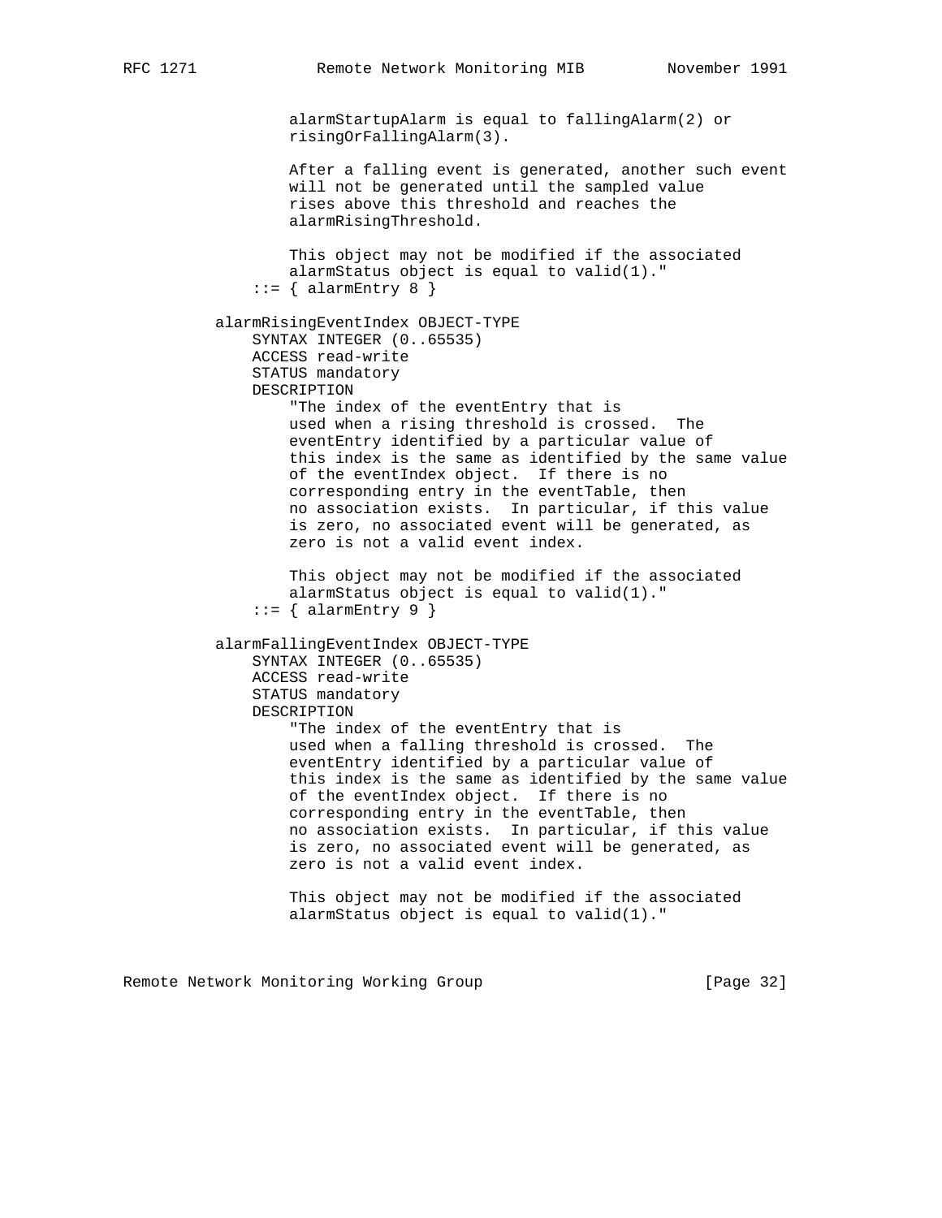```
               alarmStartupAlarm is equal to fallingAlarm(2) or
               risingOrFallingAlarm(3).

               After a falling event is generated, another such event
               will not be generated until the sampled value
               rises above this threshold and reaches the
               alarmRisingThreshold.

               This object may not be modified if the associated
               alarmStatus object is equal to valid(1)."
           ::= { alarmEntry 8 }

       alarmRisingEventIndex OBJECT-TYPE
           SYNTAX INTEGER (0..65535)
           ACCESS read-write
           STATUS mandatory
           DESCRIPTION
               "The index of the eventEntry that is
               used when a rising threshold is crossed.  The
               eventEntry identified by a particular value of
               this index is the same as identified by the same value
               of the eventIndex object.  If there is no
               corresponding entry in the eventTable, then
               no association exists.  In particular, if this value
               is zero, no associated event will be generated, as
               zero is not a valid event index.

               This object may not be modified if the associated
               alarmStatus object is equal to valid(1)."
           ::= { alarmEntry 9 }

       alarmFallingEventIndex OBJECT-TYPE
           SYNTAX INTEGER (0..65535)
           ACCESS read-write
           STATUS mandatory
           DESCRIPTION
               "The index of the eventEntry that is
               used when a falling threshold is crossed.  The
               eventEntry identified by a particular value of
               this index is the same as identified by the same value
               of the eventIndex object.  If there is no
               corresponding entry in the eventTable, then
               no association exists.  In particular, if this value
               is zero, no associated event will be generated, as
               zero is not a valid event index.

               This object may not be modified if the associated
               alarmStatus object is equal to valid(1)."
```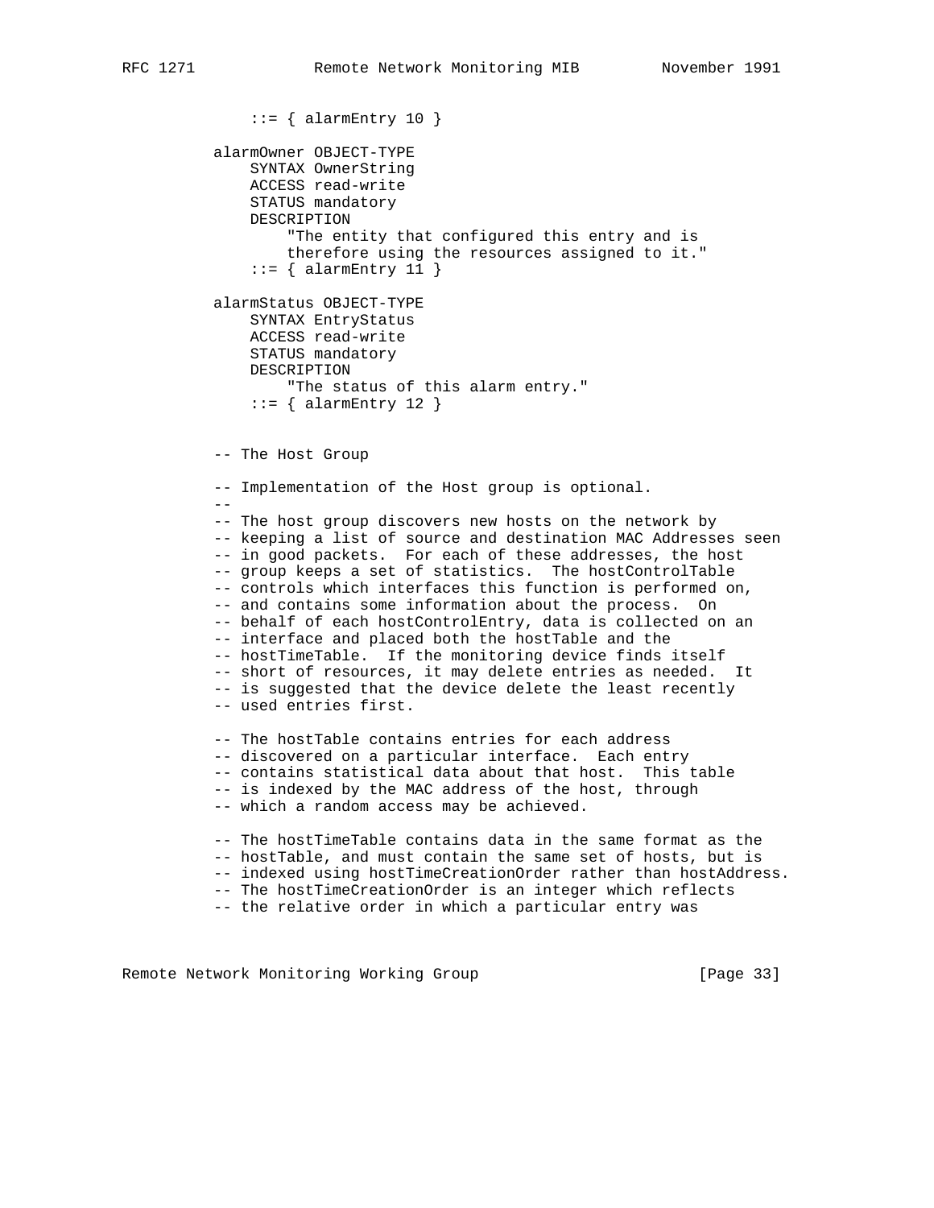```
              ::= { alarmEntry 10 }

          alarmOwner OBJECT-TYPE
              SYNTAX OwnerString
              ACCESS read-write
              STATUS mandatory
              DESCRIPTION
                  "The entity that configured this entry and is
                  therefore using the resources assigned to it."
              ::= { alarmEntry 11 }

          alarmStatus OBJECT-TYPE
              SYNTAX EntryStatus
              ACCESS read-write
              STATUS mandatory
              DESCRIPTION
                  "The status of this alarm entry."
              ::= { alarmEntry 12 }


          -- The Host Group

          -- Implementation of the Host group is optional.
          --
          -- The host group discovers new hosts on the network by
          -- keeping a list of source and destination MAC Addresses seen
          -- in good packets.  For each of these addresses, the host
          -- group keeps a set of statistics.  The hostControlTable
          -- controls which interfaces this function is performed on,
          -- and contains some information about the process.  On
          -- behalf of each hostControlEntry, data is collected on an
          -- interface and placed both the hostTable and the
          -- hostTimeTable.  If the monitoring device finds itself
          -- short of resources, it may delete entries as needed.  It
          -- is suggested that the device delete the least recently
          -- used entries first.

          -- The hostTable contains entries for each address
          -- discovered on a particular interface.  Each entry
          -- contains statistical data about that host.  This table
          -- is indexed by the MAC address of the host, through
          -- which a random access may be achieved.

          -- The hostTimeTable contains data in the same format as the
          -- hostTable, and must contain the same set of hosts, but is
          -- indexed using hostTimeCreationOrder rather than hostAddress.
          -- The hostTimeCreationOrder is an integer which reflects
          -- the relative order in which a particular entry was
```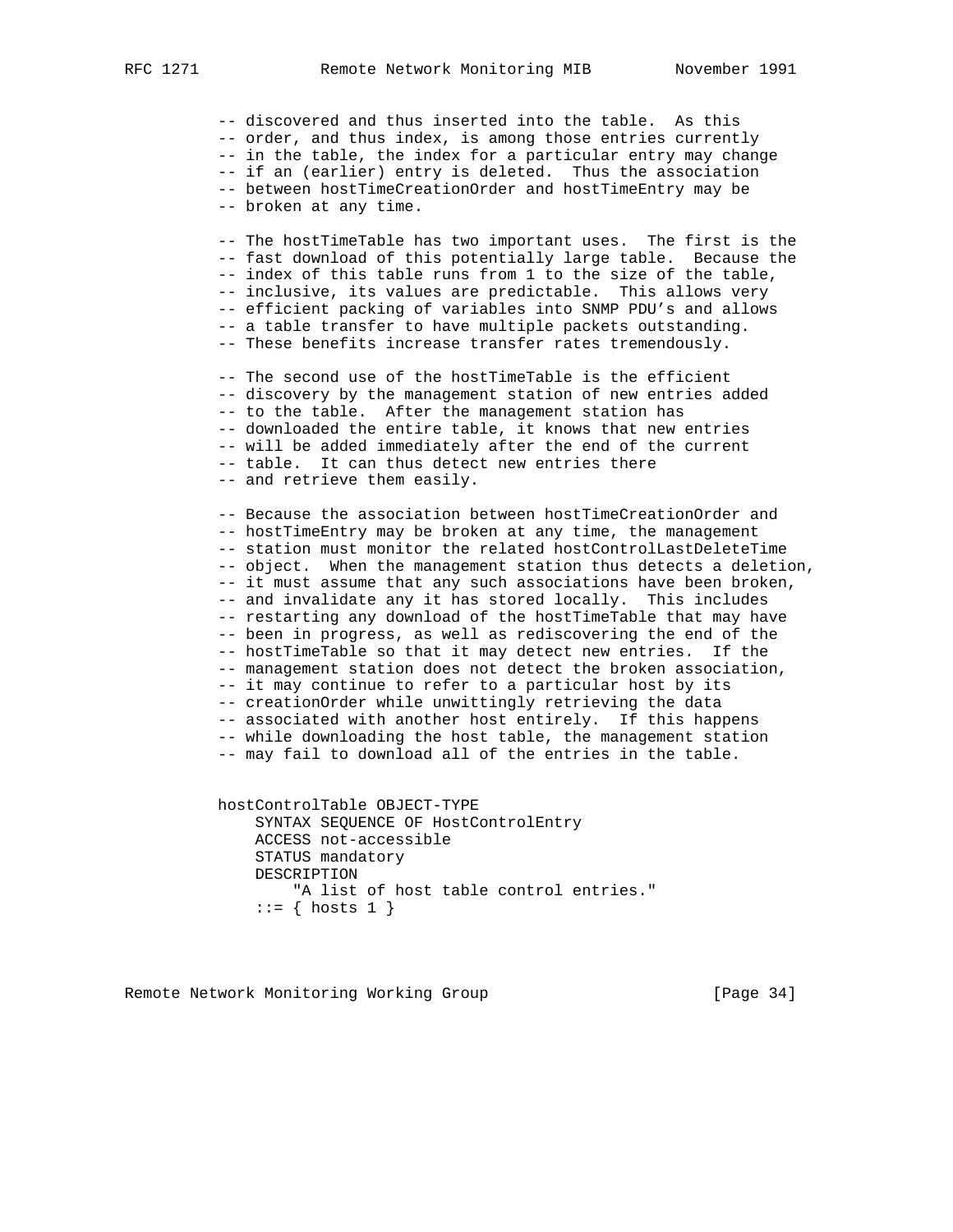```
          -- discovered and thus inserted into the table.  As this
          -- order, and thus index, is among those entries currently
          -- in the table, the index for a particular entry may change
          -- if an (earlier) entry is deleted.  Thus the association
          -- between hostTimeCreationOrder and hostTimeEntry may be
          -- broken at any time.

          -- The hostTimeTable has two important uses.  The first is the
          -- fast download of this potentially large table.  Because the
          -- index of this table runs from 1 to the size of the table,
          -- inclusive, its values are predictable.  This allows very
          -- efficient packing of variables into SNMP PDU's and allows
          -- a table transfer to have multiple packets outstanding.
          -- These benefits increase transfer rates tremendously.

          -- The second use of the hostTimeTable is the efficient
          -- discovery by the management station of new entries added
          -- to the table.  After the management station has
          -- downloaded the entire table, it knows that new entries
          -- will be added immediately after the end of the current
          -- table.  It can thus detect new entries there
          -- and retrieve them easily.

          -- Because the association between hostTimeCreationOrder and
          -- hostTimeEntry may be broken at any time, the management
          -- station must monitor the related hostControlLastDeleteTime
          -- object.  When the management station thus detects a deletion,
          -- it must assume that any such associations have been broken,
          -- and invalidate any it has stored locally.  This includes
          -- restarting any download of the hostTimeTable that may have
          -- been in progress, as well as rediscovering the end of the
          -- hostTimeTable so that it may detect new entries.  If the
          -- management station does not detect the broken association,
          -- it may continue to refer to a particular host by its
          -- creationOrder while unwittingly retrieving the data
          -- associated with another host entirely.  If this happens
          -- while downloading the host table, the management station
          -- may fail to download all of the entries in the table.


          hostControlTable OBJECT-TYPE
              SYNTAX SEQUENCE OF HostControlEntry
              ACCESS not-accessible
              STATUS mandatory
              DESCRIPTION
                  "A list of host table control entries."
              ::= { hosts 1 }
```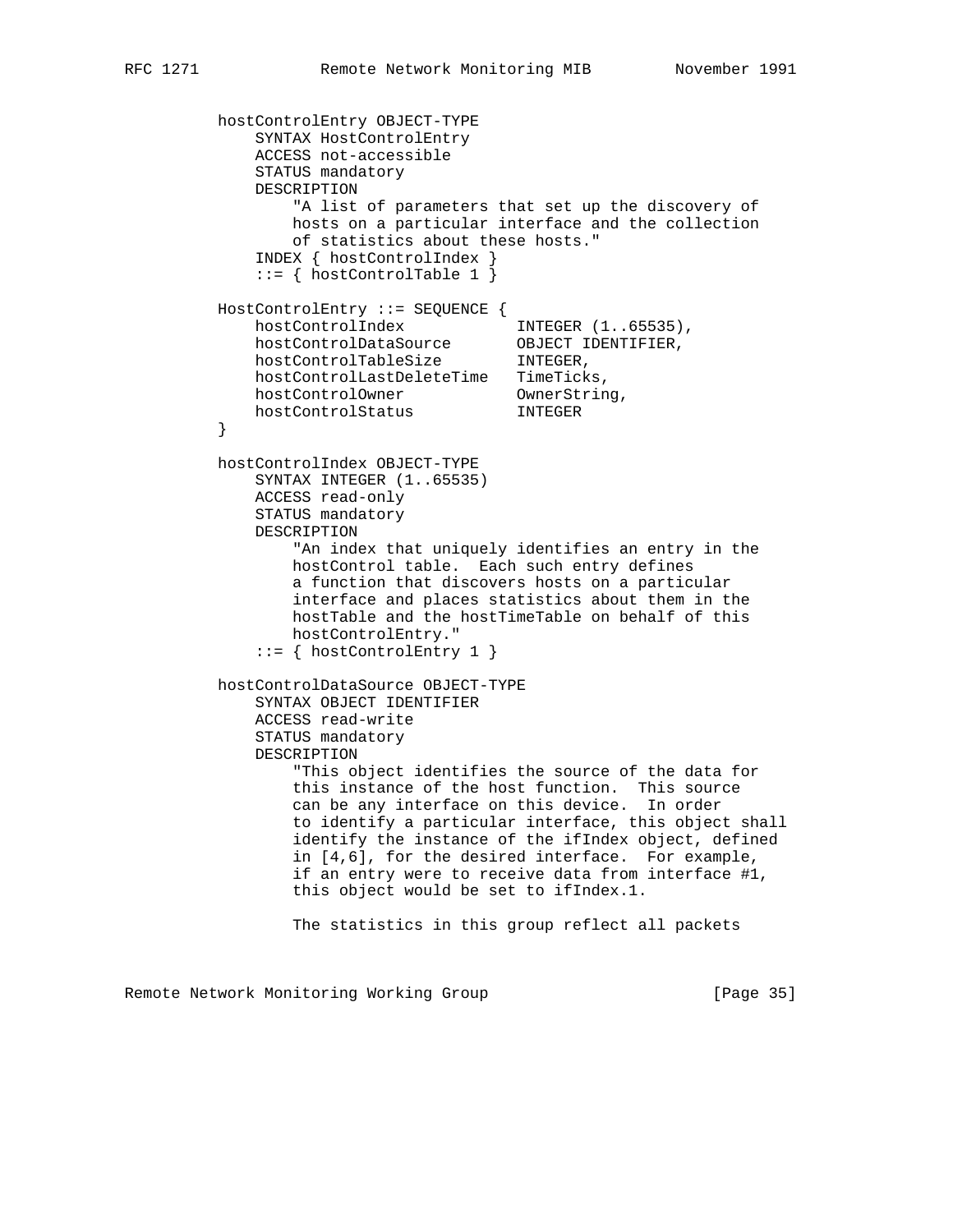```
          hostControlEntry OBJECT-TYPE
              SYNTAX HostControlEntry
              ACCESS not-accessible
              STATUS mandatory
              DESCRIPTION
                  "A list of parameters that set up the discovery of
                  hosts on a particular interface and the collection
                  of statistics about these hosts."
              INDEX { hostControlIndex }
              ::= { hostControlTable 1 }

          HostControlEntry ::= SEQUENCE {
              hostControlIndex            INTEGER (1..65535),
              hostControlDataSource       OBJECT IDENTIFIER,
              hostControlTableSize        INTEGER,
              hostControlLastDeleteTime   TimeTicks,
              hostControlOwner            OwnerString,
              hostControlStatus           INTEGER
          }

          hostControlIndex OBJECT-TYPE
              SYNTAX INTEGER (1..65535)
              ACCESS read-only
              STATUS mandatory
              DESCRIPTION
                  "An index that uniquely identifies an entry in the
                  hostControl table.  Each such entry defines
                  a function that discovers hosts on a particular
                  interface and places statistics about them in the
                  hostTable and the hostTimeTable on behalf of this
                  hostControlEntry."
              ::= { hostControlEntry 1 }

          hostControlDataSource OBJECT-TYPE
              SYNTAX OBJECT IDENTIFIER
              ACCESS read-write
              STATUS mandatory
              DESCRIPTION
                  "This object identifies the source of the data for
                  this instance of the host function.  This source
                  can be any interface on this device.  In order
                  to identify a particular interface, this object shall
                  identify the instance of the ifIndex object, defined
                  in [4,6], for the desired interface.  For example,
                  if an entry were to receive data from interface #1,
                  this object would be set to ifIndex.1.

                  The statistics in this group reflect all packets
```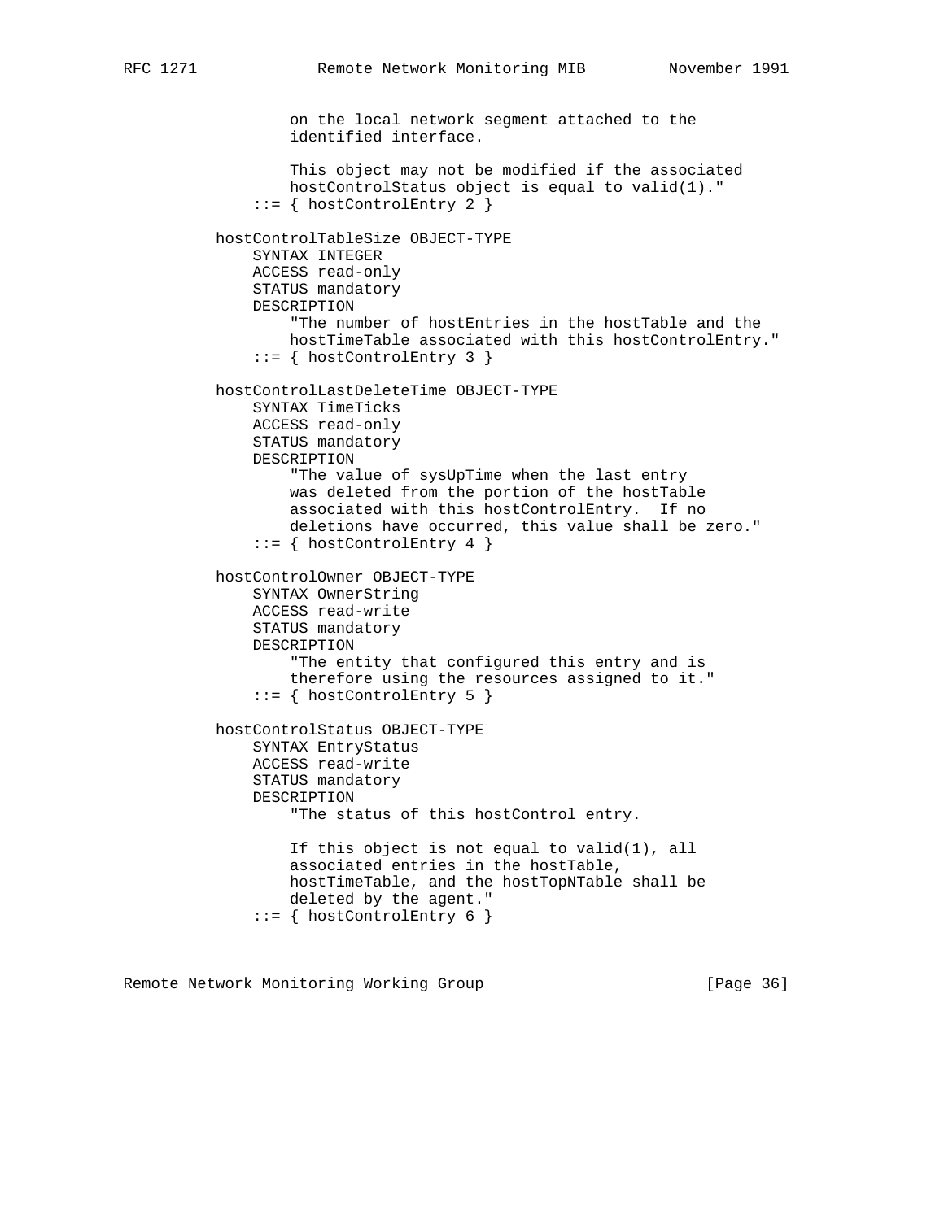```
              on the local network segment attached to the
              identified interface.

              This object may not be modified if the associated
              hostControlStatus object is equal to valid(1)."
          ::= { hostControlEntry 2 }

      hostControlTableSize OBJECT-TYPE
          SYNTAX INTEGER
          ACCESS read-only
          STATUS mandatory
          DESCRIPTION
              "The number of hostEntries in the hostTable and the
              hostTimeTable associated with this hostControlEntry."
          ::= { hostControlEntry 3 }

      hostControlLastDeleteTime OBJECT-TYPE
          SYNTAX TimeTicks
          ACCESS read-only
          STATUS mandatory
          DESCRIPTION
              "The value of sysUpTime when the last entry
              was deleted from the portion of the hostTable
              associated with this hostControlEntry.  If no
              deletions have occurred, this value shall be zero."
          ::= { hostControlEntry 4 }

      hostControlOwner OBJECT-TYPE
          SYNTAX OwnerString
          ACCESS read-write
          STATUS mandatory
          DESCRIPTION
              "The entity that configured this entry and is
              therefore using the resources assigned to it."
          ::= { hostControlEntry 5 }

      hostControlStatus OBJECT-TYPE
          SYNTAX EntryStatus
          ACCESS read-write
          STATUS mandatory
          DESCRIPTION
              "The status of this hostControl entry.

              If this object is not equal to valid(1), all
              associated entries in the hostTable,
              hostTimeTable, and the hostTopNTable shall be
              deleted by the agent."
          ::= { hostControlEntry 6 }
```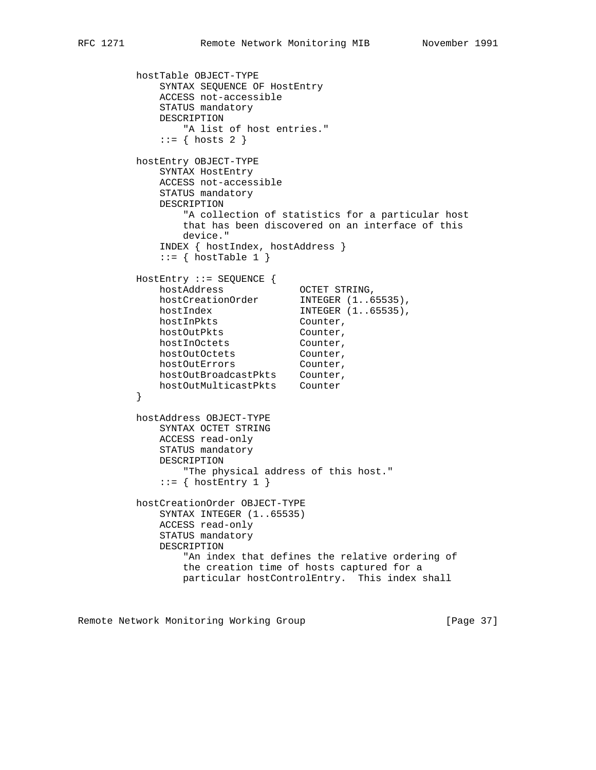```
          hostTable OBJECT-TYPE
              SYNTAX SEQUENCE OF HostEntry
              ACCESS not-accessible
              STATUS mandatory
              DESCRIPTION
                  "A list of host entries."
              ::= { hosts 2 }

          hostEntry OBJECT-TYPE
              SYNTAX HostEntry
              ACCESS not-accessible
              STATUS mandatory
              DESCRIPTION
                  "A collection of statistics for a particular host
                  that has been discovered on an interface of this
                  device."
              INDEX { hostIndex, hostAddress }
              ::= { hostTable 1 }

          HostEntry ::= SEQUENCE {
              hostAddress             OCTET STRING,
              hostCreationOrder       INTEGER (1..65535),
              hostIndex               INTEGER (1..65535),
              hostInPkts              Counter,
              hostOutPkts             Counter,
              hostInOctets            Counter,
              hostOutOctets           Counter,
              hostOutErrors           Counter,
              hostOutBroadcastPkts    Counter,
              hostOutMulticastPkts    Counter
          }

          hostAddress OBJECT-TYPE
              SYNTAX OCTET STRING
              ACCESS read-only
              STATUS mandatory
              DESCRIPTION
                  "The physical address of this host."
              ::= { hostEntry 1 }

          hostCreationOrder OBJECT-TYPE
              SYNTAX INTEGER (1..65535)
              ACCESS read-only
              STATUS mandatory
              DESCRIPTION
                  "An index that defines the relative ordering of
                  the creation time of hosts captured for a
                  particular hostControlEntry.  This index shall
```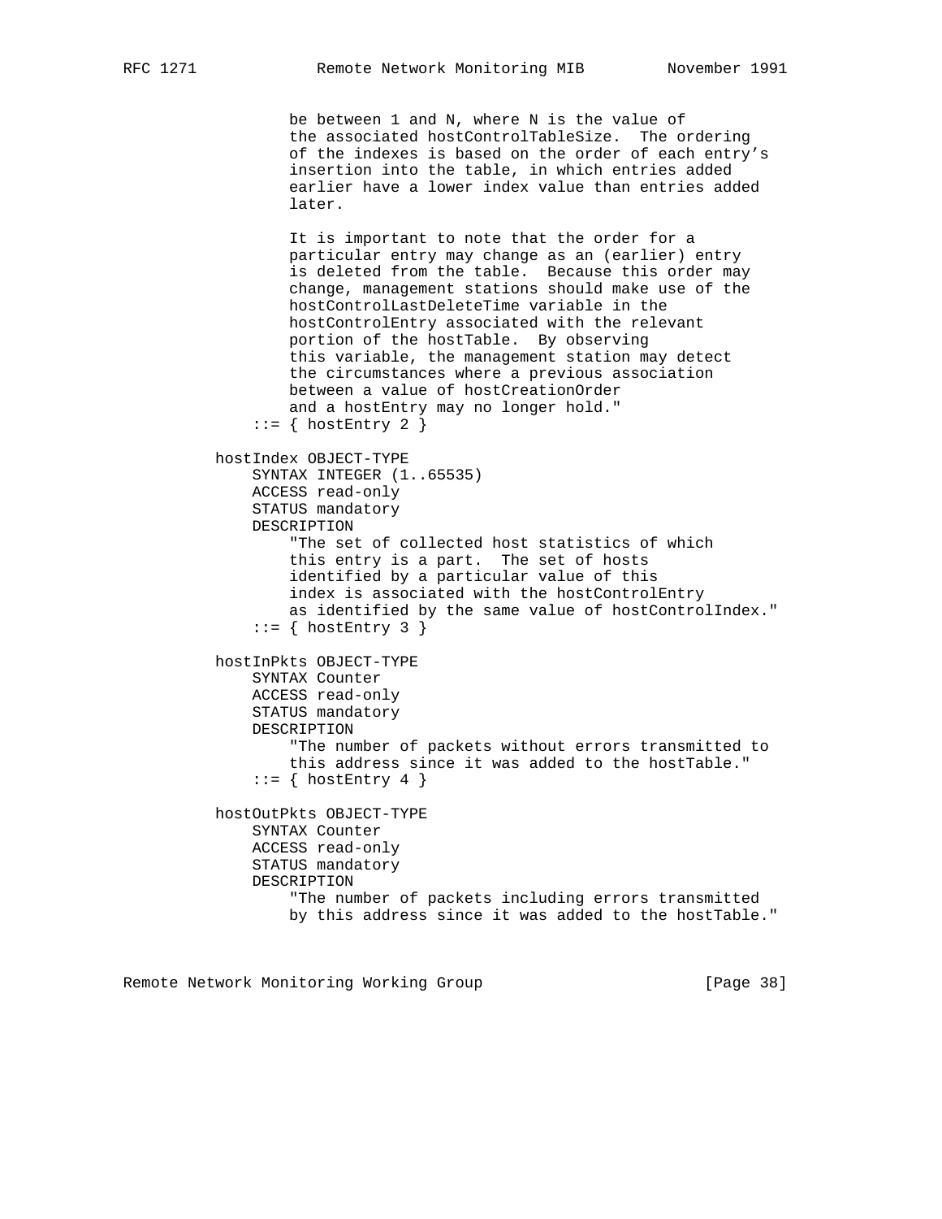```
              be between 1 and N, where N is the value of
              the associated hostControlTableSize.  The ordering
              of the indexes is based on the order of each entry's
              insertion into the table, in which entries added
              earlier have a lower index value than entries added
              later.

              It is important to note that the order for a
              particular entry may change as an (earlier) entry
              is deleted from the table.  Because this order may
              change, management stations should make use of the
              hostControlLastDeleteTime variable in the
              hostControlEntry associated with the relevant
              portion of the hostTable.  By observing
              this variable, the management station may detect
              the circumstances where a previous association
              between a value of hostCreationOrder
              and a hostEntry may no longer hold."
          ::= { hostEntry 2 }

      hostIndex OBJECT-TYPE
          SYNTAX INTEGER (1..65535)
          ACCESS read-only
          STATUS mandatory
          DESCRIPTION
              "The set of collected host statistics of which
              this entry is a part.  The set of hosts
              identified by a particular value of this
              index is associated with the hostControlEntry
              as identified by the same value of hostControlIndex."
          ::= { hostEntry 3 }

      hostInPkts OBJECT-TYPE
          SYNTAX Counter
          ACCESS read-only
          STATUS mandatory
          DESCRIPTION
              "The number of packets without errors transmitted to
              this address since it was added to the hostTable."
          ::= { hostEntry 4 }

      hostOutPkts OBJECT-TYPE
          SYNTAX Counter
          ACCESS read-only
          STATUS mandatory
          DESCRIPTION
              "The number of packets including errors transmitted
              by this address since it was added to the hostTable."
```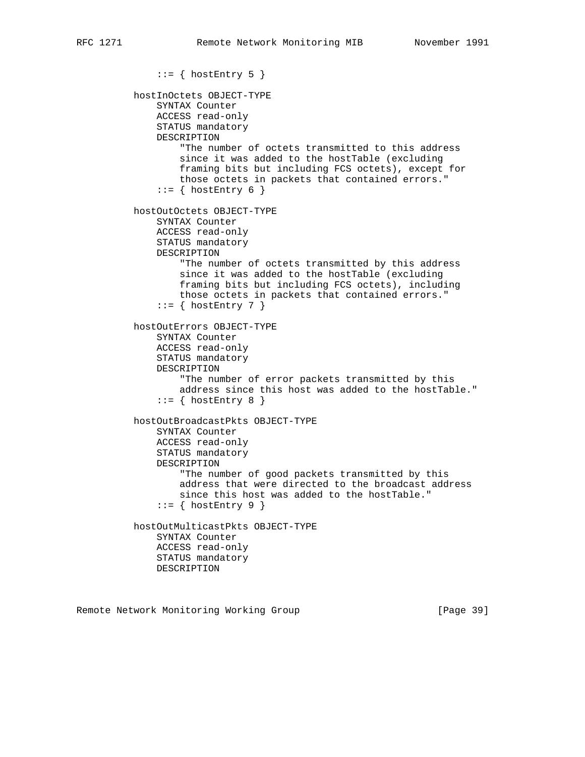```
               ::= { hostEntry 5 }

           hostInOctets OBJECT-TYPE
               SYNTAX Counter
               ACCESS read-only
               STATUS mandatory
               DESCRIPTION
                   "The number of octets transmitted to this address
                   since it was added to the hostTable (excluding
                   framing bits but including FCS octets), except for
                   those octets in packets that contained errors."
               ::= { hostEntry 6 }

           hostOutOctets OBJECT-TYPE
               SYNTAX Counter
               ACCESS read-only
               STATUS mandatory
               DESCRIPTION
                   "The number of octets transmitted by this address
                   since it was added to the hostTable (excluding
                   framing bits but including FCS octets), including
                   those octets in packets that contained errors."
               ::= { hostEntry 7 }

           hostOutErrors OBJECT-TYPE
               SYNTAX Counter
               ACCESS read-only
               STATUS mandatory
               DESCRIPTION
                   "The number of error packets transmitted by this
                   address since this host was added to the hostTable."
               ::= { hostEntry 8 }

           hostOutBroadcastPkts OBJECT-TYPE
               SYNTAX Counter
               ACCESS read-only
               STATUS mandatory
               DESCRIPTION
                   "The number of good packets transmitted by this
                   address that were directed to the broadcast address
                   since this host was added to the hostTable."
               ::= { hostEntry 9 }

           hostOutMulticastPkts OBJECT-TYPE
               SYNTAX Counter
               ACCESS read-only
               STATUS mandatory
               DESCRIPTION
```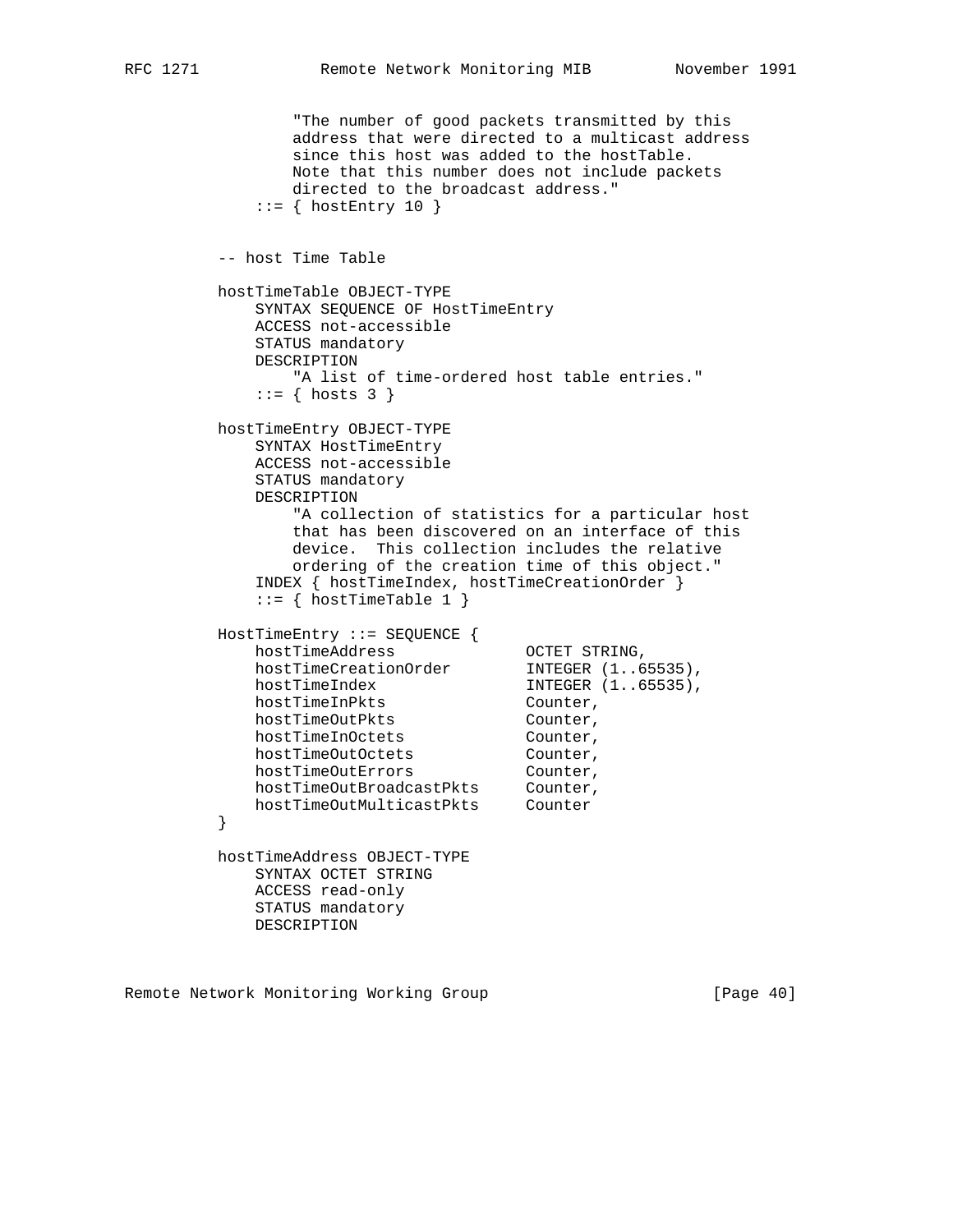```
             "The number of good packets transmitted by this
             address that were directed to a multicast address
             since this host was added to the hostTable.
             Note that this number does not include packets
             directed to the broadcast address."
         ::= { hostEntry 10 }


     -- host Time Table

     hostTimeTable OBJECT-TYPE
         SYNTAX SEQUENCE OF HostTimeEntry
         ACCESS not-accessible
         STATUS mandatory
         DESCRIPTION
             "A list of time-ordered host table entries."
         ::= { hosts 3 }

     hostTimeEntry OBJECT-TYPE
         SYNTAX HostTimeEntry
         ACCESS not-accessible
         STATUS mandatory
         DESCRIPTION
             "A collection of statistics for a particular host
             that has been discovered on an interface of this
             device.  This collection includes the relative
             ordering of the creation time of this object."
         INDEX { hostTimeIndex, hostTimeCreationOrder }
         ::= { hostTimeTable 1 }

     HostTimeEntry ::= SEQUENCE {
         hostTimeAddress              OCTET STRING,
         hostTimeCreationOrder        INTEGER (1..65535),
         hostTimeIndex                INTEGER (1..65535),
         hostTimeInPkts               Counter,
         hostTimeOutPkts              Counter,
         hostTimeInOctets             Counter,
         hostTimeOutOctets            Counter,
         hostTimeOutErrors            Counter,
         hostTimeOutBroadcastPkts     Counter,
         hostTimeOutMulticastPkts     Counter
     }

     hostTimeAddress OBJECT-TYPE
         SYNTAX OCTET STRING
         ACCESS read-only
         STATUS mandatory
         DESCRIPTION
```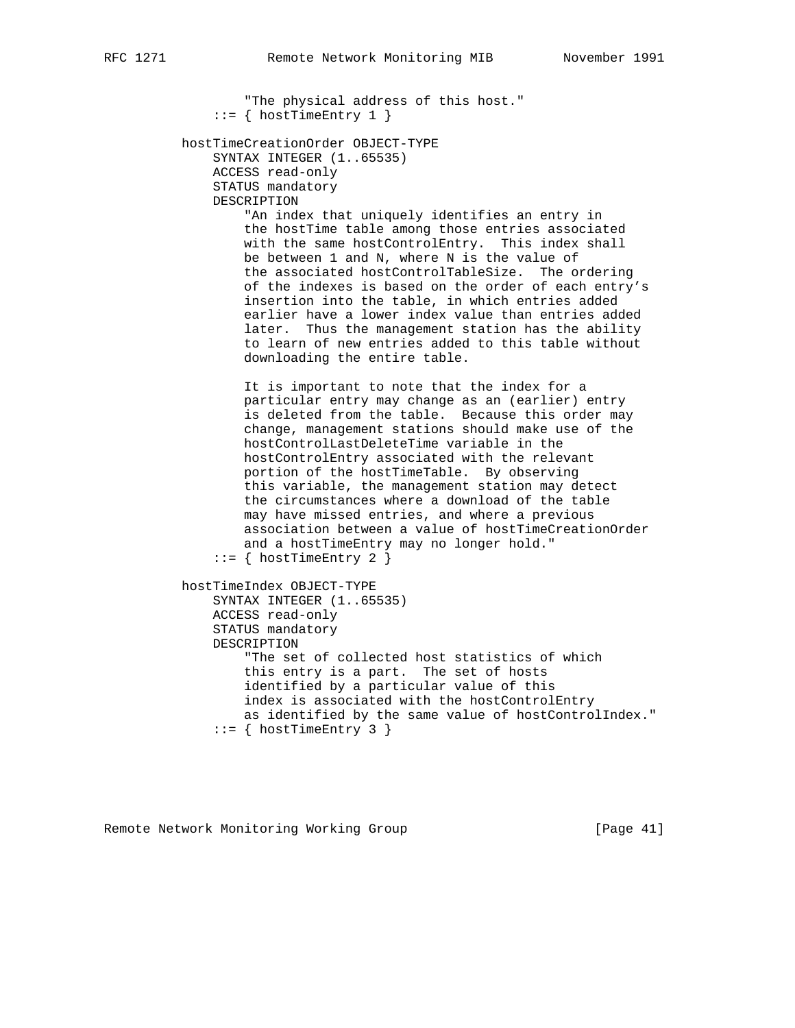```
                   "The physical address of this host."
               ::= { hostTimeEntry 1 }

           hostTimeCreationOrder OBJECT-TYPE
               SYNTAX INTEGER (1..65535)
               ACCESS read-only
               STATUS mandatory
               DESCRIPTION
                   "An index that uniquely identifies an entry in
                   the hostTime table among those entries associated
                   with the same hostControlEntry.  This index shall
                   be between 1 and N, where N is the value of
                   the associated hostControlTableSize.  The ordering
                   of the indexes is based on the order of each entry's
                   insertion into the table, in which entries added
                   earlier have a lower index value than entries added
                   later.  Thus the management station has the ability
                   to learn of new entries added to this table without
                   downloading the entire table.

                   It is important to note that the index for a
                   particular entry may change as an (earlier) entry
                   is deleted from the table.  Because this order may
                   change, management stations should make use of the
                   hostControlLastDeleteTime variable in the
                   hostControlEntry associated with the relevant
                   portion of the hostTimeTable.  By observing
                   this variable, the management station may detect
                   the circumstances where a download of the table
                   may have missed entries, and where a previous
                   association between a value of hostTimeCreationOrder
                   and a hostTimeEntry may no longer hold."
               ::= { hostTimeEntry 2 }

           hostTimeIndex OBJECT-TYPE
               SYNTAX INTEGER (1..65535)
               ACCESS read-only
               STATUS mandatory
               DESCRIPTION
                   "The set of collected host statistics of which
                   this entry is a part.  The set of hosts
                   identified by a particular value of this
                   index is associated with the hostControlEntry
                   as identified by the same value of hostControlIndex."
               ::= { hostTimeEntry 3 }
```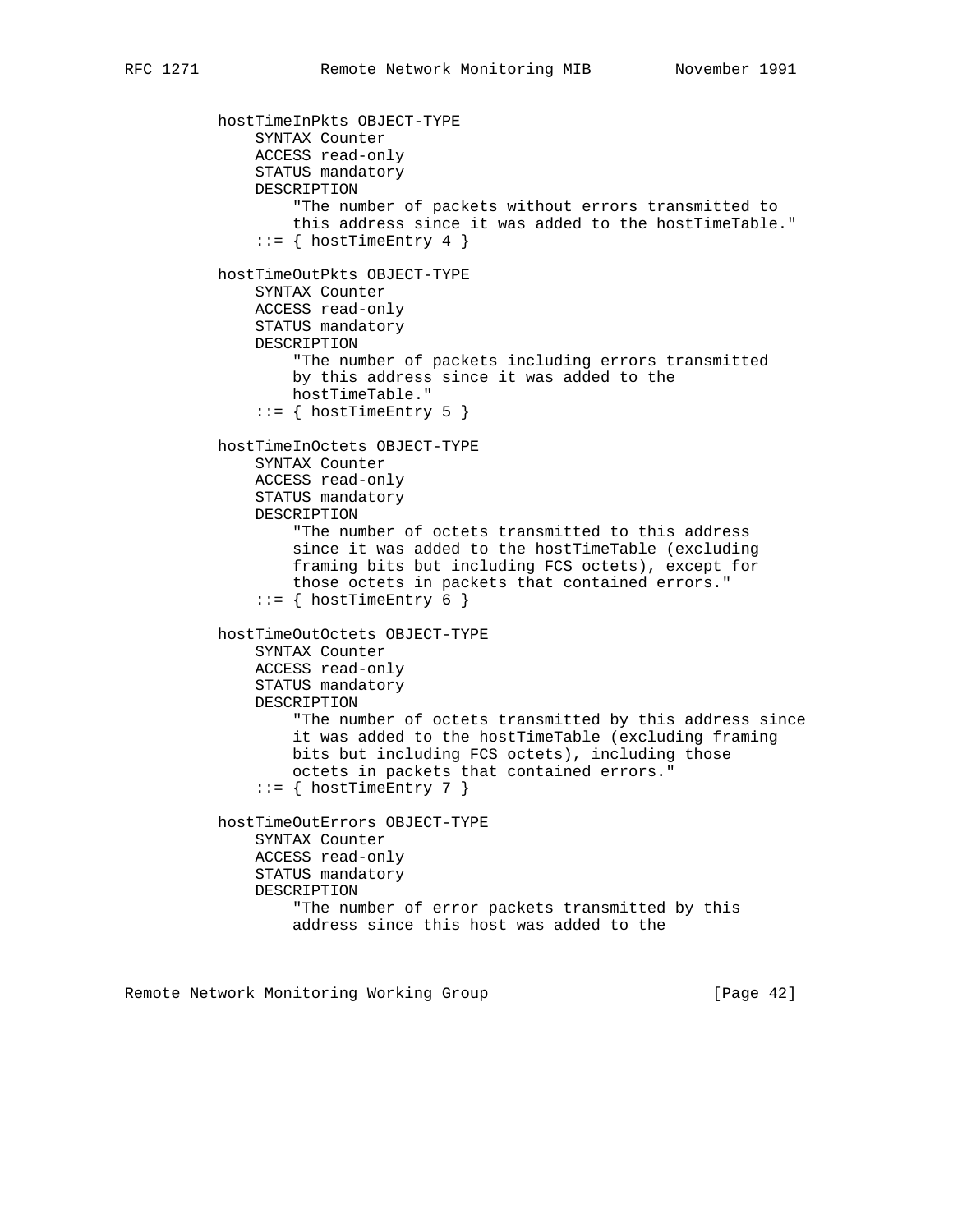```
          hostTimeInPkts OBJECT-TYPE
              SYNTAX Counter
              ACCESS read-only
              STATUS mandatory
              DESCRIPTION
                  "The number of packets without errors transmitted to
                  this address since it was added to the hostTimeTable."
              ::= { hostTimeEntry 4 }

          hostTimeOutPkts OBJECT-TYPE
              SYNTAX Counter
              ACCESS read-only
              STATUS mandatory
              DESCRIPTION
                  "The number of packets including errors transmitted
                  by this address since it was added to the
                  hostTimeTable."
              ::= { hostTimeEntry 5 }

          hostTimeInOctets OBJECT-TYPE
              SYNTAX Counter
              ACCESS read-only
              STATUS mandatory
              DESCRIPTION
                  "The number of octets transmitted to this address
                  since it was added to the hostTimeTable (excluding
                  framing bits but including FCS octets), except for
                  those octets in packets that contained errors."
              ::= { hostTimeEntry 6 }

          hostTimeOutOctets OBJECT-TYPE
              SYNTAX Counter
              ACCESS read-only
              STATUS mandatory
              DESCRIPTION
                  "The number of octets transmitted by this address since
                  it was added to the hostTimeTable (excluding framing
                  bits but including FCS octets), including those
                  octets in packets that contained errors."
              ::= { hostTimeEntry 7 }

          hostTimeOutErrors OBJECT-TYPE
              SYNTAX Counter
              ACCESS read-only
              STATUS mandatory
              DESCRIPTION
                  "The number of error packets transmitted by this
                  address since this host was added to the
```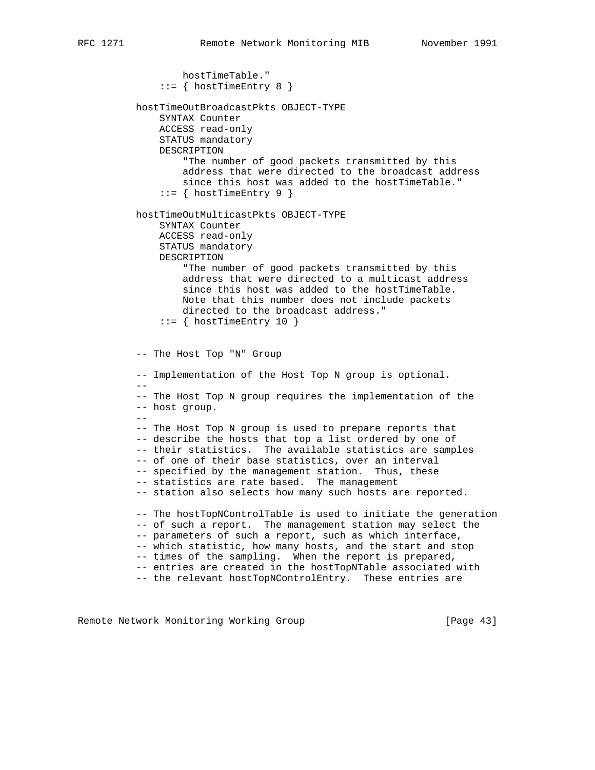```
             hostTimeTable."
         ::= { hostTimeEntry 8 }

     hostTimeOutBroadcastPkts OBJECT-TYPE
         SYNTAX Counter
         ACCESS read-only
         STATUS mandatory
         DESCRIPTION
             "The number of good packets transmitted by this
             address that were directed to the broadcast address
             since this host was added to the hostTimeTable."
         ::= { hostTimeEntry 9 }

     hostTimeOutMulticastPkts OBJECT-TYPE
         SYNTAX Counter
         ACCESS read-only
         STATUS mandatory
         DESCRIPTION
             "The number of good packets transmitted by this
             address that were directed to a multicast address
             since this host was added to the hostTimeTable.
             Note that this number does not include packets
             directed to the broadcast address."
         ::= { hostTimeEntry 10 }


     -- The Host Top "N" Group

     -- Implementation of the Host Top N group is optional.
     --
     -- The Host Top N group requires the implementation of the
     -- host group.
     --
     -- The Host Top N group is used to prepare reports that
     -- describe the hosts that top a list ordered by one of
     -- their statistics.  The available statistics are samples
     -- of one of their base statistics, over an interval
     -- specified by the management station.  Thus, these
     -- statistics are rate based.  The management
     -- station also selects how many such hosts are reported.

     -- The hostTopNControlTable is used to initiate the generation
     -- of such a report.  The management station may select the
     -- parameters of such a report, such as which interface,
     -- which statistic, how many hosts, and the start and stop
     -- times of the sampling.  When the report is prepared,
     -- entries are created in the hostTopNTable associated with
     -- the relevant hostTopNControlEntry.  These entries are
```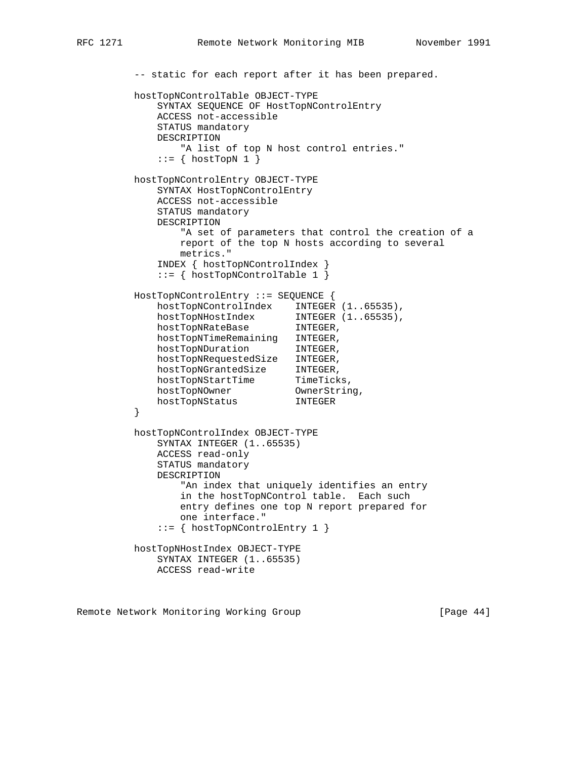```
          -- static for each report after it has been prepared.

          hostTopNControlTable OBJECT-TYPE
              SYNTAX SEQUENCE OF HostTopNControlEntry
              ACCESS not-accessible
              STATUS mandatory
              DESCRIPTION
                  "A list of top N host control entries."
              ::= { hostTopN 1 }

          hostTopNControlEntry OBJECT-TYPE
              SYNTAX HostTopNControlEntry
              ACCESS not-accessible
              STATUS mandatory
              DESCRIPTION
                  "A set of parameters that control the creation of a
                  report of the top N hosts according to several
                  metrics."
              INDEX { hostTopNControlIndex }
              ::= { hostTopNControlTable 1 }

          HostTopNControlEntry ::= SEQUENCE {
              hostTopNControlIndex    INTEGER (1..65535),
              hostTopNHostIndex       INTEGER (1..65535),
              hostTopNRateBase        INTEGER,
              hostTopNTimeRemaining   INTEGER,
              hostTopNDuration        INTEGER,
              hostTopNRequestedSize   INTEGER,
              hostTopNGrantedSize     INTEGER,
              hostTopNStartTime       TimeTicks,
              hostTopNOwner           OwnerString,
              hostTopNStatus          INTEGER
          }

          hostTopNControlIndex OBJECT-TYPE
              SYNTAX INTEGER (1..65535)
              ACCESS read-only
              STATUS mandatory
              DESCRIPTION
                  "An index that uniquely identifies an entry
                  in the hostTopNControl table.  Each such
                  entry defines one top N report prepared for
                  one interface."
              ::= { hostTopNControlEntry 1 }

          hostTopNHostIndex OBJECT-TYPE
              SYNTAX INTEGER (1..65535)
              ACCESS read-write
```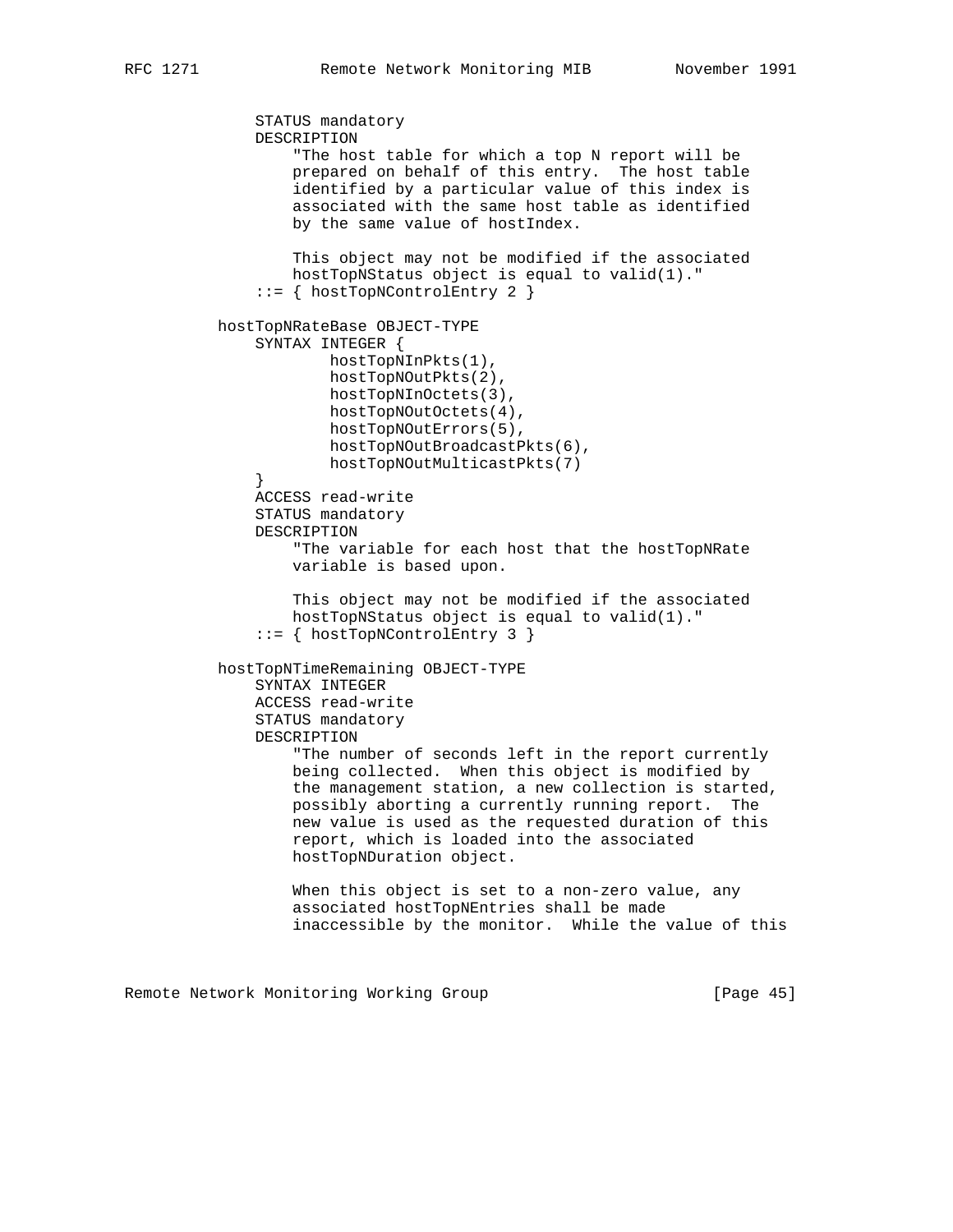```
            STATUS mandatory
            DESCRIPTION
                "The host table for which a top N report will be
                prepared on behalf of this entry.  The host table
                identified by a particular value of this index is
                associated with the same host table as identified
                by the same value of hostIndex.

                This object may not be modified if the associated
                hostTopNStatus object is equal to valid(1)."
            ::= { hostTopNControlEntry 2 }

        hostTopNRateBase OBJECT-TYPE
            SYNTAX INTEGER {
                    hostTopNInPkts(1),
                    hostTopNOutPkts(2),
                    hostTopNInOctets(3),
                    hostTopNOutOctets(4),
                    hostTopNOutErrors(5),
                    hostTopNOutBroadcastPkts(6),
                    hostTopNOutMulticastPkts(7)
            }
            ACCESS read-write
            STATUS mandatory
            DESCRIPTION
                "The variable for each host that the hostTopNRate
                variable is based upon.

                This object may not be modified if the associated
                hostTopNStatus object is equal to valid(1)."
            ::= { hostTopNControlEntry 3 }

        hostTopNTimeRemaining OBJECT-TYPE
            SYNTAX INTEGER
            ACCESS read-write
            STATUS mandatory
            DESCRIPTION
                "The number of seconds left in the report currently
                being collected.  When this object is modified by
                the management station, a new collection is started,
                possibly aborting a currently running report.  The
                new value is used as the requested duration of this
                report, which is loaded into the associated
                hostTopNDuration object.

                When this object is set to a non-zero value, any
                associated hostTopNEntries shall be made
                inaccessible by the monitor.  While the value of this
```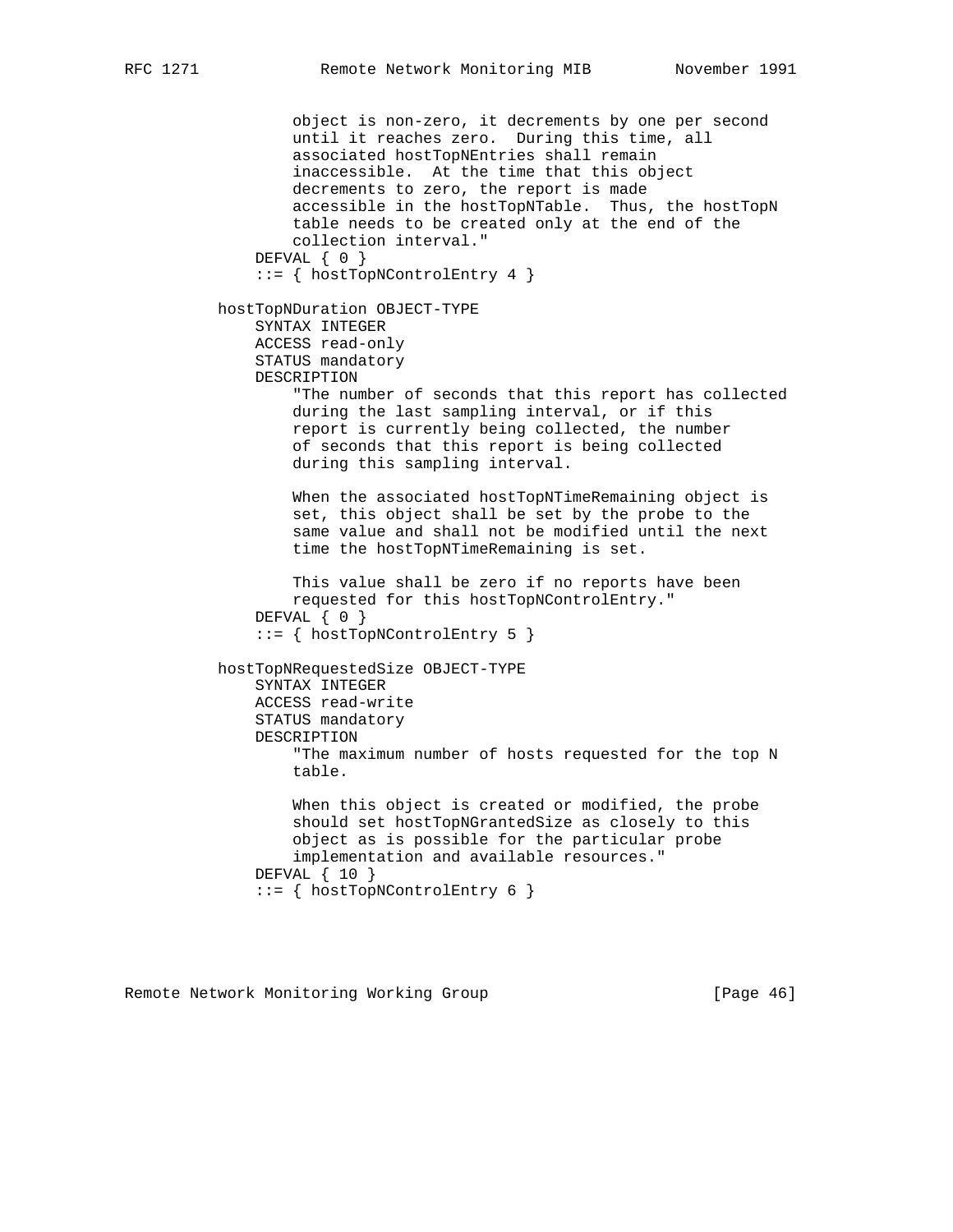```
             object is non-zero, it decrements by one per second
             until it reaches zero.  During this time, all
             associated hostTopNEntries shall remain
             inaccessible.  At the time that this object
             decrements to zero, the report is made
             accessible in the hostTopNTable.  Thus, the hostTopN
             table needs to be created only at the end of the
             collection interval."
         DEFVAL { 0 }
         ::= { hostTopNControlEntry 4 }

     hostTopNDuration OBJECT-TYPE
         SYNTAX INTEGER
         ACCESS read-only
         STATUS mandatory
         DESCRIPTION
             "The number of seconds that this report has collected
             during the last sampling interval, or if this
             report is currently being collected, the number
             of seconds that this report is being collected
             during this sampling interval.

             When the associated hostTopNTimeRemaining object is
             set, this object shall be set by the probe to the
             same value and shall not be modified until the next
             time the hostTopNTimeRemaining is set.

             This value shall be zero if no reports have been
             requested for this hostTopNControlEntry."
         DEFVAL { 0 }
         ::= { hostTopNControlEntry 5 }

     hostTopNRequestedSize OBJECT-TYPE
         SYNTAX INTEGER
         ACCESS read-write
         STATUS mandatory
         DESCRIPTION
             "The maximum number of hosts requested for the top N
             table.

             When this object is created or modified, the probe
             should set hostTopNGrantedSize as closely to this
             object as is possible for the particular probe
             implementation and available resources."
         DEFVAL { 10 }
         ::= { hostTopNControlEntry 6 }
```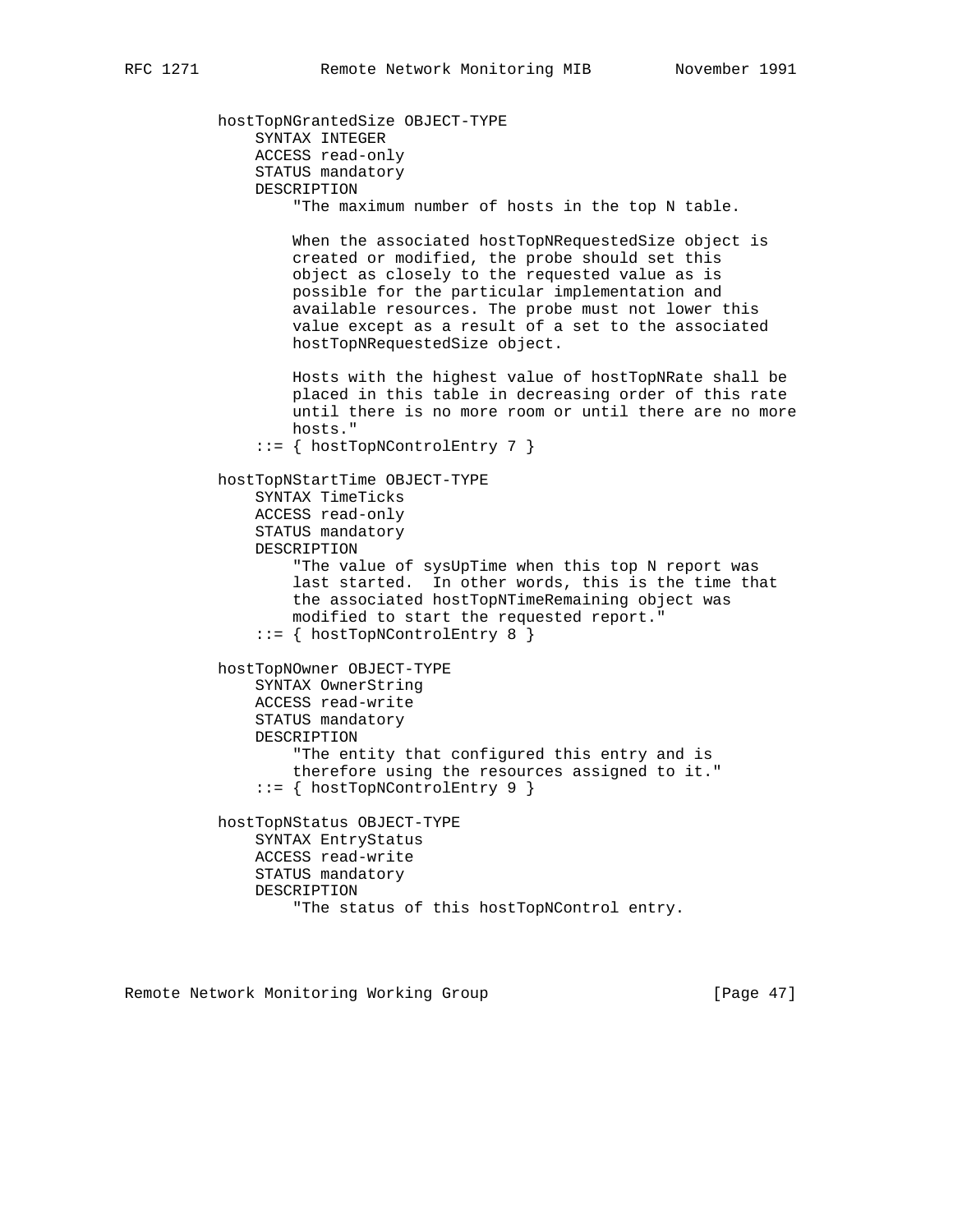```
          hostTopNGrantedSize OBJECT-TYPE
              SYNTAX INTEGER
              ACCESS read-only
              STATUS mandatory
              DESCRIPTION
                  "The maximum number of hosts in the top N table.

                  When the associated hostTopNRequestedSize object is
                  created or modified, the probe should set this
                  object as closely to the requested value as is
                  possible for the particular implementation and
                  available resources. The probe must not lower this
                  value except as a result of a set to the associated
                  hostTopNRequestedSize object.

                  Hosts with the highest value of hostTopNRate shall be
                  placed in this table in decreasing order of this rate
                  until there is no more room or until there are no more
                  hosts."
              ::= { hostTopNControlEntry 7 }

          hostTopNStartTime OBJECT-TYPE
              SYNTAX TimeTicks
              ACCESS read-only
              STATUS mandatory
              DESCRIPTION
                  "The value of sysUpTime when this top N report was
                  last started.  In other words, this is the time that
                  the associated hostTopNTimeRemaining object was
                  modified to start the requested report."
              ::= { hostTopNControlEntry 8 }

          hostTopNOwner OBJECT-TYPE
              SYNTAX OwnerString
              ACCESS read-write
              STATUS mandatory
              DESCRIPTION
                  "The entity that configured this entry and is
                  therefore using the resources assigned to it."
              ::= { hostTopNControlEntry 9 }

          hostTopNStatus OBJECT-TYPE
              SYNTAX EntryStatus
              ACCESS read-write
              STATUS mandatory
              DESCRIPTION
                  "The status of this hostTopNControl entry.
```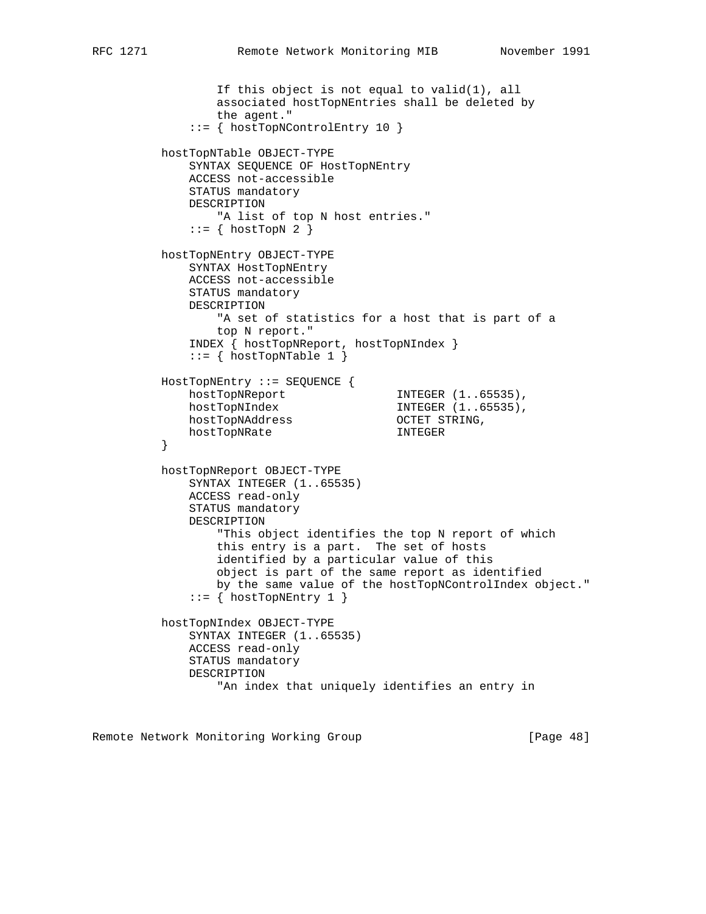```
              If this object is not equal to valid(1), all
              associated hostTopNEntries shall be deleted by
              the agent."
          ::= { hostTopNControlEntry 10 }

      hostTopNTable OBJECT-TYPE
          SYNTAX SEQUENCE OF HostTopNEntry
          ACCESS not-accessible
          STATUS mandatory
          DESCRIPTION
              "A list of top N host entries."
          ::= { hostTopN 2 }

      hostTopNEntry OBJECT-TYPE
          SYNTAX HostTopNEntry
          ACCESS not-accessible
          STATUS mandatory
          DESCRIPTION
              "A set of statistics for a host that is part of a
              top N report."
          INDEX { hostTopNReport, hostTopNIndex }
          ::= { hostTopNTable 1 }

      HostTopNEntry ::= SEQUENCE {
          hostTopNReport                INTEGER (1..65535),
          hostTopNIndex                 INTEGER (1..65535),
          hostTopNAddress               OCTET STRING,
          hostTopNRate                  INTEGER
      }

      hostTopNReport OBJECT-TYPE
          SYNTAX INTEGER (1..65535)
          ACCESS read-only
          STATUS mandatory
          DESCRIPTION
              "This object identifies the top N report of which
              this entry is a part.  The set of hosts
              identified by a particular value of this
              object is part of the same report as identified
              by the same value of the hostTopNControlIndex object."
          ::= { hostTopNEntry 1 }

      hostTopNIndex OBJECT-TYPE
          SYNTAX INTEGER (1..65535)
          ACCESS read-only
          STATUS mandatory
          DESCRIPTION
              "An index that uniquely identifies an entry in
```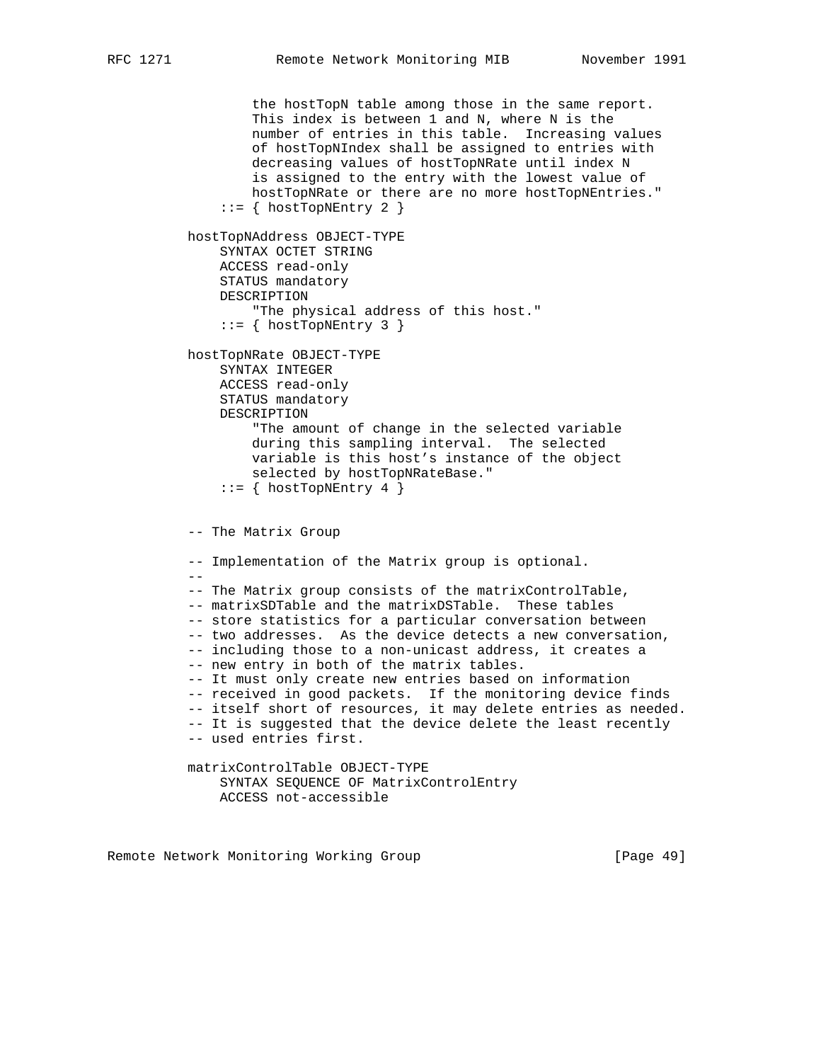```
              the hostTopN table among those in the same report.
              This index is between 1 and N, where N is the
              number of entries in this table.  Increasing values
              of hostTopNIndex shall be assigned to entries with
              decreasing values of hostTopNRate until index N
              is assigned to the entry with the lowest value of
              hostTopNRate or there are no more hostTopNEntries."
          ::= { hostTopNEntry 2 }

      hostTopNAddress OBJECT-TYPE
          SYNTAX OCTET STRING
          ACCESS read-only
          STATUS mandatory
          DESCRIPTION
              "The physical address of this host."
          ::= { hostTopNEntry 3 }

      hostTopNRate OBJECT-TYPE
          SYNTAX INTEGER
          ACCESS read-only
          STATUS mandatory
          DESCRIPTION
              "The amount of change in the selected variable
              during this sampling interval.  The selected
              variable is this host's instance of the object
              selected by hostTopNRateBase."
          ::= { hostTopNEntry 4 }


      -- The Matrix Group

      -- Implementation of the Matrix group is optional.
      --
      -- The Matrix group consists of the matrixControlTable,
      -- matrixSDTable and the matrixDSTable.  These tables
      -- store statistics for a particular conversation between
      -- two addresses.  As the device detects a new conversation,
      -- including those to a non-unicast address, it creates a
      -- new entry in both of the matrix tables.
      -- It must only create new entries based on information
      -- received in good packets.  If the monitoring device finds
      -- itself short of resources, it may delete entries as needed.
      -- It is suggested that the device delete the least recently
      -- used entries first.

      matrixControlTable OBJECT-TYPE
          SYNTAX SEQUENCE OF MatrixControlEntry
          ACCESS not-accessible
```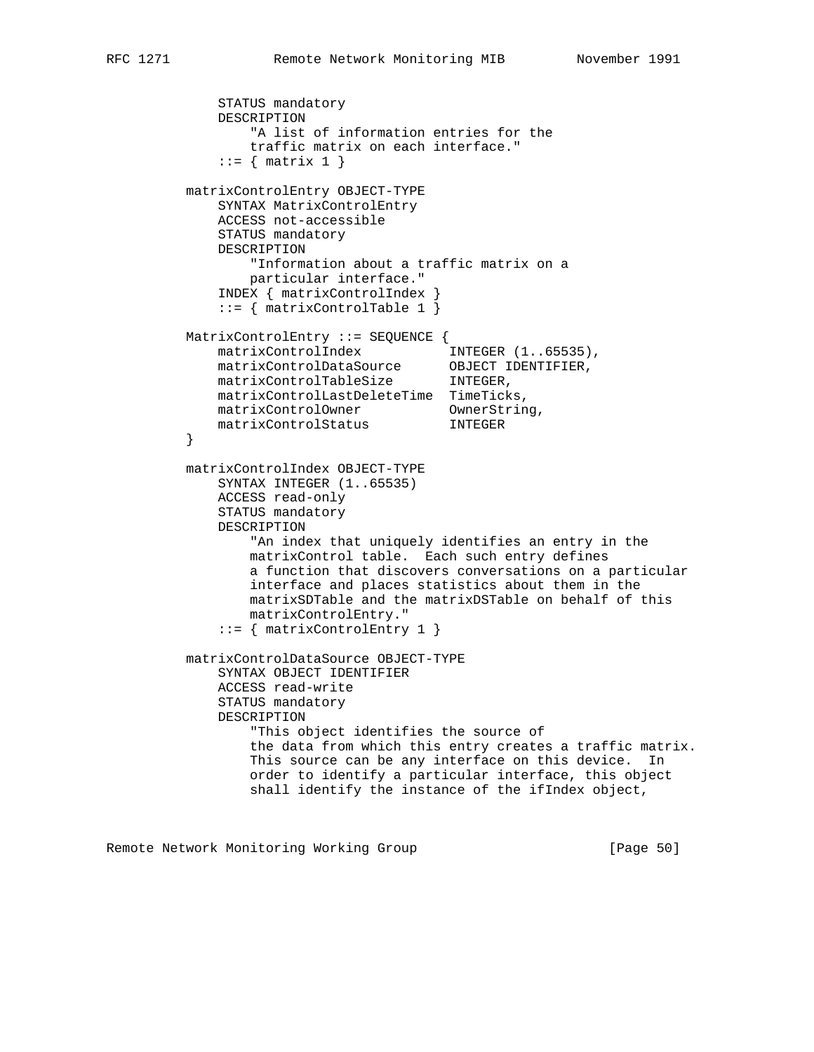```
            STATUS mandatory
            DESCRIPTION
                "A list of information entries for the
                traffic matrix on each interface."
            ::= { matrix 1 }

        matrixControlEntry OBJECT-TYPE
            SYNTAX MatrixControlEntry
            ACCESS not-accessible
            STATUS mandatory
            DESCRIPTION
                "Information about a traffic matrix on a
                particular interface."
            INDEX { matrixControlIndex }
            ::= { matrixControlTable 1 }

        MatrixControlEntry ::= SEQUENCE {
            matrixControlIndex           INTEGER (1..65535),
            matrixControlDataSource      OBJECT IDENTIFIER,
            matrixControlTableSize       INTEGER,
            matrixControlLastDeleteTime  TimeTicks,
            matrixControlOwner           OwnerString,
            matrixControlStatus          INTEGER
        }

        matrixControlIndex OBJECT-TYPE
            SYNTAX INTEGER (1..65535)
            ACCESS read-only
            STATUS mandatory
            DESCRIPTION
                "An index that uniquely identifies an entry in the
                matrixControl table.  Each such entry defines
                a function that discovers conversations on a particular
                interface and places statistics about them in the
                matrixSDTable and the matrixDSTable on behalf of this
                matrixControlEntry."
            ::= { matrixControlEntry 1 }

        matrixControlDataSource OBJECT-TYPE
            SYNTAX OBJECT IDENTIFIER
            ACCESS read-write
            STATUS mandatory
            DESCRIPTION
                "This object identifies the source of
                the data from which this entry creates a traffic matrix.
                This source can be any interface on this device.  In
                order to identify a particular interface, this object
                shall identify the instance of the ifIndex object,
```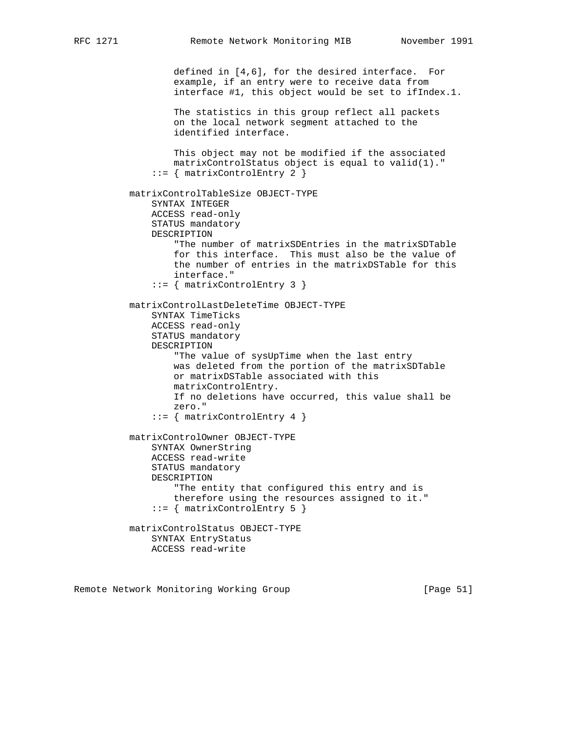```
              defined in [4,6], for the desired interface.  For
              example, if an entry were to receive data from
              interface #1, this object would be set to ifIndex.1.

              The statistics in this group reflect all packets
              on the local network segment attached to the
              identified interface.

              This object may not be modified if the associated
              matrixControlStatus object is equal to valid(1)."
          ::= { matrixControlEntry 2 }

      matrixControlTableSize OBJECT-TYPE
          SYNTAX INTEGER
          ACCESS read-only
          STATUS mandatory
          DESCRIPTION
              "The number of matrixSDEntries in the matrixSDTable
              for this interface.  This must also be the value of
              the number of entries in the matrixDSTable for this
              interface."
          ::= { matrixControlEntry 3 }

      matrixControlLastDeleteTime OBJECT-TYPE
          SYNTAX TimeTicks
          ACCESS read-only
          STATUS mandatory
          DESCRIPTION
              "The value of sysUpTime when the last entry
              was deleted from the portion of the matrixSDTable
              or matrixDSTable associated with this
              matrixControlEntry.
              If no deletions have occurred, this value shall be
              zero."
          ::= { matrixControlEntry 4 }

      matrixControlOwner OBJECT-TYPE
          SYNTAX OwnerString
          ACCESS read-write
          STATUS mandatory
          DESCRIPTION
              "The entity that configured this entry and is
              therefore using the resources assigned to it."
          ::= { matrixControlEntry 5 }

      matrixControlStatus OBJECT-TYPE
          SYNTAX EntryStatus
          ACCESS read-write
```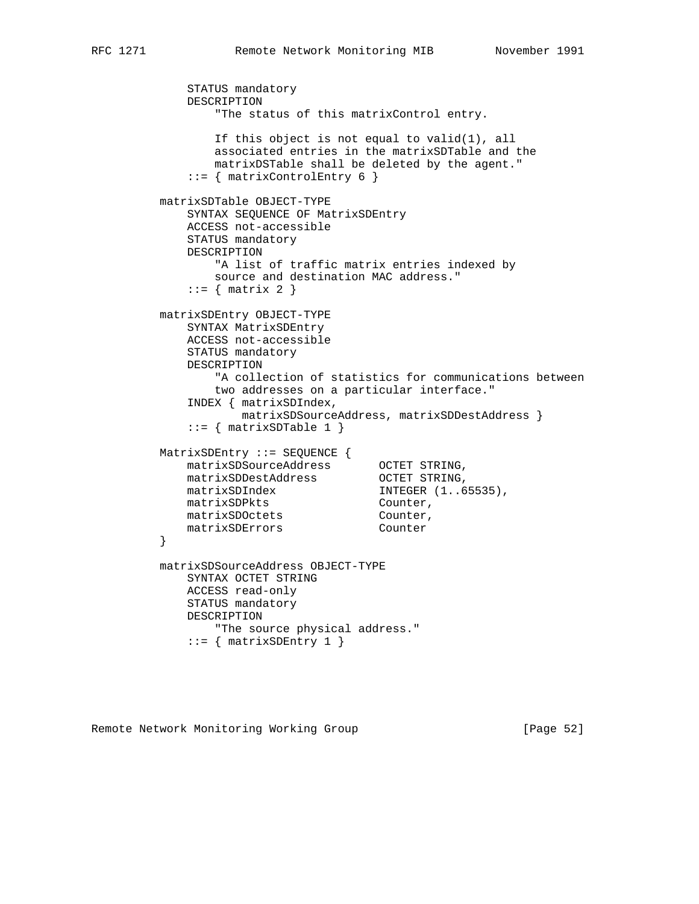```
            STATUS mandatory
            DESCRIPTION
                "The status of this matrixControl entry.

                If this object is not equal to valid(1), all
                associated entries in the matrixSDTable and the
                matrixDSTable shall be deleted by the agent."
            ::= { matrixControlEntry 6 }

        matrixSDTable OBJECT-TYPE
            SYNTAX SEQUENCE OF MatrixSDEntry
            ACCESS not-accessible
            STATUS mandatory
            DESCRIPTION
                "A list of traffic matrix entries indexed by
                source and destination MAC address."
            ::= { matrix 2 }

        matrixSDEntry OBJECT-TYPE
            SYNTAX MatrixSDEntry
            ACCESS not-accessible
            STATUS mandatory
            DESCRIPTION
                "A collection of statistics for communications between
                two addresses on a particular interface."
            INDEX { matrixSDIndex,
                    matrixSDSourceAddress, matrixSDDestAddress }
            ::= { matrixSDTable 1 }

        MatrixSDEntry ::= SEQUENCE {
            matrixSDSourceAddress       OCTET STRING,
            matrixSDDestAddress         OCTET STRING,
            matrixSDIndex               INTEGER (1..65535),
            matrixSDPkts                Counter,
            matrixSDOctets              Counter,
            matrixSDErrors              Counter
        }

        matrixSDSourceAddress OBJECT-TYPE
            SYNTAX OCTET STRING
            ACCESS read-only
            STATUS mandatory
            DESCRIPTION
                "The source physical address."
            ::= { matrixSDEntry 1 }
```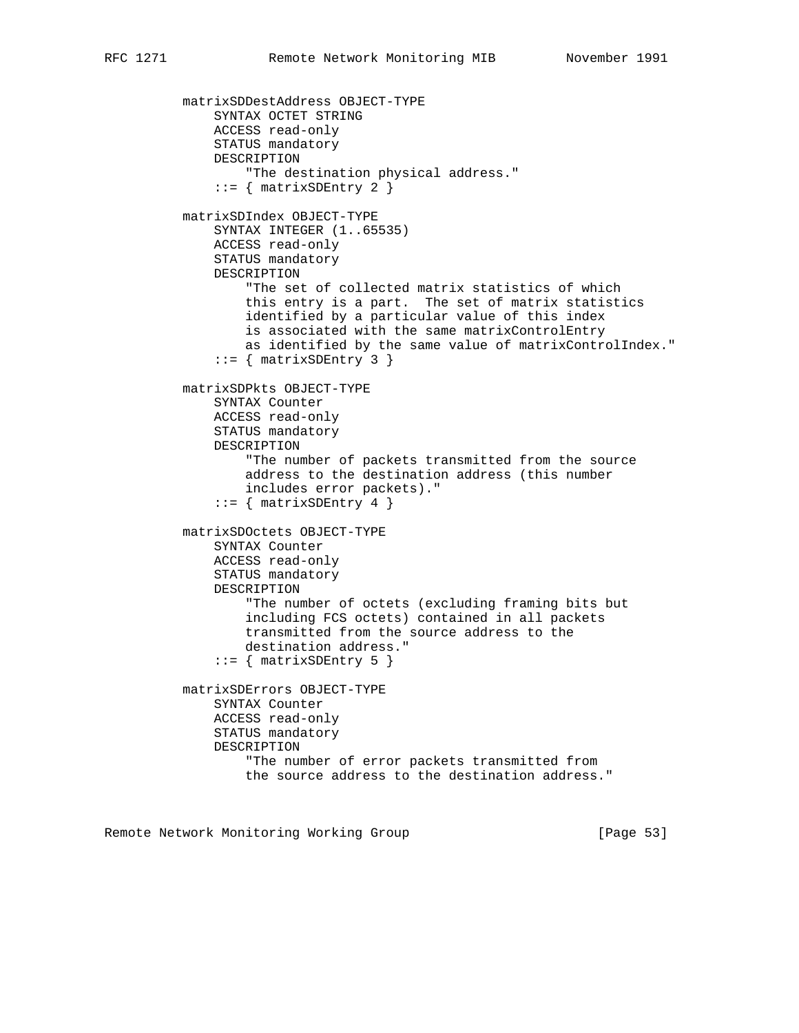```
          matrixSDDestAddress OBJECT-TYPE
              SYNTAX OCTET STRING
              ACCESS read-only
              STATUS mandatory
              DESCRIPTION
                  "The destination physical address."
              ::= { matrixSDEntry 2 }

          matrixSDIndex OBJECT-TYPE
              SYNTAX INTEGER (1..65535)
              ACCESS read-only
              STATUS mandatory
              DESCRIPTION
                  "The set of collected matrix statistics of which
                  this entry is a part.  The set of matrix statistics
                  identified by a particular value of this index
                  is associated with the same matrixControlEntry
                  as identified by the same value of matrixControlIndex."
              ::= { matrixSDEntry 3 }

          matrixSDPkts OBJECT-TYPE
              SYNTAX Counter
              ACCESS read-only
              STATUS mandatory
              DESCRIPTION
                  "The number of packets transmitted from the source
                  address to the destination address (this number
                  includes error packets)."
              ::= { matrixSDEntry 4 }

          matrixSDOctets OBJECT-TYPE
              SYNTAX Counter
              ACCESS read-only
              STATUS mandatory
              DESCRIPTION
                  "The number of octets (excluding framing bits but
                  including FCS octets) contained in all packets
                  transmitted from the source address to the
                  destination address."
              ::= { matrixSDEntry 5 }

          matrixSDErrors OBJECT-TYPE
              SYNTAX Counter
              ACCESS read-only
              STATUS mandatory
              DESCRIPTION
                  "The number of error packets transmitted from
                  the source address to the destination address."
```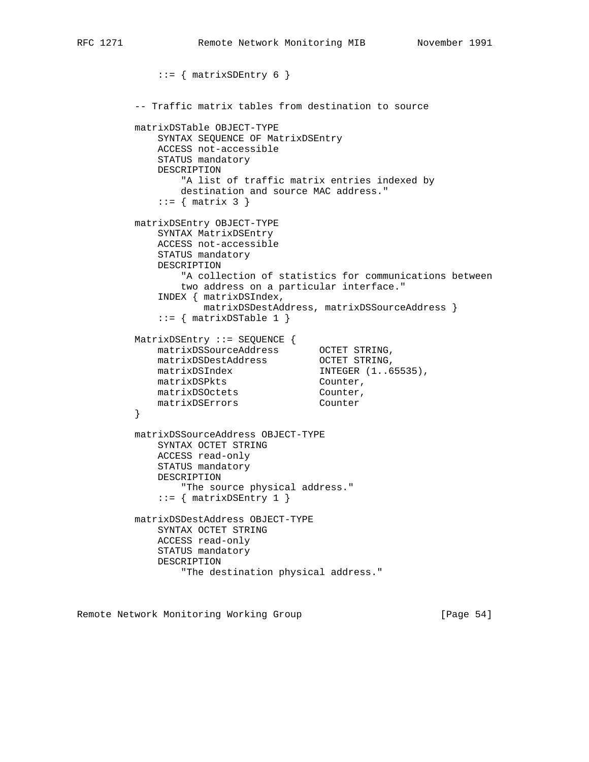```
              ::= { matrixSDEntry 6 }


          -- Traffic matrix tables from destination to source

          matrixDSTable OBJECT-TYPE
              SYNTAX SEQUENCE OF MatrixDSEntry
              ACCESS not-accessible
              STATUS mandatory
              DESCRIPTION
                  "A list of traffic matrix entries indexed by
                  destination and source MAC address."
              ::= { matrix 3 }

          matrixDSEntry OBJECT-TYPE
              SYNTAX MatrixDSEntry
              ACCESS not-accessible
              STATUS mandatory
              DESCRIPTION
                  "A collection of statistics for communications between
                  two address on a particular interface."
              INDEX { matrixDSIndex,
                      matrixDSDestAddress, matrixDSSourceAddress }
              ::= { matrixDSTable 1 }

          MatrixDSEntry ::= SEQUENCE {
              matrixDSSourceAddress       OCTET STRING,
              matrixDSDestAddress         OCTET STRING,
              matrixDSIndex               INTEGER (1..65535),
              matrixDSPkts                Counter,
              matrixDSOctets              Counter,
              matrixDSErrors              Counter
          }

          matrixDSSourceAddress OBJECT-TYPE
              SYNTAX OCTET STRING
              ACCESS read-only
              STATUS mandatory
              DESCRIPTION
                  "The source physical address."
              ::= { matrixDSEntry 1 }

          matrixDSDestAddress OBJECT-TYPE
              SYNTAX OCTET STRING
              ACCESS read-only
              STATUS mandatory
              DESCRIPTION
                  "The destination physical address."
```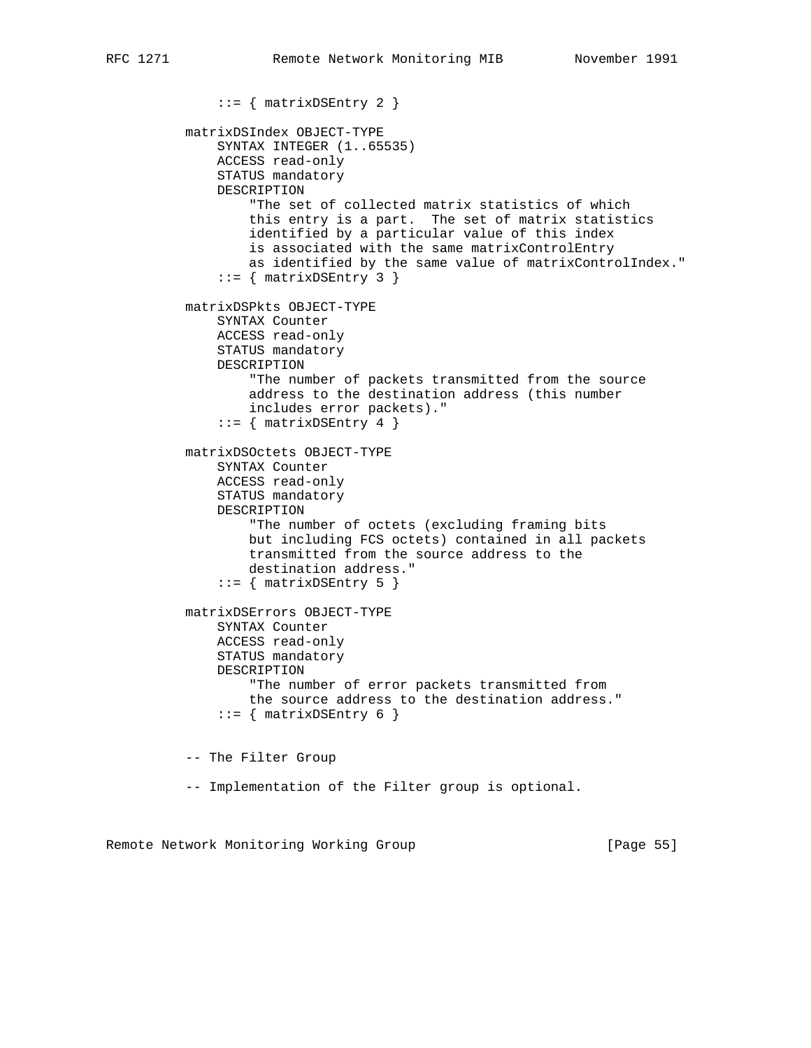```
              ::= { matrixDSEntry 2 }

          matrixDSIndex OBJECT-TYPE
              SYNTAX INTEGER (1..65535)
              ACCESS read-only
              STATUS mandatory
              DESCRIPTION
                  "The set of collected matrix statistics of which
                  this entry is a part.  The set of matrix statistics
                  identified by a particular value of this index
                  is associated with the same matrixControlEntry
                  as identified by the same value of matrixControlIndex."
              ::= { matrixDSEntry 3 }

          matrixDSPkts OBJECT-TYPE
              SYNTAX Counter
              ACCESS read-only
              STATUS mandatory
              DESCRIPTION
                  "The number of packets transmitted from the source
                  address to the destination address (this number
                  includes error packets)."
              ::= { matrixDSEntry 4 }

          matrixDSOctets OBJECT-TYPE
              SYNTAX Counter
              ACCESS read-only
              STATUS mandatory
              DESCRIPTION
                  "The number of octets (excluding framing bits
                  but including FCS octets) contained in all packets
                  transmitted from the source address to the
                  destination address."
              ::= { matrixDSEntry 5 }

          matrixDSErrors OBJECT-TYPE
              SYNTAX Counter
              ACCESS read-only
              STATUS mandatory
              DESCRIPTION
                  "The number of error packets transmitted from
                  the source address to the destination address."
              ::= { matrixDSEntry 6 }


          -- The Filter Group

          -- Implementation of the Filter group is optional.
```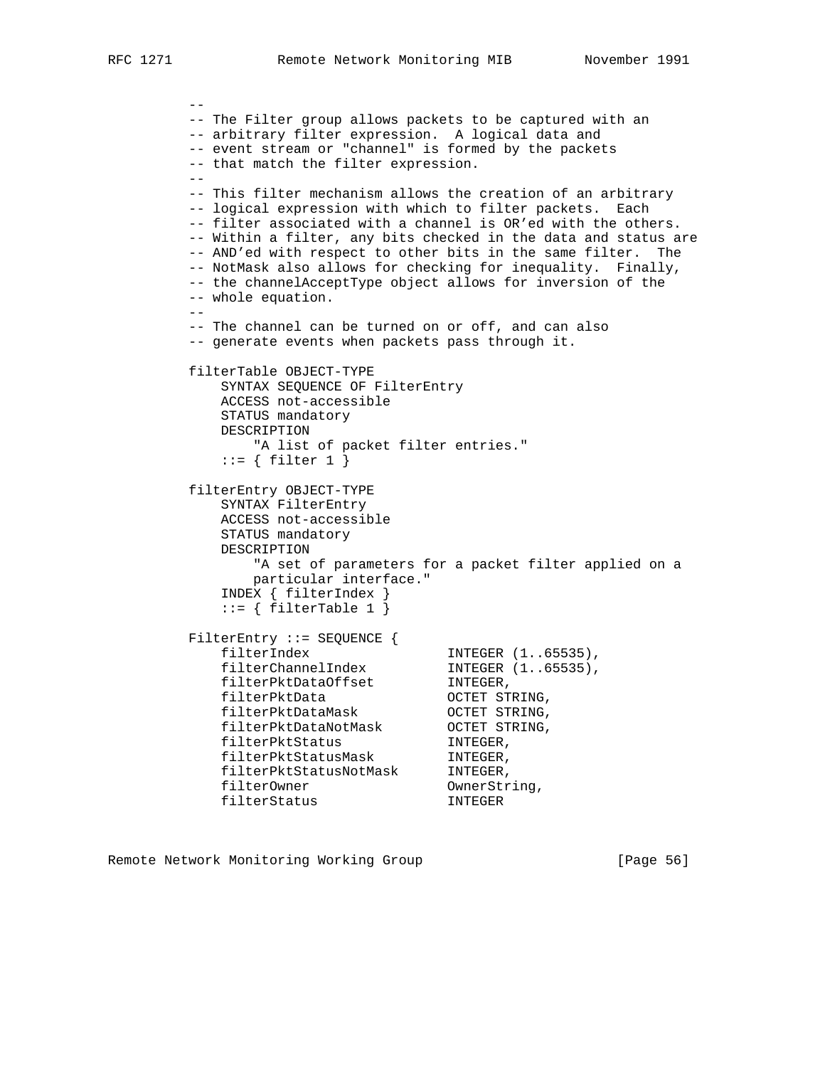```
--
-- The Filter group allows packets to be captured with an
-- arbitrary filter expression.  A logical data and
-- event stream or "channel" is formed by the packets
-- that match the filter expression.
--
-- This filter mechanism allows the creation of an arbitrary
-- logical expression with which to filter packets.  Each
-- filter associated with a channel is OR'ed with the others.
-- Within a filter, any bits checked in the data and status are
-- AND'ed with respect to other bits in the same filter.  The
-- NotMask also allows for checking for inequality.  Finally,
-- the channelAcceptType object allows for inversion of the
-- whole equation.
--
-- The channel can be turned on or off, and can also
-- generate events when packets pass through it.

filterTable OBJECT-TYPE
    SYNTAX SEQUENCE OF FilterEntry
    ACCESS not-accessible
    STATUS mandatory
    DESCRIPTION
        "A list of packet filter entries."
    ::= { filter 1 }

filterEntry OBJECT-TYPE
    SYNTAX FilterEntry
    ACCESS not-accessible
    STATUS mandatory
    DESCRIPTION
        "A set of parameters for a packet filter applied on a
        particular interface."
    INDEX { filterIndex }
    ::= { filterTable 1 }

FilterEntry ::= SEQUENCE {
    filterIndex                 INTEGER (1..65535),
    filterChannelIndex          INTEGER (1..65535),
    filterPktDataOffset         INTEGER,
    filterPktData               OCTET STRING,
    filterPktDataMask           OCTET STRING,
    filterPktDataNotMask        OCTET STRING,
    filterPktStatus             INTEGER,
    filterPktStatusMask         INTEGER,
    filterPktStatusNotMask      INTEGER,
    filterOwner                 OwnerString,
    filterStatus                INTEGER
```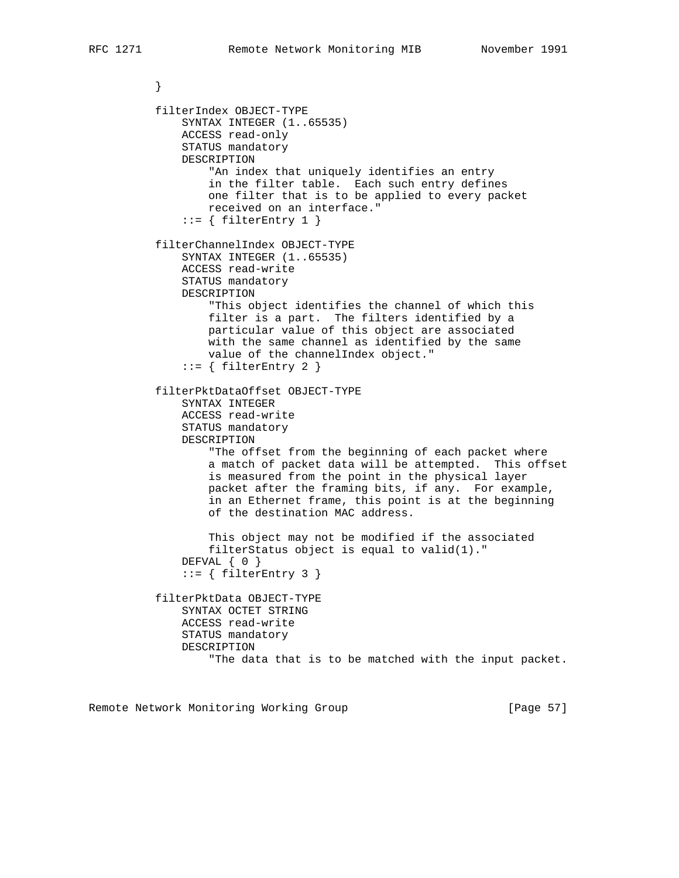```
          }

          filterIndex OBJECT-TYPE
              SYNTAX INTEGER (1..65535)
              ACCESS read-only
              STATUS mandatory
              DESCRIPTION
                  "An index that uniquely identifies an entry
                  in the filter table.  Each such entry defines
                  one filter that is to be applied to every packet
                  received on an interface."
              ::= { filterEntry 1 }

          filterChannelIndex OBJECT-TYPE
              SYNTAX INTEGER (1..65535)
              ACCESS read-write
              STATUS mandatory
              DESCRIPTION
                  "This object identifies the channel of which this
                  filter is a part.  The filters identified by a
                  particular value of this object are associated
                  with the same channel as identified by the same
                  value of the channelIndex object."
              ::= { filterEntry 2 }

          filterPktDataOffset OBJECT-TYPE
              SYNTAX INTEGER
              ACCESS read-write
              STATUS mandatory
              DESCRIPTION
                  "The offset from the beginning of each packet where
                  a match of packet data will be attempted.  This offset
                  is measured from the point in the physical layer
                  packet after the framing bits, if any.  For example,
                  in an Ethernet frame, this point is at the beginning
                  of the destination MAC address.

                  This object may not be modified if the associated
                  filterStatus object is equal to valid(1)."
              DEFVAL { 0 }
              ::= { filterEntry 3 }

          filterPktData OBJECT-TYPE
              SYNTAX OCTET STRING
              ACCESS read-write
              STATUS mandatory
              DESCRIPTION
                  "The data that is to be matched with the input packet.
```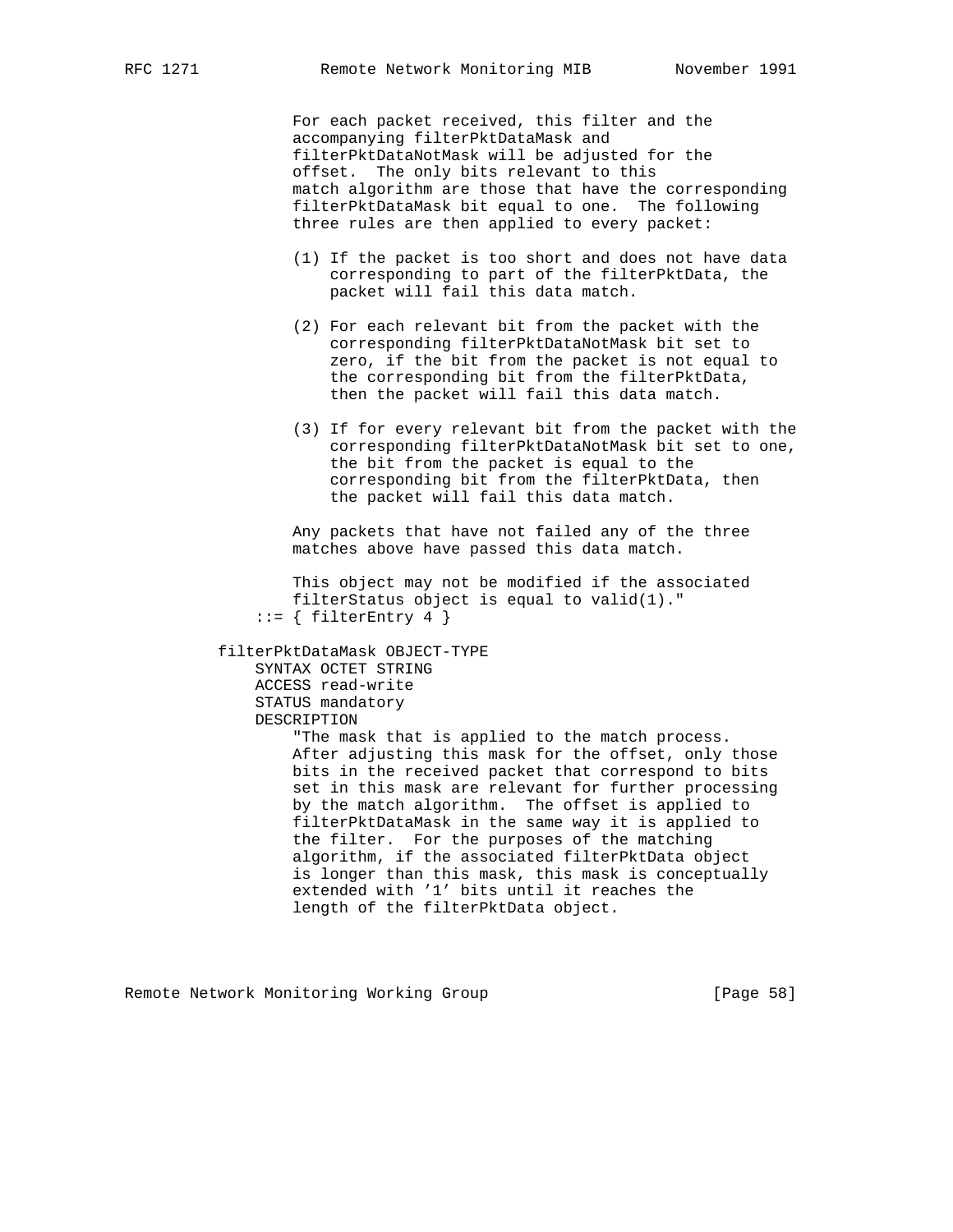```
                For each packet received, this filter and the
                accompanying filterPktDataMask and
                filterPktDataNotMask will be adjusted for the
                offset.  The only bits relevant to this
                match algorithm are those that have the corresponding
                filterPktDataMask bit equal to one.  The following
                three rules are then applied to every packet:

                (1) If the packet is too short and does not have data
                    corresponding to part of the filterPktData, the
                    packet will fail this data match.

                (2) For each relevant bit from the packet with the
                    corresponding filterPktDataNotMask bit set to
                    zero, if the bit from the packet is not equal to
                    the corresponding bit from the filterPktData,
                    then the packet will fail this data match.

                (3) If for every relevant bit from the packet with the
                    corresponding filterPktDataNotMask bit set to one,
                    the bit from the packet is equal to the
                    corresponding bit from the filterPktData, then
                    the packet will fail this data match.

                Any packets that have not failed any of the three
                matches above have passed this data match.

                This object may not be modified if the associated
                filterStatus object is equal to valid(1)."
            ::= { filterEntry 4 }

        filterPktDataMask OBJECT-TYPE
            SYNTAX OCTET STRING
            ACCESS read-write
            STATUS mandatory
            DESCRIPTION
                "The mask that is applied to the match process.
                After adjusting this mask for the offset, only those
                bits in the received packet that correspond to bits
                set in this mask are relevant for further processing
                by the match algorithm.  The offset is applied to
                filterPktDataMask in the same way it is applied to
                the filter.  For the purposes of the matching
                algorithm, if the associated filterPktData object
                is longer than this mask, this mask is conceptually
                extended with '1' bits until it reaches the
                length of the filterPktData object.
```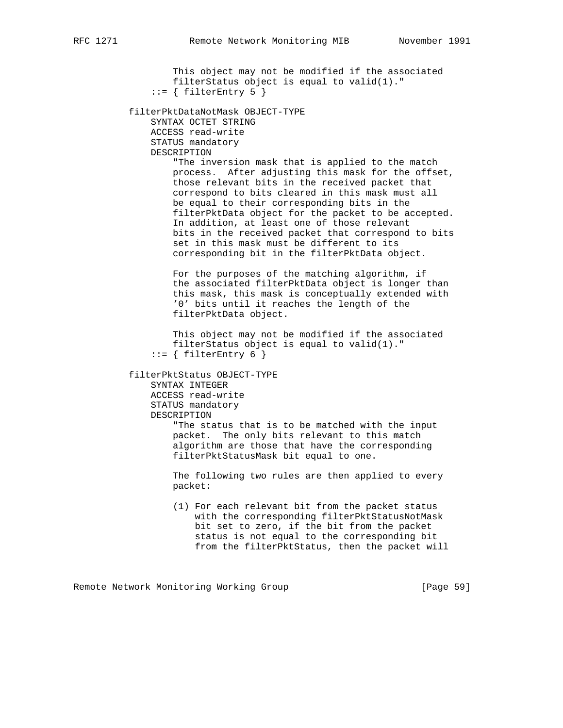```
              This object may not be modified if the associated
              filterStatus object is equal to valid(1)."
          ::= { filterEntry 5 }

      filterPktDataNotMask OBJECT-TYPE
          SYNTAX OCTET STRING
          ACCESS read-write
          STATUS mandatory
          DESCRIPTION
              "The inversion mask that is applied to the match
              process.  After adjusting this mask for the offset,
              those relevant bits in the received packet that
              correspond to bits cleared in this mask must all
              be equal to their corresponding bits in the
              filterPktData object for the packet to be accepted.
              In addition, at least one of those relevant
              bits in the received packet that correspond to bits
              set in this mask must be different to its
              corresponding bit in the filterPktData object.

              For the purposes of the matching algorithm, if
              the associated filterPktData object is longer than
              this mask, this mask is conceptually extended with
              '0' bits until it reaches the length of the
              filterPktData object.

              This object may not be modified if the associated
              filterStatus object is equal to valid(1)."
          ::= { filterEntry 6 }

      filterPktStatus OBJECT-TYPE
          SYNTAX INTEGER
          ACCESS read-write
          STATUS mandatory
          DESCRIPTION
              "The status that is to be matched with the input
              packet.  The only bits relevant to this match
              algorithm are those that have the corresponding
              filterPktStatusMask bit equal to one.

              The following two rules are then applied to every
              packet:

              (1) For each relevant bit from the packet status
                  with the corresponding filterPktStatusNotMask
                  bit set to zero, if the bit from the packet
                  status is not equal to the corresponding bit
                  from the filterPktStatus, then the packet will
```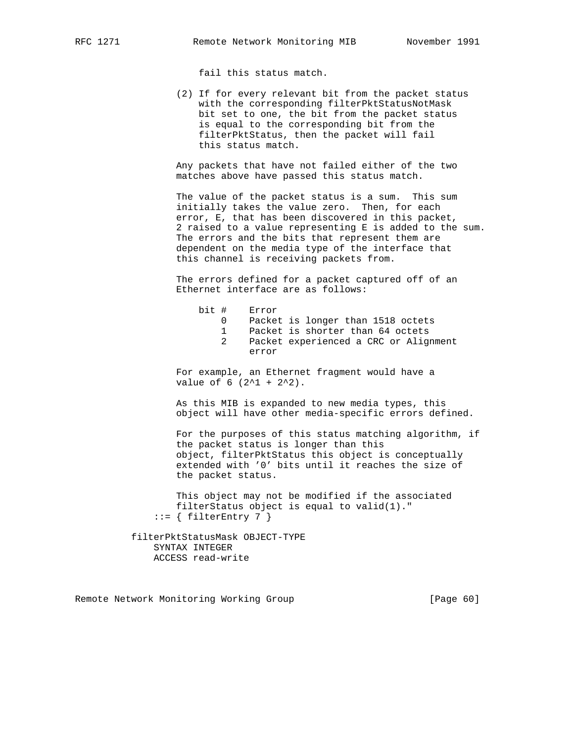```
                  fail this status match.

              (2) If for every relevant bit from the packet status
                  with the corresponding filterPktStatusNotMask
                  bit set to one, the bit from the packet status
                  is equal to the corresponding bit from the
                  filterPktStatus, then the packet will fail
                  this status match.

              Any packets that have not failed either of the two
              matches above have passed this status match.

              The value of the packet status is a sum.  This sum
              initially takes the value zero.  Then, for each
              error, E, that has been discovered in this packet,
              2 raised to a value representing E is added to the sum.
              The errors and the bits that represent them are
              dependent on the media type of the interface that
              this channel is receiving packets from.

              The errors defined for a packet captured off of an
              Ethernet interface are as follows:

                  bit #    Error
                      0    Packet is longer than 1518 octets
                      1    Packet is shorter than 64 octets
                      2    Packet experienced a CRC or Alignment
                           error

              For example, an Ethernet fragment would have a
              value of 6 (2^1 + 2^2).

              As this MIB is expanded to new media types, this
              object will have other media-specific errors defined.

              For the purposes of this status matching algorithm, if
              the packet status is longer than this
              object, filterPktStatus this object is conceptually
              extended with '0' bits until it reaches the size of
              the packet status.

              This object may not be modified if the associated
              filterStatus object is equal to valid(1)."
          ::= { filterEntry 7 }

      filterPktStatusMask OBJECT-TYPE
          SYNTAX INTEGER
          ACCESS read-write
```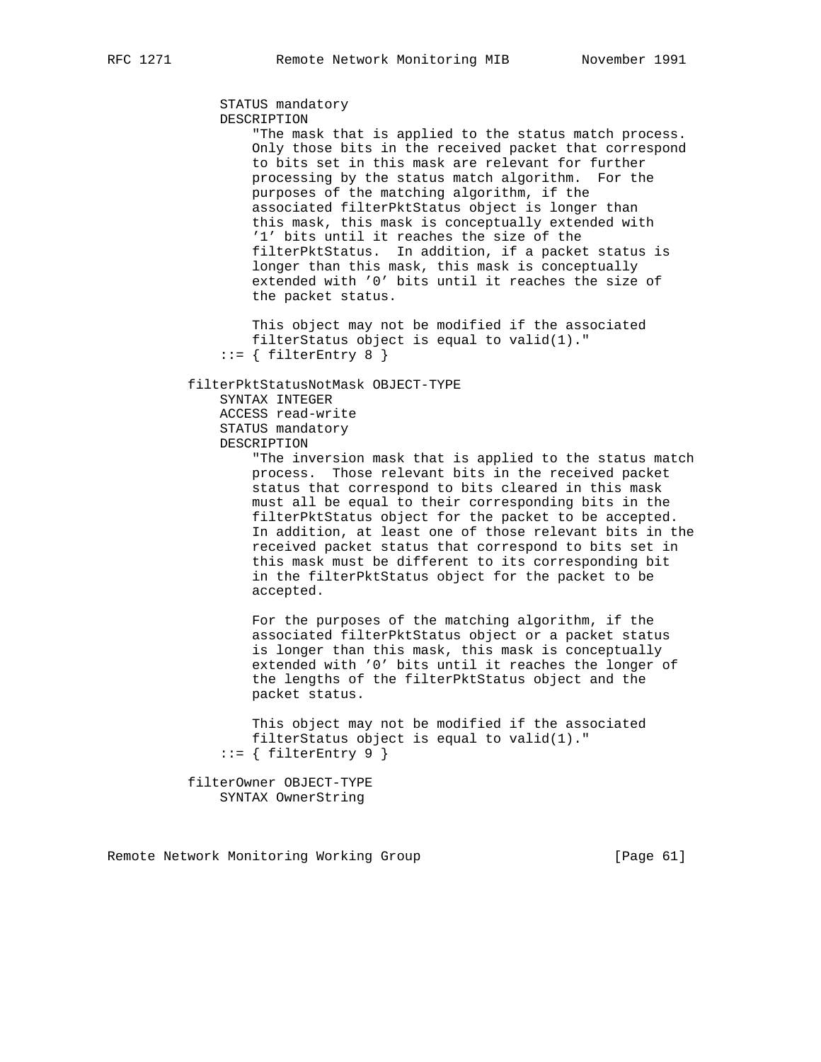```
              STATUS mandatory
              DESCRIPTION
                  "The mask that is applied to the status match process.
                  Only those bits in the received packet that correspond
                  to bits set in this mask are relevant for further
                  processing by the status match algorithm.  For the
                  purposes of the matching algorithm, if the
                  associated filterPktStatus object is longer than
                  this mask, this mask is conceptually extended with
                  '1' bits until it reaches the size of the
                  filterPktStatus.  In addition, if a packet status is
                  longer than this mask, this mask is conceptually
                  extended with '0' bits until it reaches the size of
                  the packet status.

                  This object may not be modified if the associated
                  filterStatus object is equal to valid(1)."
              ::= { filterEntry 8 }

          filterPktStatusNotMask OBJECT-TYPE
              SYNTAX INTEGER
              ACCESS read-write
              STATUS mandatory
              DESCRIPTION
                  "The inversion mask that is applied to the status match
                  process.  Those relevant bits in the received packet
                  status that correspond to bits cleared in this mask
                  must all be equal to their corresponding bits in the
                  filterPktStatus object for the packet to be accepted.
                  In addition, at least one of those relevant bits in the
                  received packet status that correspond to bits set in
                  this mask must be different to its corresponding bit
                  in the filterPktStatus object for the packet to be
                  accepted.

                  For the purposes of the matching algorithm, if the
                  associated filterPktStatus object or a packet status
                  is longer than this mask, this mask is conceptually
                  extended with '0' bits until it reaches the longer of
                  the lengths of the filterPktStatus object and the
                  packet status.

                  This object may not be modified if the associated
                  filterStatus object is equal to valid(1)."
              ::= { filterEntry 9 }

          filterOwner OBJECT-TYPE
              SYNTAX OwnerString
```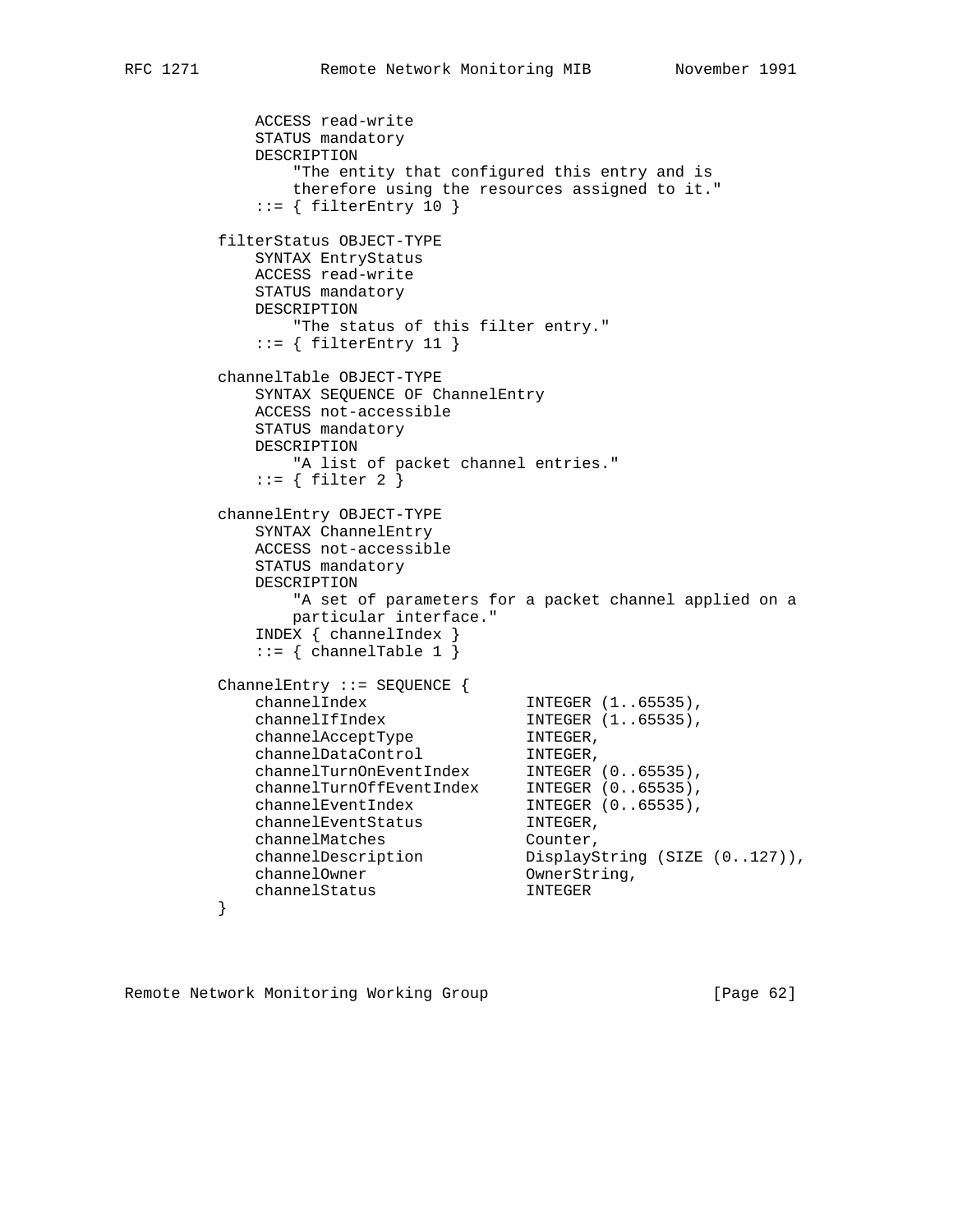```
            ACCESS read-write
            STATUS mandatory
            DESCRIPTION
                "The entity that configured this entry and is
                therefore using the resources assigned to it."
            ::= { filterEntry 10 }

        filterStatus OBJECT-TYPE
            SYNTAX EntryStatus
            ACCESS read-write
            STATUS mandatory
            DESCRIPTION
                "The status of this filter entry."
            ::= { filterEntry 11 }

        channelTable OBJECT-TYPE
            SYNTAX SEQUENCE OF ChannelEntry
            ACCESS not-accessible
            STATUS mandatory
            DESCRIPTION
                "A list of packet channel entries."
            ::= { filter 2 }

        channelEntry OBJECT-TYPE
            SYNTAX ChannelEntry
            ACCESS not-accessible
            STATUS mandatory
            DESCRIPTION
                "A set of parameters for a packet channel applied on a
                particular interface."
            INDEX { channelIndex }
            ::= { channelTable 1 }

        ChannelEntry ::= SEQUENCE {
            channelIndex                 INTEGER (1..65535),
            channelIfIndex               INTEGER (1..65535),
            channelAcceptType            INTEGER,
            channelDataControl           INTEGER,
            channelTurnOnEventIndex      INTEGER (0..65535),
            channelTurnOffEventIndex     INTEGER (0..65535),
            channelEventIndex            INTEGER (0..65535),
            channelEventStatus           INTEGER,
            channelMatches               Counter,
            channelDescription           DisplayString (SIZE (0..127)),
            channelOwner                 OwnerString,
            channelStatus                INTEGER
        }
```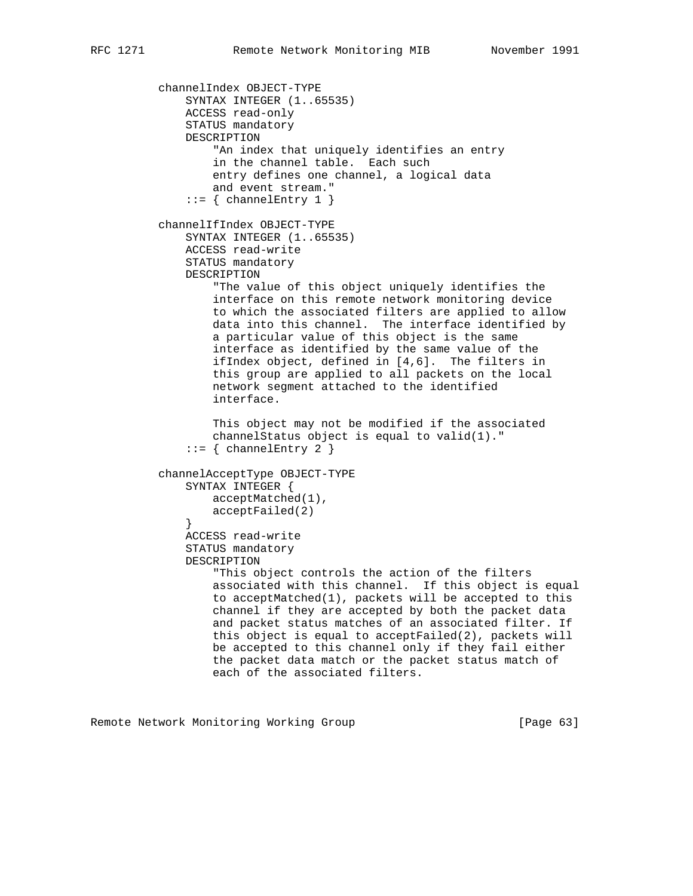```
          channelIndex OBJECT-TYPE
              SYNTAX INTEGER (1..65535)
              ACCESS read-only
              STATUS mandatory
              DESCRIPTION
                  "An index that uniquely identifies an entry
                  in the channel table.  Each such
                  entry defines one channel, a logical data
                  and event stream."
              ::= { channelEntry 1 }

          channelIfIndex OBJECT-TYPE
              SYNTAX INTEGER (1..65535)
              ACCESS read-write
              STATUS mandatory
              DESCRIPTION
                  "The value of this object uniquely identifies the
                  interface on this remote network monitoring device
                  to which the associated filters are applied to allow
                  data into this channel.  The interface identified by
                  a particular value of this object is the same
                  interface as identified by the same value of the
                  ifIndex object, defined in [4,6].  The filters in
                  this group are applied to all packets on the local
                  network segment attached to the identified
                  interface.

                  This object may not be modified if the associated
                  channelStatus object is equal to valid(1)."
              ::= { channelEntry 2 }

          channelAcceptType OBJECT-TYPE
              SYNTAX INTEGER {
                  acceptMatched(1),
                  acceptFailed(2)
              }
              ACCESS read-write
              STATUS mandatory
              DESCRIPTION
                  "This object controls the action of the filters
                  associated with this channel.  If this object is equal
                  to acceptMatched(1), packets will be accepted to this
                  channel if they are accepted by both the packet data
                  and packet status matches of an associated filter. If
                  this object is equal to acceptFailed(2), packets will
                  be accepted to this channel only if they fail either
                  the packet data match or the packet status match of
                  each of the associated filters.
```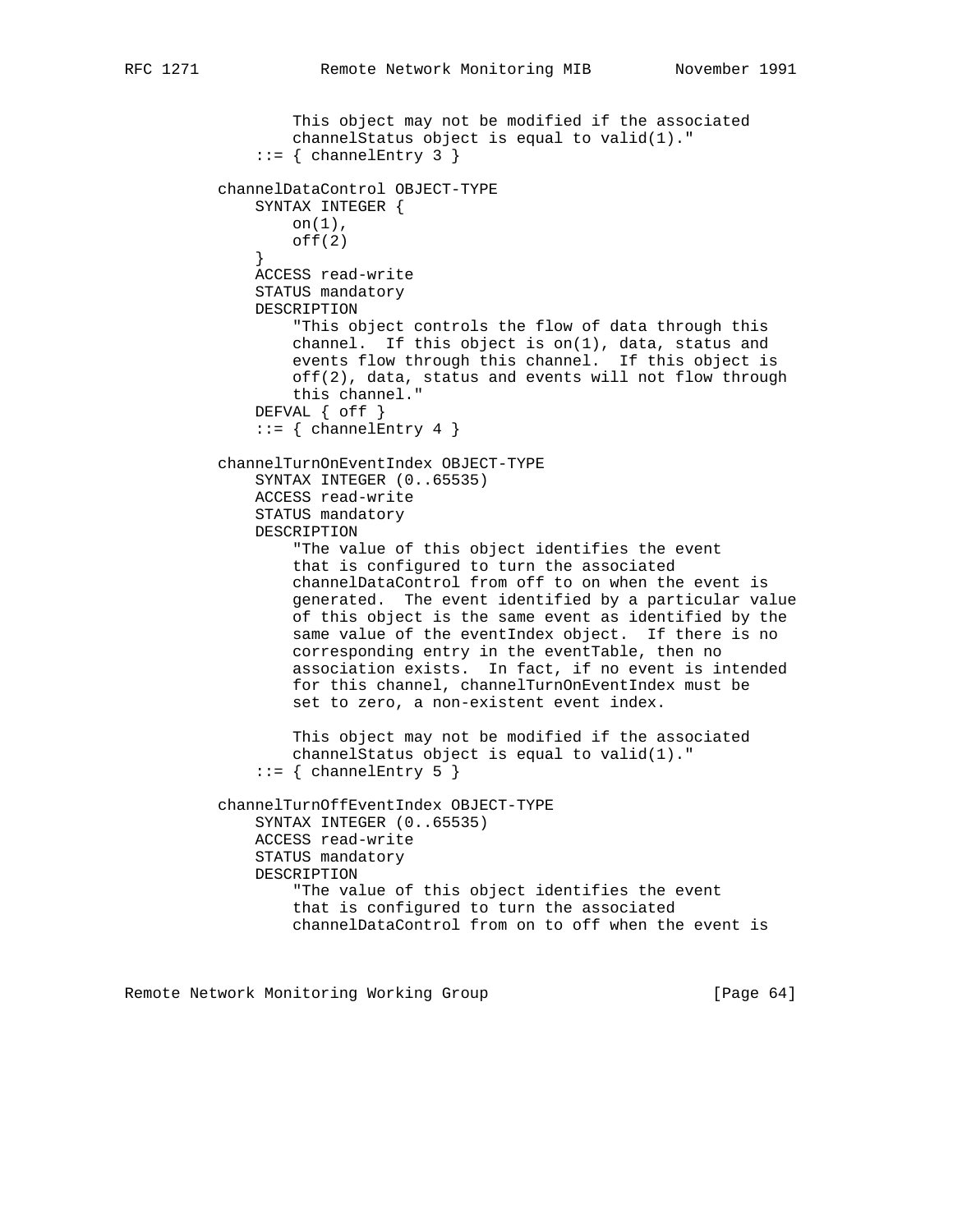```
                This object may not be modified if the associated
                channelStatus object is equal to valid(1)."
            ::= { channelEntry 3 }

        channelDataControl OBJECT-TYPE
            SYNTAX INTEGER {
                on(1),
                off(2)
            }
            ACCESS read-write
            STATUS mandatory
            DESCRIPTION
                "This object controls the flow of data through this
                channel.  If this object is on(1), data, status and
                events flow through this channel.  If this object is
                off(2), data, status and events will not flow through
                this channel."
            DEFVAL { off }
            ::= { channelEntry 4 }

        channelTurnOnEventIndex OBJECT-TYPE
            SYNTAX INTEGER (0..65535)
            ACCESS read-write
            STATUS mandatory
            DESCRIPTION
                "The value of this object identifies the event
                that is configured to turn the associated
                channelDataControl from off to on when the event is
                generated.  The event identified by a particular value
                of this object is the same event as identified by the
                same value of the eventIndex object.  If there is no
                corresponding entry in the eventTable, then no
                association exists.  In fact, if no event is intended
                for this channel, channelTurnOnEventIndex must be
                set to zero, a non-existent event index.

                This object may not be modified if the associated
                channelStatus object is equal to valid(1)."
            ::= { channelEntry 5 }

        channelTurnOffEventIndex OBJECT-TYPE
            SYNTAX INTEGER (0..65535)
            ACCESS read-write
            STATUS mandatory
            DESCRIPTION
                "The value of this object identifies the event
                that is configured to turn the associated
                channelDataControl from on to off when the event is
```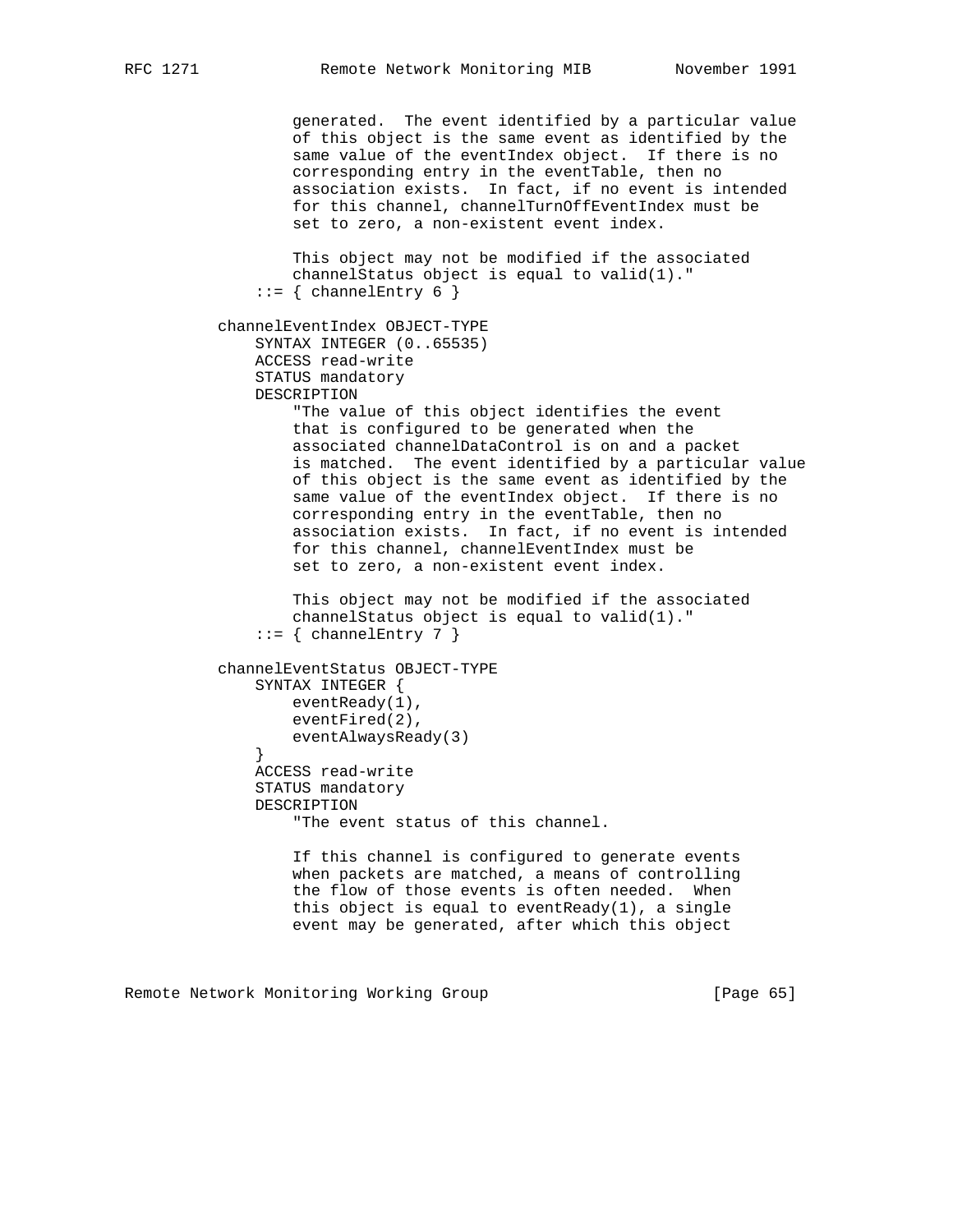```
                generated.  The event identified by a particular value
                of this object is the same event as identified by the
                same value of the eventIndex object.  If there is no
                corresponding entry in the eventTable, then no
                association exists.  In fact, if no event is intended
                for this channel, channelTurnOffEventIndex must be
                set to zero, a non-existent event index.

                This object may not be modified if the associated
                channelStatus object is equal to valid(1)."
            ::= { channelEntry 6 }

        channelEventIndex OBJECT-TYPE
            SYNTAX INTEGER (0..65535)
            ACCESS read-write
            STATUS mandatory
            DESCRIPTION
                "The value of this object identifies the event
                that is configured to be generated when the
                associated channelDataControl is on and a packet
                is matched.  The event identified by a particular value
                of this object is the same event as identified by the
                same value of the eventIndex object.  If there is no
                corresponding entry in the eventTable, then no
                association exists.  In fact, if no event is intended
                for this channel, channelEventIndex must be
                set to zero, a non-existent event index.

                This object may not be modified if the associated
                channelStatus object is equal to valid(1)."
            ::= { channelEntry 7 }

        channelEventStatus OBJECT-TYPE
            SYNTAX INTEGER {
                eventReady(1),
                eventFired(2),
                eventAlwaysReady(3)
            }
            ACCESS read-write
            STATUS mandatory
            DESCRIPTION
                "The event status of this channel.

                If this channel is configured to generate events
                when packets are matched, a means of controlling
                the flow of those events is often needed.  When
                this object is equal to eventReady(1), a single
                event may be generated, after which this object
```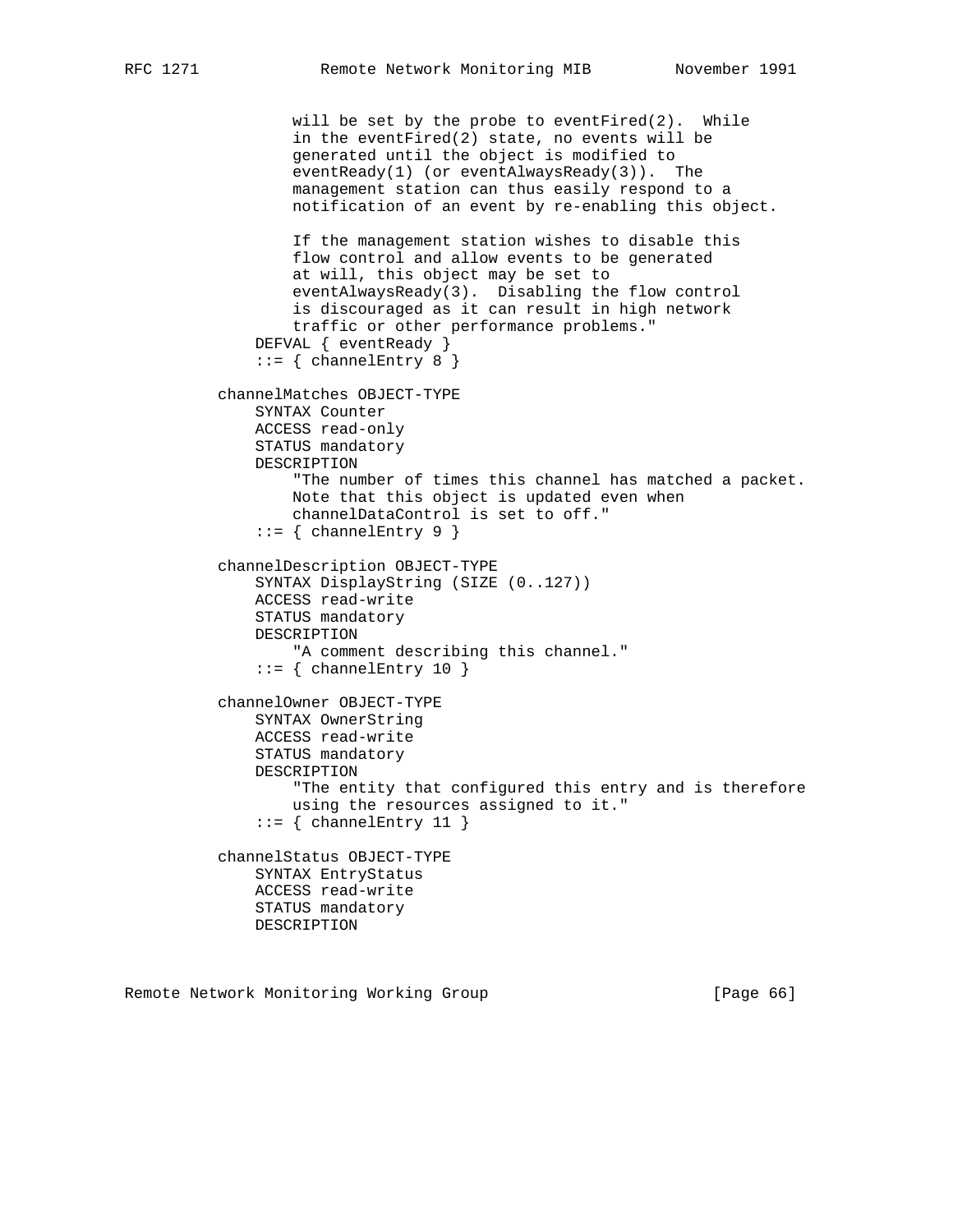```
              will be set by the probe to eventFired(2).  While
              in the eventFired(2) state, no events will be
              generated until the object is modified to
              eventReady(1) (or eventAlwaysReady(3)).  The
              management station can thus easily respond to a
              notification of an event by re-enabling this object.

              If the management station wishes to disable this
              flow control and allow events to be generated
              at will, this object may be set to
              eventAlwaysReady(3).  Disabling the flow control
              is discouraged as it can result in high network
              traffic or other performance problems."
          DEFVAL { eventReady }
          ::= { channelEntry 8 }

      channelMatches OBJECT-TYPE
          SYNTAX Counter
          ACCESS read-only
          STATUS mandatory
          DESCRIPTION
              "The number of times this channel has matched a packet.
              Note that this object is updated even when
              channelDataControl is set to off."
          ::= { channelEntry 9 }

      channelDescription OBJECT-TYPE
          SYNTAX DisplayString (SIZE (0..127))
          ACCESS read-write
          STATUS mandatory
          DESCRIPTION
              "A comment describing this channel."
          ::= { channelEntry 10 }

      channelOwner OBJECT-TYPE
          SYNTAX OwnerString
          ACCESS read-write
          STATUS mandatory
          DESCRIPTION
              "The entity that configured this entry and is therefore
              using the resources assigned to it."
          ::= { channelEntry 11 }

      channelStatus OBJECT-TYPE
          SYNTAX EntryStatus
          ACCESS read-write
          STATUS mandatory
          DESCRIPTION
```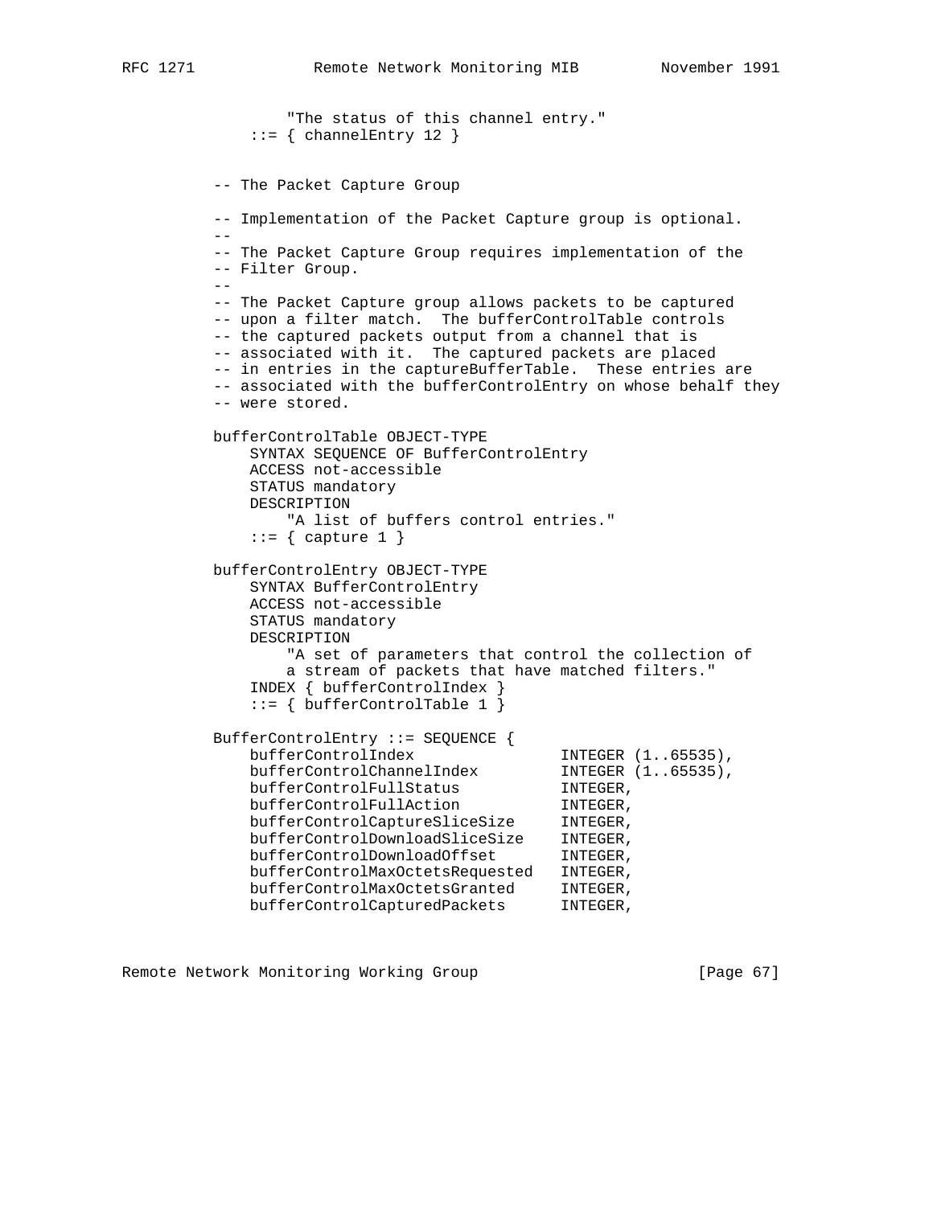```
                "The status of this channel entry."
            ::= { channelEntry 12 }


        -- The Packet Capture Group

        -- Implementation of the Packet Capture group is optional.
        --
        -- The Packet Capture Group requires implementation of the
        -- Filter Group.
        --
        -- The Packet Capture group allows packets to be captured
        -- upon a filter match.  The bufferControlTable controls
        -- the captured packets output from a channel that is
        -- associated with it.  The captured packets are placed
        -- in entries in the captureBufferTable.  These entries are
        -- associated with the bufferControlEntry on whose behalf they
        -- were stored.

        bufferControlTable OBJECT-TYPE
            SYNTAX SEQUENCE OF BufferControlEntry
            ACCESS not-accessible
            STATUS mandatory
            DESCRIPTION
                "A list of buffers control entries."
            ::= { capture 1 }

        bufferControlEntry OBJECT-TYPE
            SYNTAX BufferControlEntry
            ACCESS not-accessible
            STATUS mandatory
            DESCRIPTION
                "A set of parameters that control the collection of
                a stream of packets that have matched filters."
            INDEX { bufferControlIndex }
            ::= { bufferControlTable 1 }

        BufferControlEntry ::= SEQUENCE {
            bufferControlIndex                INTEGER (1..65535),
            bufferControlChannelIndex         INTEGER (1..65535),
            bufferControlFullStatus           INTEGER,
            bufferControlFullAction           INTEGER,
            bufferControlCaptureSliceSize     INTEGER,
            bufferControlDownloadSliceSize    INTEGER,
            bufferControlDownloadOffset       INTEGER,
            bufferControlMaxOctetsRequested   INTEGER,
            bufferControlMaxOctetsGranted     INTEGER,
            bufferControlCapturedPackets      INTEGER,
```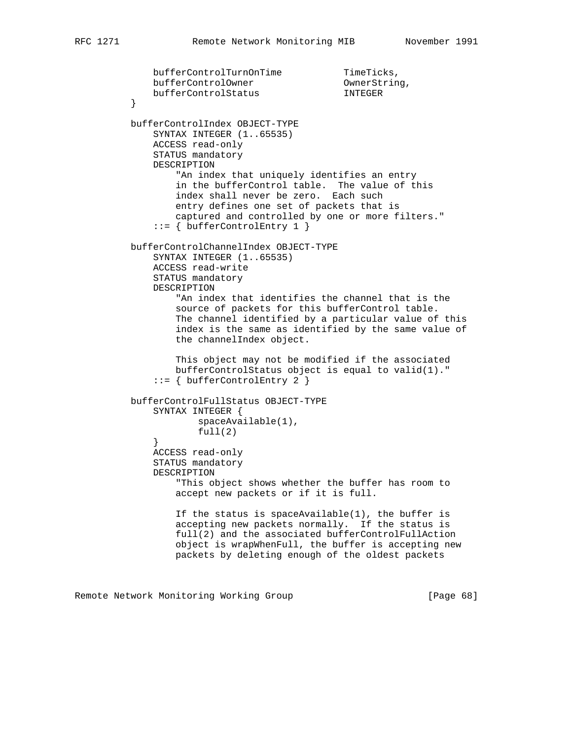```
              bufferControlTurnOnTime           TimeTicks,
              bufferControlOwner                OwnerString,
              bufferControlStatus               INTEGER
          }

          bufferControlIndex OBJECT-TYPE
              SYNTAX INTEGER (1..65535)
              ACCESS read-only
              STATUS mandatory
              DESCRIPTION
                  "An index that uniquely identifies an entry
                  in the bufferControl table.  The value of this
                  index shall never be zero.  Each such
                  entry defines one set of packets that is
                  captured and controlled by one or more filters."
              ::= { bufferControlEntry 1 }

          bufferControlChannelIndex OBJECT-TYPE
              SYNTAX INTEGER (1..65535)
              ACCESS read-write
              STATUS mandatory
              DESCRIPTION
                  "An index that identifies the channel that is the
                  source of packets for this bufferControl table.
                  The channel identified by a particular value of this
                  index is the same as identified by the same value of
                  the channelIndex object.

                  This object may not be modified if the associated
                  bufferControlStatus object is equal to valid(1)."
              ::= { bufferControlEntry 2 }

          bufferControlFullStatus OBJECT-TYPE
              SYNTAX INTEGER {
                      spaceAvailable(1),
                      full(2)
              }
              ACCESS read-only
              STATUS mandatory
              DESCRIPTION
                  "This object shows whether the buffer has room to
                  accept new packets or if it is full.

                  If the status is spaceAvailable(1), the buffer is
                  accepting new packets normally.  If the status is
                  full(2) and the associated bufferControlFullAction
                  object is wrapWhenFull, the buffer is accepting new
                  packets by deleting enough of the oldest packets
```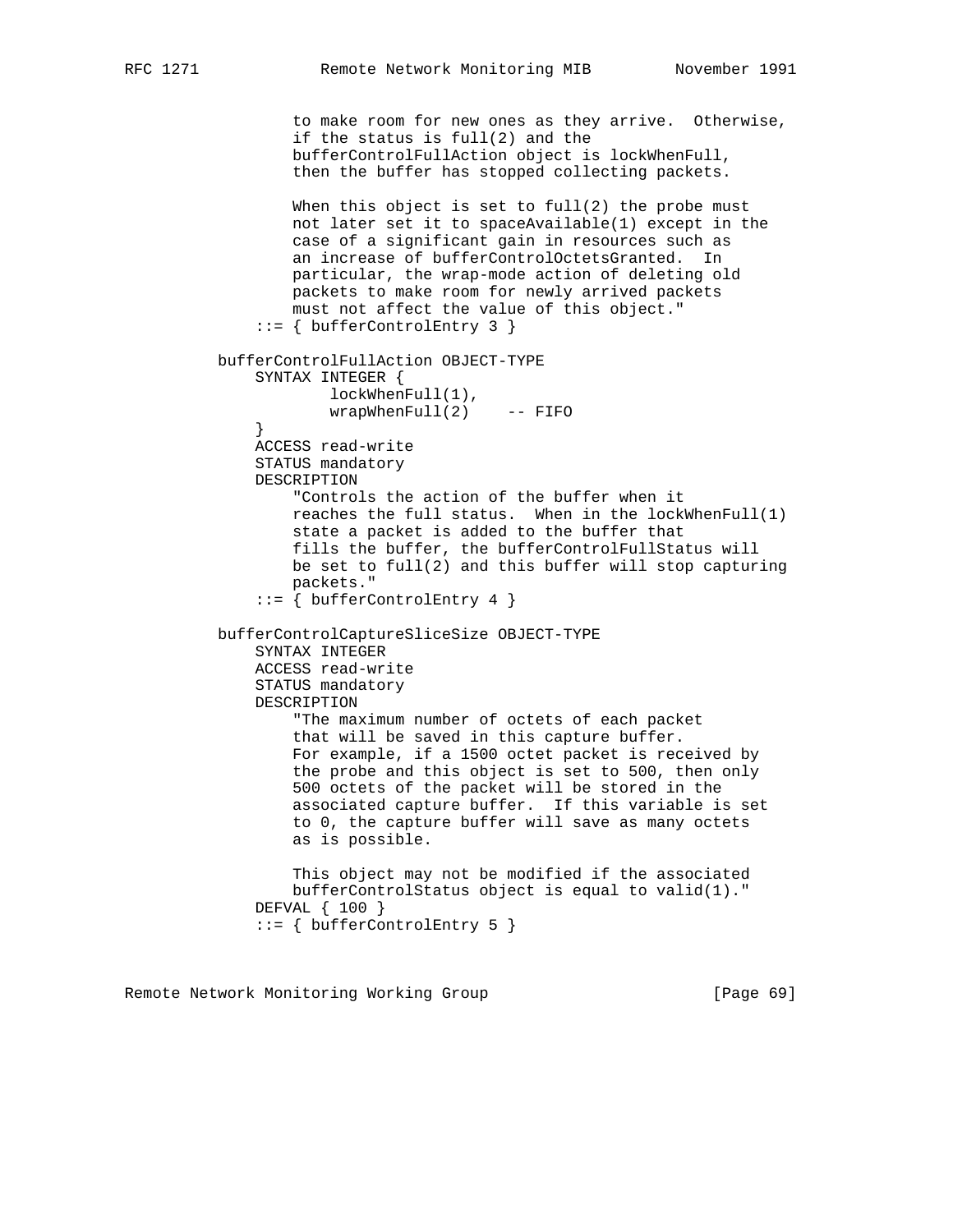```
                   to make room for new ones as they arrive.  Otherwise,
                   if the status is full(2) and the
                   bufferControlFullAction object is lockWhenFull,
                   then the buffer has stopped collecting packets.

                   When this object is set to full(2) the probe must
                   not later set it to spaceAvailable(1) except in the
                   case of a significant gain in resources such as
                   an increase of bufferControlOctetsGranted.  In
                   particular, the wrap-mode action of deleting old
                   packets to make room for newly arrived packets
                   must not affect the value of this object."
               ::= { bufferControlEntry 3 }

           bufferControlFullAction OBJECT-TYPE
               SYNTAX INTEGER {
                       lockWhenFull(1),
                       wrapWhenFull(2)    -- FIFO
               }
               ACCESS read-write
               STATUS mandatory
               DESCRIPTION
                   "Controls the action of the buffer when it
                   reaches the full status.  When in the lockWhenFull(1)
                   state a packet is added to the buffer that
                   fills the buffer, the bufferControlFullStatus will
                   be set to full(2) and this buffer will stop capturing
                   packets."
               ::= { bufferControlEntry 4 }

           bufferControlCaptureSliceSize OBJECT-TYPE
               SYNTAX INTEGER
               ACCESS read-write
               STATUS mandatory
               DESCRIPTION
                   "The maximum number of octets of each packet
                   that will be saved in this capture buffer.
                   For example, if a 1500 octet packet is received by
                   the probe and this object is set to 500, then only
                   500 octets of the packet will be stored in the
                   associated capture buffer.  If this variable is set
                   to 0, the capture buffer will save as many octets
                   as is possible.

                   This object may not be modified if the associated
                   bufferControlStatus object is equal to valid(1)."
               DEFVAL { 100 }
               ::= { bufferControlEntry 5 }
```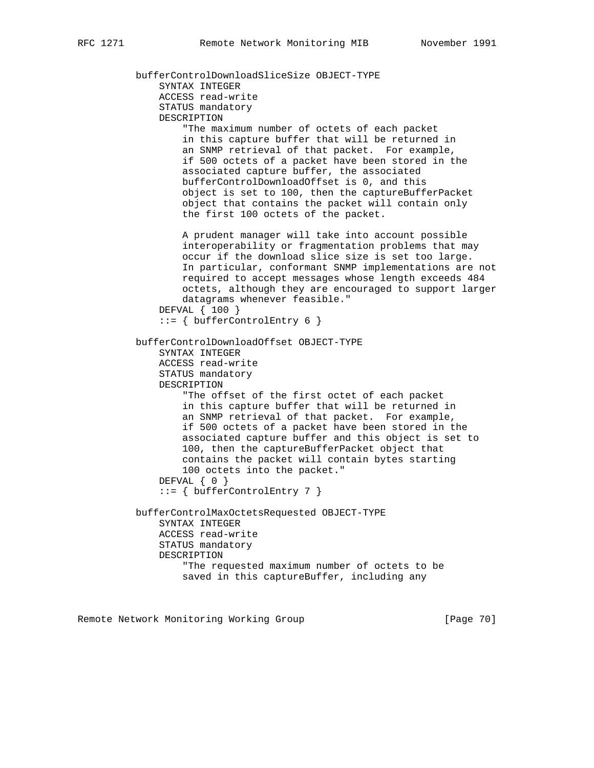```
          bufferControlDownloadSliceSize OBJECT-TYPE
              SYNTAX INTEGER
              ACCESS read-write
              STATUS mandatory
              DESCRIPTION
                  "The maximum number of octets of each packet
                  in this capture buffer that will be returned in
                  an SNMP retrieval of that packet.  For example,
                  if 500 octets of a packet have been stored in the
                  associated capture buffer, the associated
                  bufferControlDownloadOffset is 0, and this
                  object is set to 100, then the captureBufferPacket
                  object that contains the packet will contain only
                  the first 100 octets of the packet.

                  A prudent manager will take into account possible
                  interoperability or fragmentation problems that may
                  occur if the download slice size is set too large.
                  In particular, conformant SNMP implementations are not
                  required to accept messages whose length exceeds 484
                  octets, although they are encouraged to support larger
                  datagrams whenever feasible."
              DEFVAL { 100 }
              ::= { bufferControlEntry 6 }

          bufferControlDownloadOffset OBJECT-TYPE
              SYNTAX INTEGER
              ACCESS read-write
              STATUS mandatory
              DESCRIPTION
                  "The offset of the first octet of each packet
                  in this capture buffer that will be returned in
                  an SNMP retrieval of that packet.  For example,
                  if 500 octets of a packet have been stored in the
                  associated capture buffer and this object is set to
                  100, then the captureBufferPacket object that
                  contains the packet will contain bytes starting
                  100 octets into the packet."
              DEFVAL { 0 }
              ::= { bufferControlEntry 7 }

          bufferControlMaxOctetsRequested OBJECT-TYPE
              SYNTAX INTEGER
              ACCESS read-write
              STATUS mandatory
              DESCRIPTION
                  "The requested maximum number of octets to be
                  saved in this captureBuffer, including any
```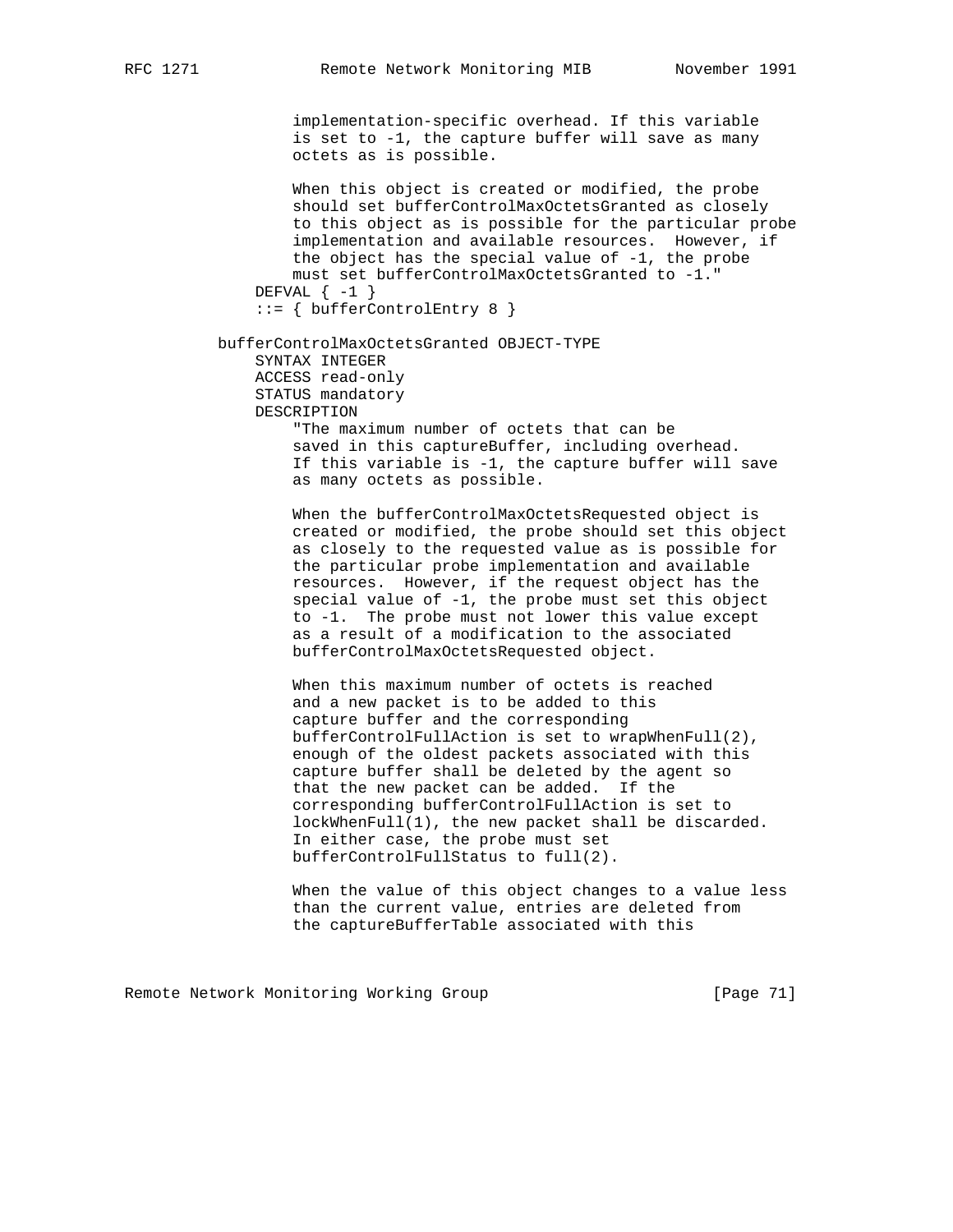```
              implementation-specific overhead. If this variable
              is set to -1, the capture buffer will save as many
              octets as is possible.

              When this object is created or modified, the probe
              should set bufferControlMaxOctetsGranted as closely
              to this object as is possible for the particular probe
              implementation and available resources.  However, if
              the object has the special value of -1, the probe
              must set bufferControlMaxOctetsGranted to -1."
          DEFVAL { -1 }
          ::= { bufferControlEntry 8 }

      bufferControlMaxOctetsGranted OBJECT-TYPE
          SYNTAX INTEGER
          ACCESS read-only
          STATUS mandatory
          DESCRIPTION
              "The maximum number of octets that can be
              saved in this captureBuffer, including overhead.
              If this variable is -1, the capture buffer will save
              as many octets as possible.

              When the bufferControlMaxOctetsRequested object is
              created or modified, the probe should set this object
              as closely to the requested value as is possible for
              the particular probe implementation and available
              resources.  However, if the request object has the
              special value of -1, the probe must set this object
              to -1.  The probe must not lower this value except
              as a result of a modification to the associated
              bufferControlMaxOctetsRequested object.

              When this maximum number of octets is reached
              and a new packet is to be added to this
              capture buffer and the corresponding
              bufferControlFullAction is set to wrapWhenFull(2),
              enough of the oldest packets associated with this
              capture buffer shall be deleted by the agent so
              that the new packet can be added.  If the
              corresponding bufferControlFullAction is set to
              lockWhenFull(1), the new packet shall be discarded.
              In either case, the probe must set
              bufferControlFullStatus to full(2).

              When the value of this object changes to a value less
              than the current value, entries are deleted from
              the captureBufferTable associated with this
```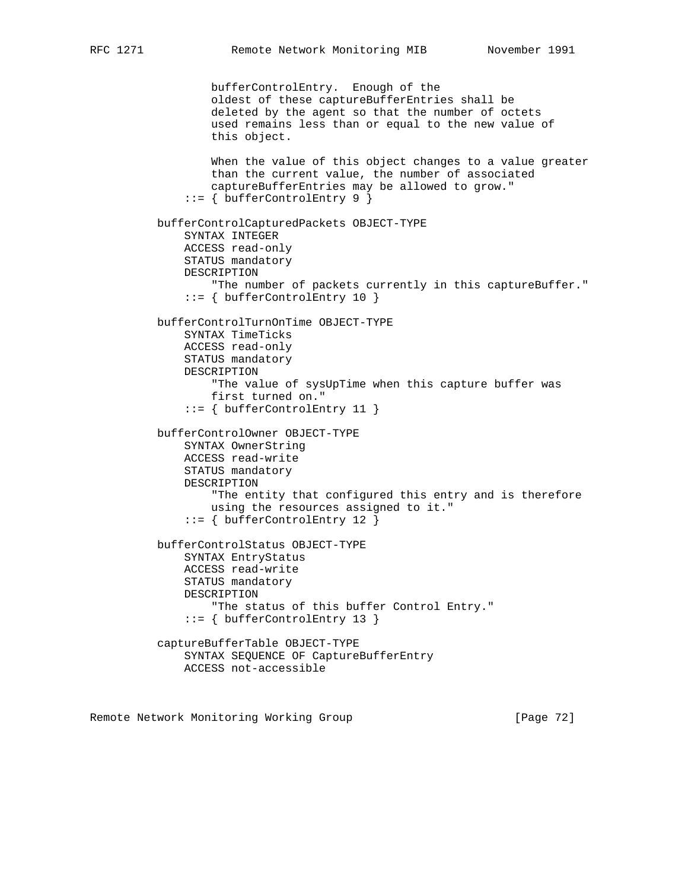```
                bufferControlEntry.  Enough of the
                oldest of these captureBufferEntries shall be
                deleted by the agent so that the number of octets
                used remains less than or equal to the new value of
                this object.

                When the value of this object changes to a value greater
                than the current value, the number of associated
                captureBufferEntries may be allowed to grow."
            ::= { bufferControlEntry 9 }

        bufferControlCapturedPackets OBJECT-TYPE
            SYNTAX INTEGER
            ACCESS read-only
            STATUS mandatory
            DESCRIPTION
                "The number of packets currently in this captureBuffer."
            ::= { bufferControlEntry 10 }

        bufferControlTurnOnTime OBJECT-TYPE
            SYNTAX TimeTicks
            ACCESS read-only
            STATUS mandatory
            DESCRIPTION
                "The value of sysUpTime when this capture buffer was
                first turned on."
            ::= { bufferControlEntry 11 }

        bufferControlOwner OBJECT-TYPE
            SYNTAX OwnerString
            ACCESS read-write
            STATUS mandatory
            DESCRIPTION
                "The entity that configured this entry and is therefore
                using the resources assigned to it."
            ::= { bufferControlEntry 12 }

        bufferControlStatus OBJECT-TYPE
            SYNTAX EntryStatus
            ACCESS read-write
            STATUS mandatory
            DESCRIPTION
                "The status of this buffer Control Entry."
            ::= { bufferControlEntry 13 }

        captureBufferTable OBJECT-TYPE
            SYNTAX SEQUENCE OF CaptureBufferEntry
            ACCESS not-accessible
```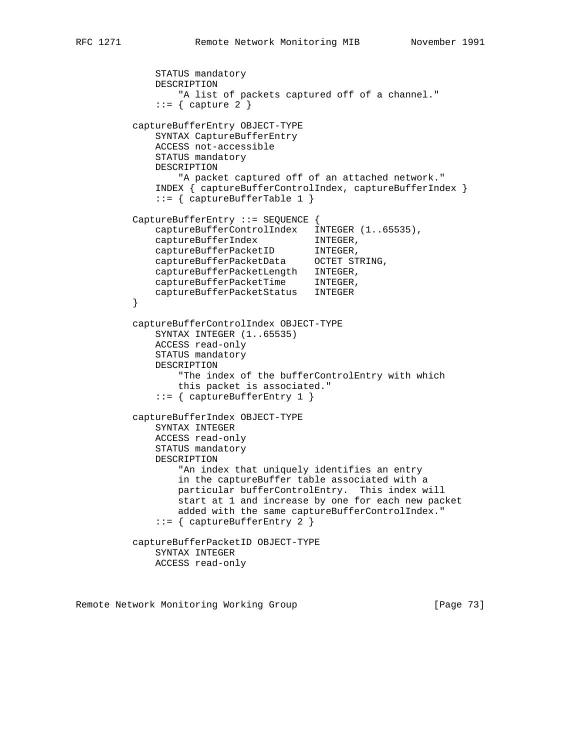```
            STATUS mandatory
            DESCRIPTION
                "A list of packets captured off of a channel."
            ::= { capture 2 }

        captureBufferEntry OBJECT-TYPE
            SYNTAX CaptureBufferEntry
            ACCESS not-accessible
            STATUS mandatory
            DESCRIPTION
                "A packet captured off of an attached network."
            INDEX { captureBufferControlIndex, captureBufferIndex }
            ::= { captureBufferTable 1 }

        CaptureBufferEntry ::= SEQUENCE {
            captureBufferControlIndex   INTEGER (1..65535),
            captureBufferIndex          INTEGER,
            captureBufferPacketID       INTEGER,
            captureBufferPacketData     OCTET STRING,
            captureBufferPacketLength   INTEGER,
            captureBufferPacketTime     INTEGER,
            captureBufferPacketStatus   INTEGER
        }

        captureBufferControlIndex OBJECT-TYPE
            SYNTAX INTEGER (1..65535)
            ACCESS read-only
            STATUS mandatory
            DESCRIPTION
                "The index of the bufferControlEntry with which
                this packet is associated."
            ::= { captureBufferEntry 1 }

        captureBufferIndex OBJECT-TYPE
            SYNTAX INTEGER
            ACCESS read-only
            STATUS mandatory
            DESCRIPTION
                "An index that uniquely identifies an entry
                in the captureBuffer table associated with a
                particular bufferControlEntry.  This index will
                start at 1 and increase by one for each new packet
                added with the same captureBufferControlIndex."
            ::= { captureBufferEntry 2 }

        captureBufferPacketID OBJECT-TYPE
            SYNTAX INTEGER
            ACCESS read-only
```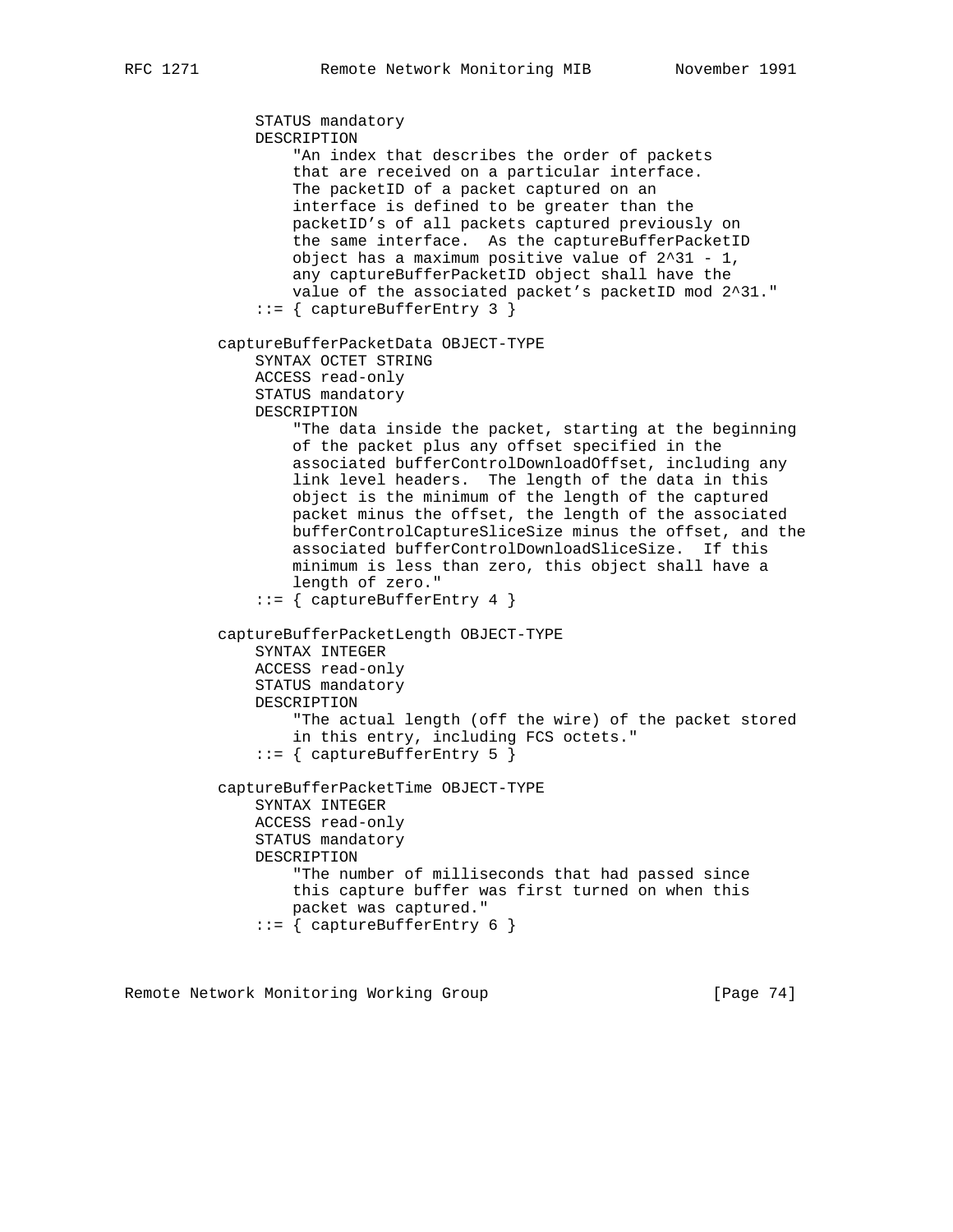```
            STATUS mandatory
            DESCRIPTION
                "An index that describes the order of packets
                that are received on a particular interface.
                The packetID of a packet captured on an
                interface is defined to be greater than the
                packetID's of all packets captured previously on
                the same interface.  As the captureBufferPacketID
                object has a maximum positive value of 2^31 - 1,
                any captureBufferPacketID object shall have the
                value of the associated packet's packetID mod 2^31."
            ::= { captureBufferEntry 3 }

        captureBufferPacketData OBJECT-TYPE
            SYNTAX OCTET STRING
            ACCESS read-only
            STATUS mandatory
            DESCRIPTION
                "The data inside the packet, starting at the beginning
                of the packet plus any offset specified in the
                associated bufferControlDownloadOffset, including any
                link level headers.  The length of the data in this
                object is the minimum of the length of the captured
                packet minus the offset, the length of the associated
                bufferControlCaptureSliceSize minus the offset, and the
                associated bufferControlDownloadSliceSize.  If this
                minimum is less than zero, this object shall have a
                length of zero."
            ::= { captureBufferEntry 4 }

        captureBufferPacketLength OBJECT-TYPE
            SYNTAX INTEGER
            ACCESS read-only
            STATUS mandatory
            DESCRIPTION
                "The actual length (off the wire) of the packet stored
                in this entry, including FCS octets."
            ::= { captureBufferEntry 5 }

        captureBufferPacketTime OBJECT-TYPE
            SYNTAX INTEGER
            ACCESS read-only
            STATUS mandatory
            DESCRIPTION
                "The number of milliseconds that had passed since
                this capture buffer was first turned on when this
                packet was captured."
            ::= { captureBufferEntry 6 }
```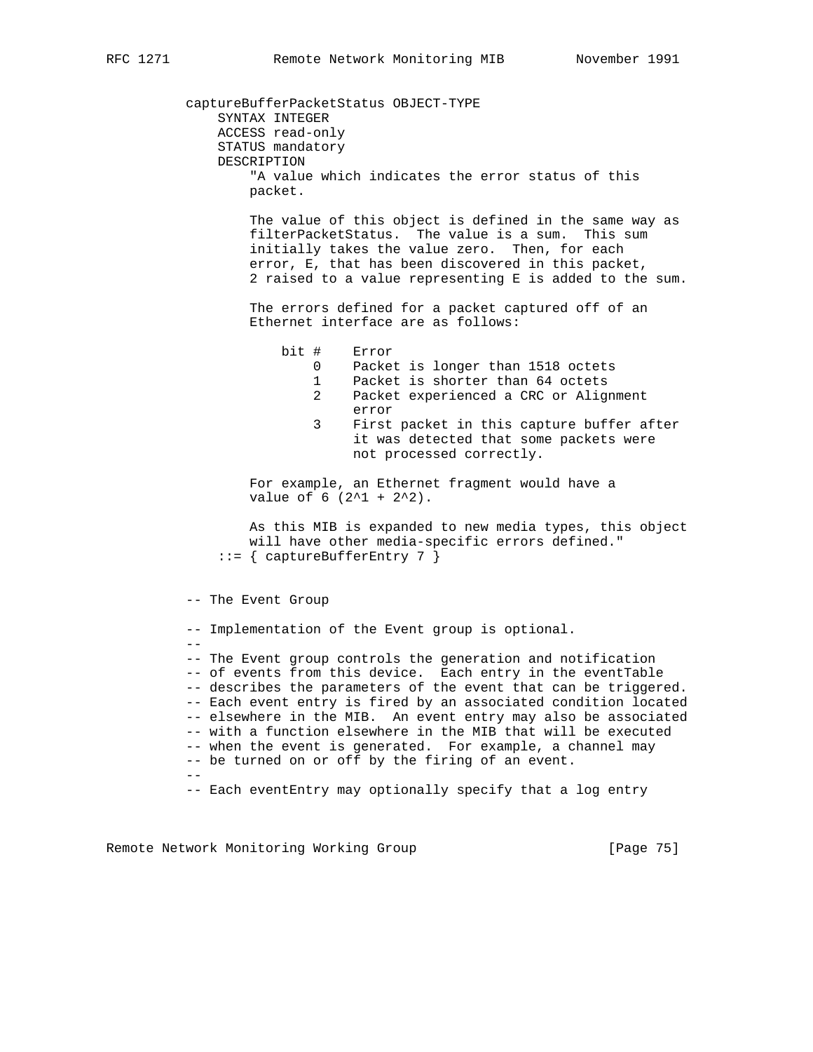```
          captureBufferPacketStatus OBJECT-TYPE
              SYNTAX INTEGER
              ACCESS read-only
              STATUS mandatory
              DESCRIPTION
                  "A value which indicates the error status of this
                  packet.

                  The value of this object is defined in the same way as
                  filterPacketStatus.  The value is a sum.  This sum
                  initially takes the value zero.  Then, for each
                  error, E, that has been discovered in this packet,
                  2 raised to a value representing E is added to the sum.

                  The errors defined for a packet captured off of an
                  Ethernet interface are as follows:

                      bit #    Error
                          0    Packet is longer than 1518 octets
                          1    Packet is shorter than 64 octets
                          2    Packet experienced a CRC or Alignment
                               error
                          3    First packet in this capture buffer after
                               it was detected that some packets were
                               not processed correctly.

                  For example, an Ethernet fragment would have a
                  value of 6 (2^1 + 2^2).

                  As this MIB is expanded to new media types, this object
                  will have other media-specific errors defined."
              ::= { captureBufferEntry 7 }


          -- The Event Group

          -- Implementation of the Event group is optional.
          --
          -- The Event group controls the generation and notification
          -- of events from this device.  Each entry in the eventTable
          -- describes the parameters of the event that can be triggered.
          -- Each event entry is fired by an associated condition located
          -- elsewhere in the MIB.  An event entry may also be associated
          -- with a function elsewhere in the MIB that will be executed
          -- when the event is generated.  For example, a channel may
          -- be turned on or off by the firing of an event.
          --
          -- Each eventEntry may optionally specify that a log entry
```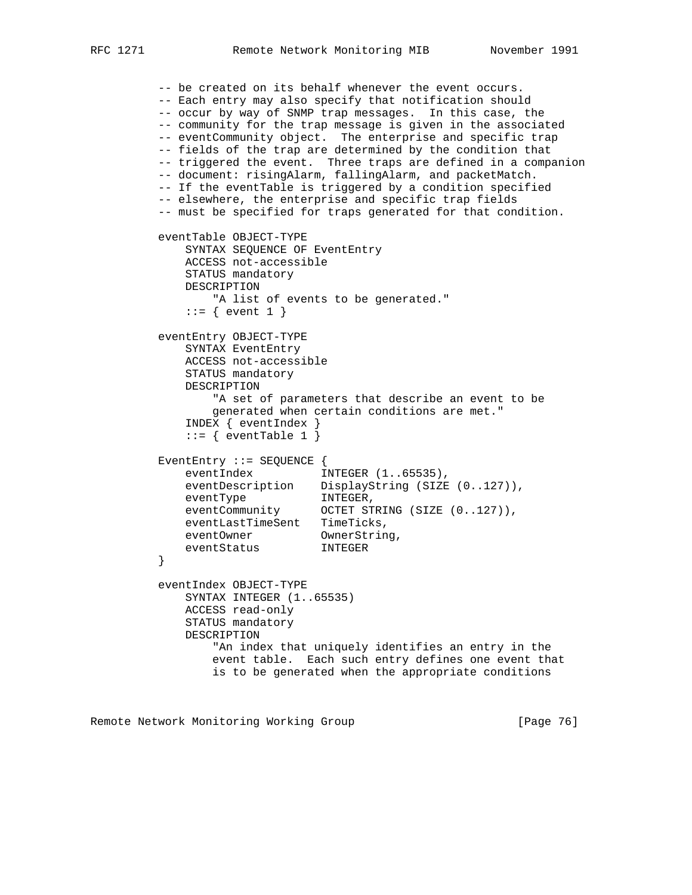```
          -- be created on its behalf whenever the event occurs.
          -- Each entry may also specify that notification should
          -- occur by way of SNMP trap messages.  In this case, the
          -- community for the trap message is given in the associated
          -- eventCommunity object.  The enterprise and specific trap
          -- fields of the trap are determined by the condition that
          -- triggered the event.  Three traps are defined in a companion
          -- document: risingAlarm, fallingAlarm, and packetMatch.
          -- If the eventTable is triggered by a condition specified
          -- elsewhere, the enterprise and specific trap fields
          -- must be specified for traps generated for that condition.

          eventTable OBJECT-TYPE
              SYNTAX SEQUENCE OF EventEntry
              ACCESS not-accessible
              STATUS mandatory
              DESCRIPTION
                  "A list of events to be generated."
              ::= { event 1 }

          eventEntry OBJECT-TYPE
              SYNTAX EventEntry
              ACCESS not-accessible
              STATUS mandatory
              DESCRIPTION
                  "A set of parameters that describe an event to be
                  generated when certain conditions are met."
              INDEX { eventIndex }
              ::= { eventTable 1 }

          EventEntry ::= SEQUENCE {
              eventIndex          INTEGER (1..65535),
              eventDescription    DisplayString (SIZE (0..127)),
              eventType           INTEGER,
              eventCommunity      OCTET STRING (SIZE (0..127)),
              eventLastTimeSent   TimeTicks,
              eventOwner          OwnerString,
              eventStatus         INTEGER
          }

          eventIndex OBJECT-TYPE
              SYNTAX INTEGER (1..65535)
              ACCESS read-only
              STATUS mandatory
              DESCRIPTION
                  "An index that uniquely identifies an entry in the
                  event table.  Each such entry defines one event that
                  is to be generated when the appropriate conditions
```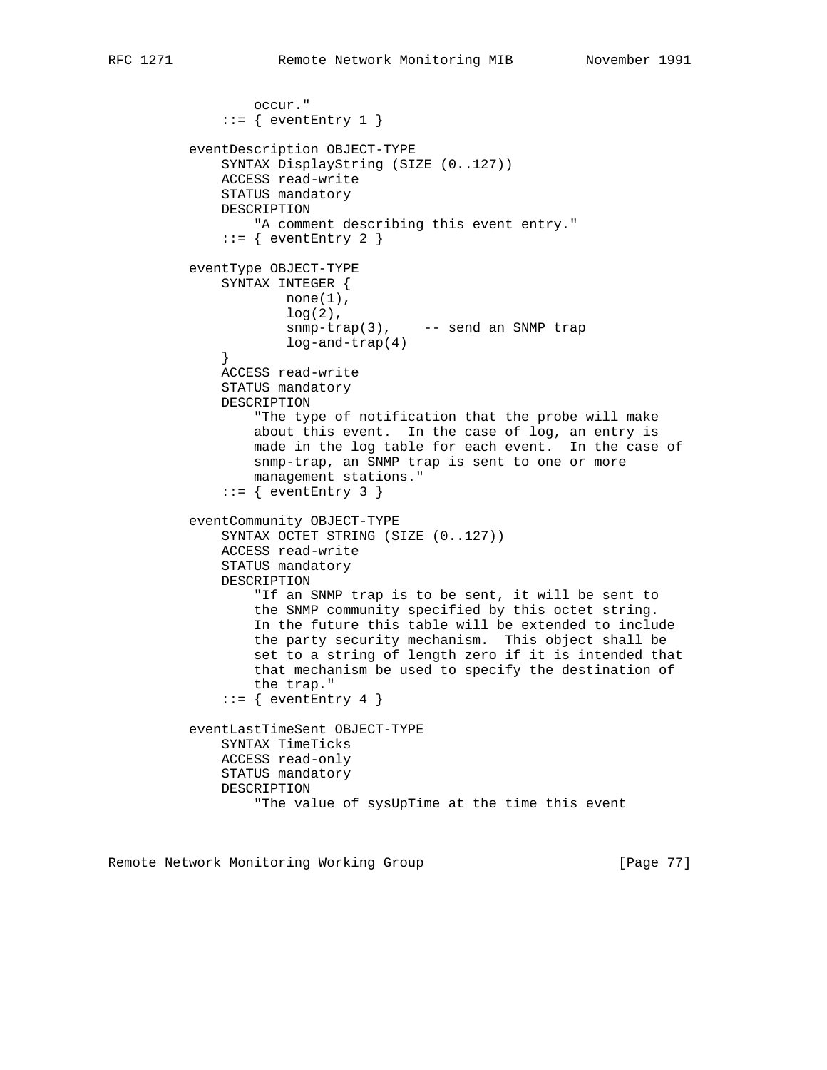```
                occur."
            ::= { eventEntry 1 }

        eventDescription OBJECT-TYPE
            SYNTAX DisplayString (SIZE (0..127))
            ACCESS read-write
            STATUS mandatory
            DESCRIPTION
                "A comment describing this event entry."
            ::= { eventEntry 2 }

        eventType OBJECT-TYPE
            SYNTAX INTEGER {
                    none(1),
                    log(2),
                    snmp-trap(3),    -- send an SNMP trap
                    log-and-trap(4)
            }
            ACCESS read-write
            STATUS mandatory
            DESCRIPTION
                "The type of notification that the probe will make
                about this event.  In the case of log, an entry is
                made in the log table for each event.  In the case of
                snmp-trap, an SNMP trap is sent to one or more
                management stations."
            ::= { eventEntry 3 }

        eventCommunity OBJECT-TYPE
            SYNTAX OCTET STRING (SIZE (0..127))
            ACCESS read-write
            STATUS mandatory
            DESCRIPTION
                "If an SNMP trap is to be sent, it will be sent to
                the SNMP community specified by this octet string.
                In the future this table will be extended to include
                the party security mechanism.  This object shall be
                set to a string of length zero if it is intended that
                that mechanism be used to specify the destination of
                the trap."
            ::= { eventEntry 4 }

        eventLastTimeSent OBJECT-TYPE
            SYNTAX TimeTicks
            ACCESS read-only
            STATUS mandatory
            DESCRIPTION
                "The value of sysUpTime at the time this event
```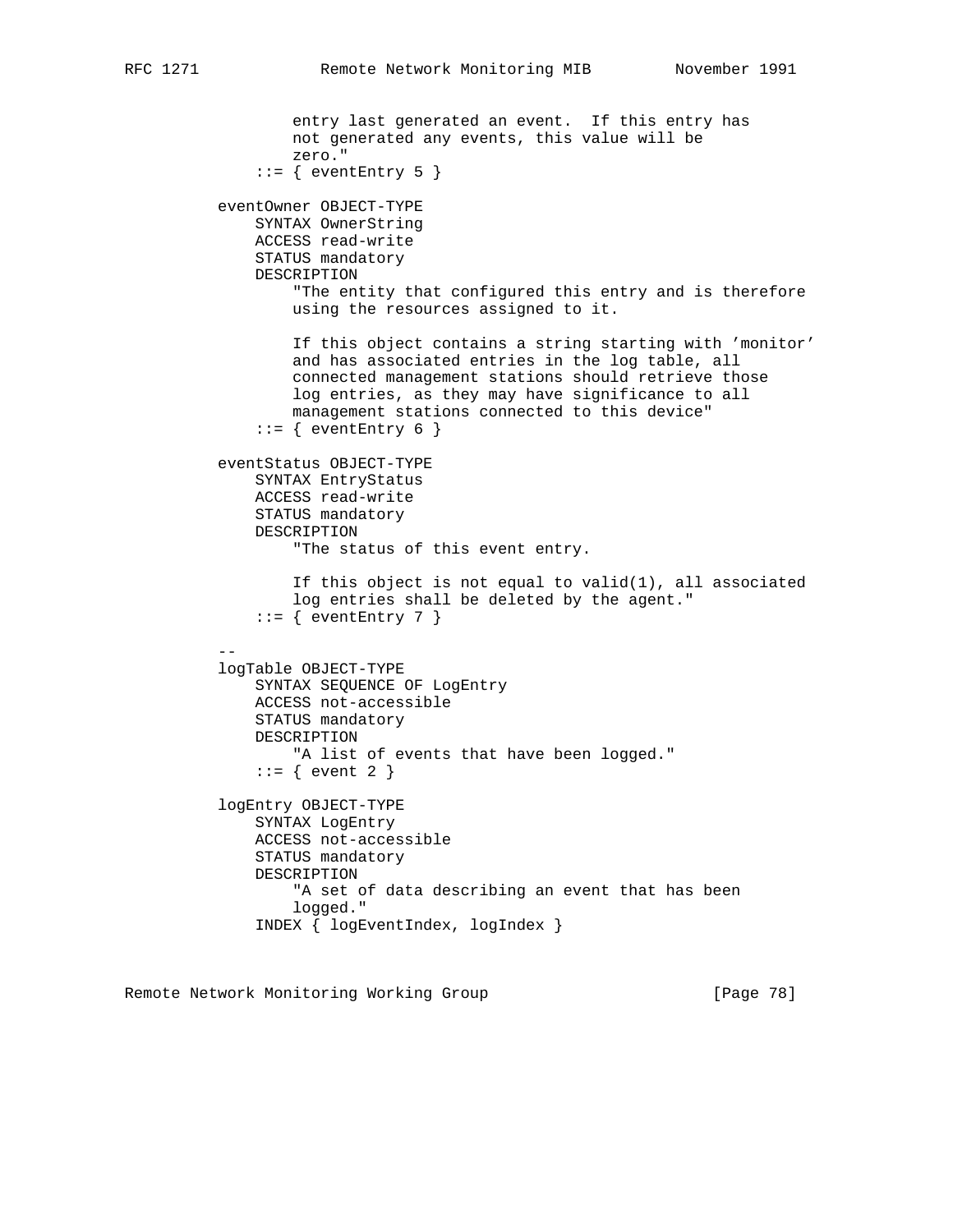```
                entry last generated an event.  If this entry has
                not generated any events, this value will be
                zero."
            ::= { eventEntry 5 }

        eventOwner OBJECT-TYPE
            SYNTAX OwnerString
            ACCESS read-write
            STATUS mandatory
            DESCRIPTION
                "The entity that configured this entry and is therefore
                using the resources assigned to it.

                If this object contains a string starting with 'monitor'
                and has associated entries in the log table, all
                connected management stations should retrieve those
                log entries, as they may have significance to all
                management stations connected to this device"
            ::= { eventEntry 6 }

        eventStatus OBJECT-TYPE
            SYNTAX EntryStatus
            ACCESS read-write
            STATUS mandatory
            DESCRIPTION
                "The status of this event entry.

                If this object is not equal to valid(1), all associated
                log entries shall be deleted by the agent."
            ::= { eventEntry 7 }

        --
        logTable OBJECT-TYPE
            SYNTAX SEQUENCE OF LogEntry
            ACCESS not-accessible
            STATUS mandatory
            DESCRIPTION
                "A list of events that have been logged."
            ::= { event 2 }

        logEntry OBJECT-TYPE
            SYNTAX LogEntry
            ACCESS not-accessible
            STATUS mandatory
            DESCRIPTION
                "A set of data describing an event that has been
                logged."
            INDEX { logEventIndex, logIndex }
```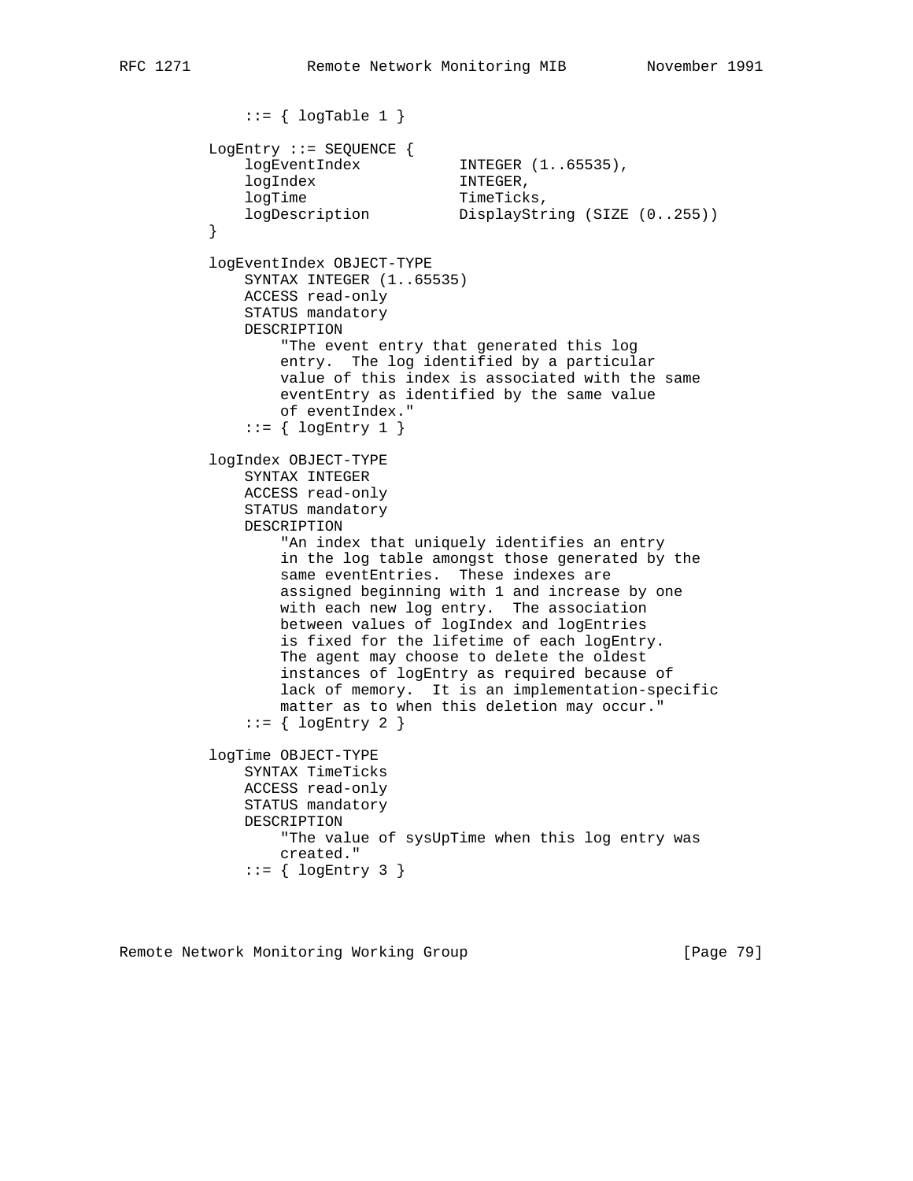```
            ::= { logTable 1 }

        LogEntry ::= SEQUENCE {
            logEventIndex           INTEGER (1..65535),
            logIndex                INTEGER,
            logTime                 TimeTicks,
            logDescription          DisplayString (SIZE (0..255))
        }

        logEventIndex OBJECT-TYPE
            SYNTAX INTEGER (1..65535)
            ACCESS read-only
            STATUS mandatory
            DESCRIPTION
                "The event entry that generated this log
                entry.  The log identified by a particular
                value of this index is associated with the same
                eventEntry as identified by the same value
                of eventIndex."
            ::= { logEntry 1 }

        logIndex OBJECT-TYPE
            SYNTAX INTEGER
            ACCESS read-only
            STATUS mandatory
            DESCRIPTION
                "An index that uniquely identifies an entry
                in the log table amongst those generated by the
                same eventEntries.  These indexes are
                assigned beginning with 1 and increase by one
                with each new log entry.  The association
                between values of logIndex and logEntries
                is fixed for the lifetime of each logEntry.
                The agent may choose to delete the oldest
                instances of logEntry as required because of
                lack of memory.  It is an implementation-specific
                matter as to when this deletion may occur."
            ::= { logEntry 2 }

        logTime OBJECT-TYPE
            SYNTAX TimeTicks
            ACCESS read-only
            STATUS mandatory
            DESCRIPTION
                "The value of sysUpTime when this log entry was
                created."
            ::= { logEntry 3 }
```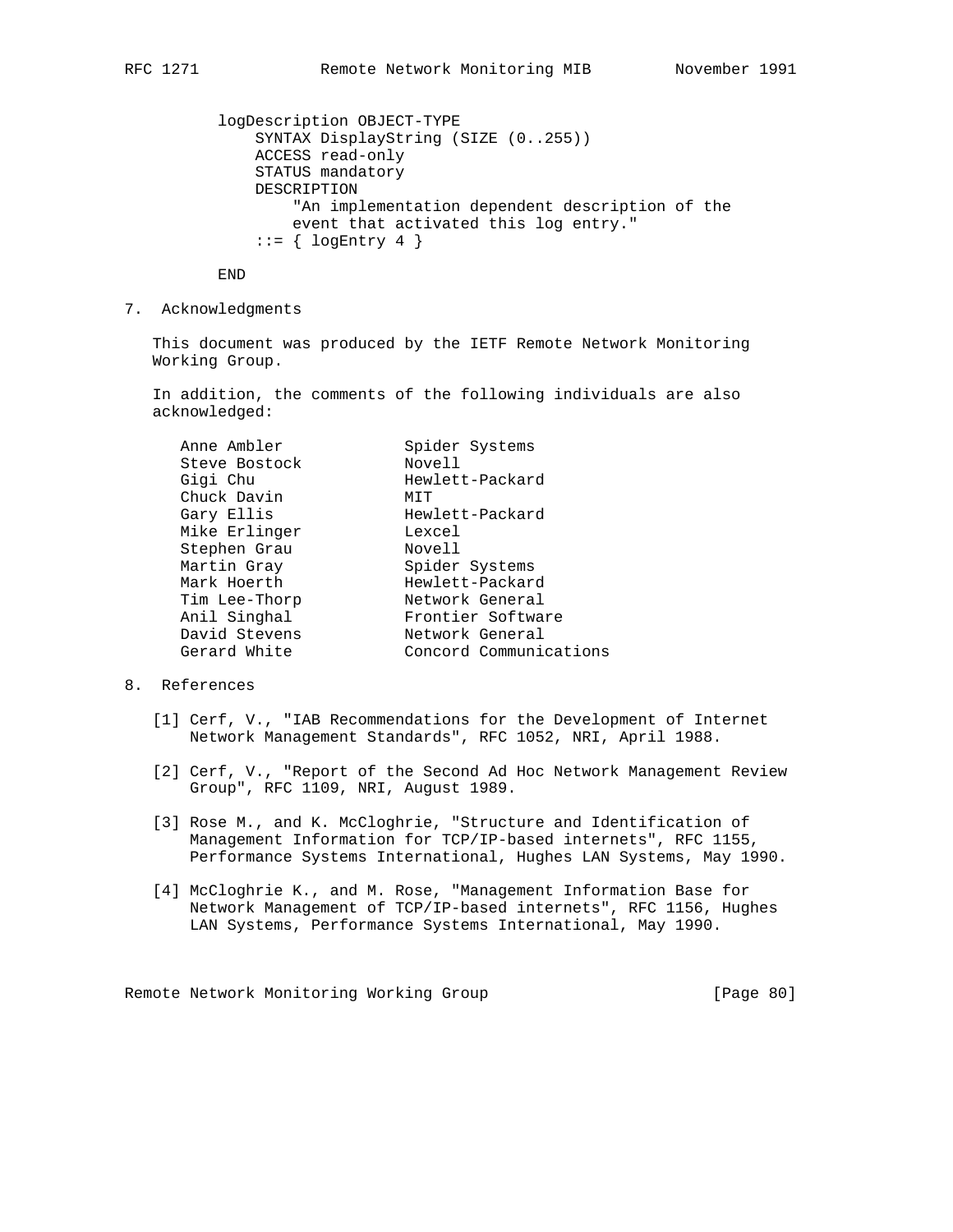```
logDescription OBJECT-TYPE
    SYNTAX DisplayString (SIZE (0..255))
    ACCESS read-only
    STATUS mandatory
    DESCRIPTION
        "An implementation dependent description of the
        event that activated this log entry."
    ::= { logEntry 4 }

END
```

## 7. Acknowledgments

This document was produced by the IETF Remote Network Monitoring Working Group.

In addition, the comments of the following individuals are also acknowledged:

```
Anne Ambler            Spider Systems
Steve Bostock          Novell
Gigi Chu               Hewlett-Packard
Chuck Davin            MIT
Gary Ellis             Hewlett-Packard
Mike Erlinger          Lexcel
Stephen Grau           Novell
Martin Gray            Spider Systems
Mark Hoerth            Hewlett-Packard
Tim Lee-Thorp          Network General
Anil Singhal           Frontier Software
David Stevens          Network General
Gerard White           Concord Communications
```

## 8. References

[1] Cerf, V., "IAB Recommendations for the Development of Internet Network Management Standards", RFC 1052, NRI, April 1988.

[2] Cerf, V., "Report of the Second Ad Hoc Network Management Review Group", RFC 1109, NRI, August 1989.

[3] Rose M., and K. McCloghrie, "Structure and Identification of Management Information for TCP/IP-based internets", RFC 1155, Performance Systems International, Hughes LAN Systems, May 1990.

[4] McCloghrie K., and M. Rose, "Management Information Base for Network Management of TCP/IP-based internets", RFC 1156, Hughes LAN Systems, Performance Systems International, May 1990.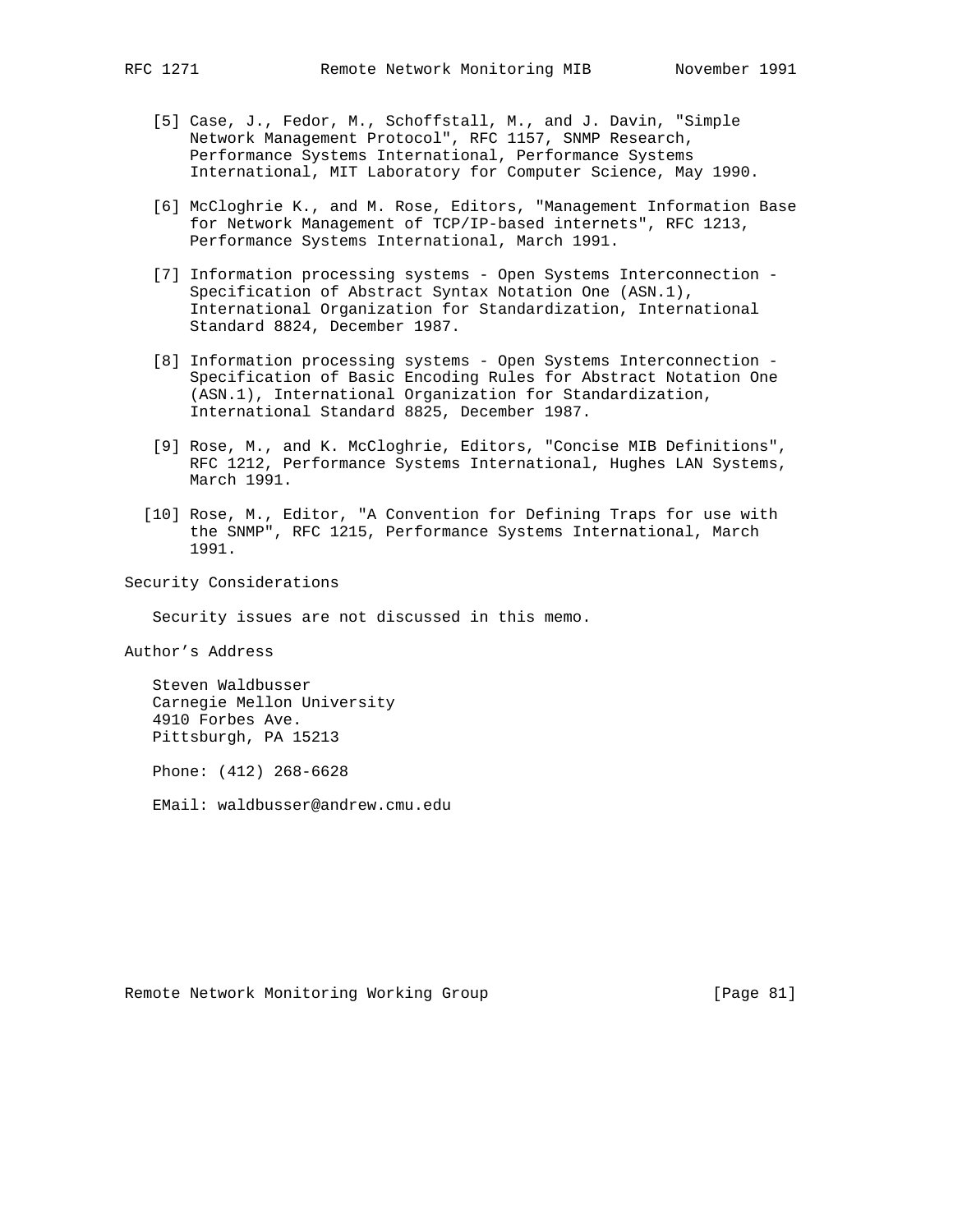[5] Case, J., Fedor, M., Schoffstall, M., and J. Davin, "Simple Network Management Protocol", RFC 1157, SNMP Research, Performance Systems International, Performance Systems International, MIT Laboratory for Computer Science, May 1990.

[6] McCloghrie K., and M. Rose, Editors, "Management Information Base for Network Management of TCP/IP-based internets", RFC 1213, Performance Systems International, March 1991.

[7] Information processing systems - Open Systems Interconnection - Specification of Abstract Syntax Notation One (ASN.1), International Organization for Standardization, International Standard 8824, December 1987.

[8] Information processing systems - Open Systems Interconnection - Specification of Basic Encoding Rules for Abstract Notation One (ASN.1), International Organization for Standardization, International Standard 8825, December 1987.

[9] Rose, M., and K. McCloghrie, Editors, "Concise MIB Definitions", RFC 1212, Performance Systems International, Hughes LAN Systems, March 1991.

[10] Rose, M., Editor, "A Convention for Defining Traps for use with the SNMP", RFC 1215, Performance Systems International, March 1991.

## Security Considerations

Security issues are not discussed in this memo.

## Author's Address

Steven Waldbusser
Carnegie Mellon University
4910 Forbes Ave.
Pittsburgh, PA 15213

Phone: (412) 268-6628

EMail: waldbusser@andrew.cmu.edu